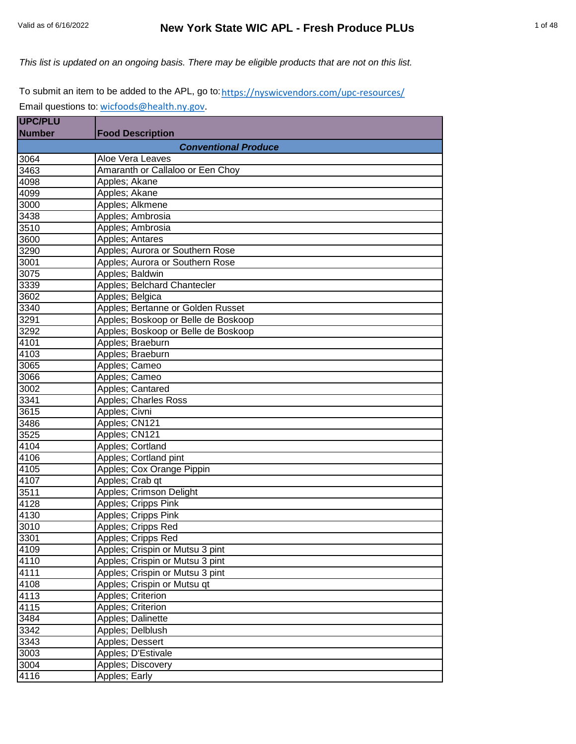Valid as of 6/16/2022

# New York State WIC APL - Fresh Produce PLUs

*This list is updated on an ongoing basis. There may be eligible products that are not on this list.*

To submit an item to be added to the APL, go to: https://nyswicvendors.com/upc-resources/

Email questions to: wicfoods@health.ny.gov.

| UPC/PLU Number | Food Description |
|---|---|
| ***Conventional Produce*** | |
| 3064 | Aloe Vera Leaves |
| 3463 | Amaranth or Callaloo or Een Choy |
| 4098 | Apples; Akane |
| 4099 | Apples; Akane |
| 3000 | Apples; Alkmene |
| 3438 | Apples; Ambrosia |
| 3510 | Apples; Ambrosia |
| 3600 | Apples; Antares |
| 3290 | Apples; Aurora or Southern Rose |
| 3001 | Apples; Aurora or Southern Rose |
| 3075 | Apples; Baldwin |
| 3339 | Apples; Belchard Chantecler |
| 3602 | Apples; Belgica |
| 3340 | Apples; Bertanne or Golden Russet |
| 3291 | Apples; Boskoop or Belle de Boskoop |
| 3292 | Apples; Boskoop or Belle de Boskoop |
| 4101 | Apples; Braeburn |
| 4103 | Apples; Braeburn |
| 3065 | Apples; Cameo |
| 3066 | Apples; Cameo |
| 3002 | Apples; Cantared |
| 3341 | Apples; Charles Ross |
| 3615 | Apples; Civni |
| 3486 | Apples; CN121 |
| 3525 | Apples; CN121 |
| 4104 | Apples; Cortland |
| 4106 | Apples; Cortland pint |
| 4105 | Apples; Cox Orange Pippin |
| 4107 | Apples; Crab qt |
| 3511 | Apples; Crimson Delight |
| 4128 | Apples; Cripps Pink |
| 4130 | Apples; Cripps Pink |
| 3010 | Apples; Cripps Red |
| 3301 | Apples; Cripps Red |
| 4109 | Apples; Crispin or Mutsu 3 pint |
| 4110 | Apples; Crispin or Mutsu 3 pint |
| 4111 | Apples; Crispin or Mutsu 3 pint |
| 4108 | Apples; Crispin or Mutsu qt |
| 4113 | Apples; Criterion |
| 4115 | Apples; Criterion |
| 3484 | Apples; Dalinette |
| 3342 | Apples; Delblush |
| 3343 | Apples; Dessert |
| 3003 | Apples; D'Estivale |
| 3004 | Apples; Discovery |
| 4116 | Apples; Early |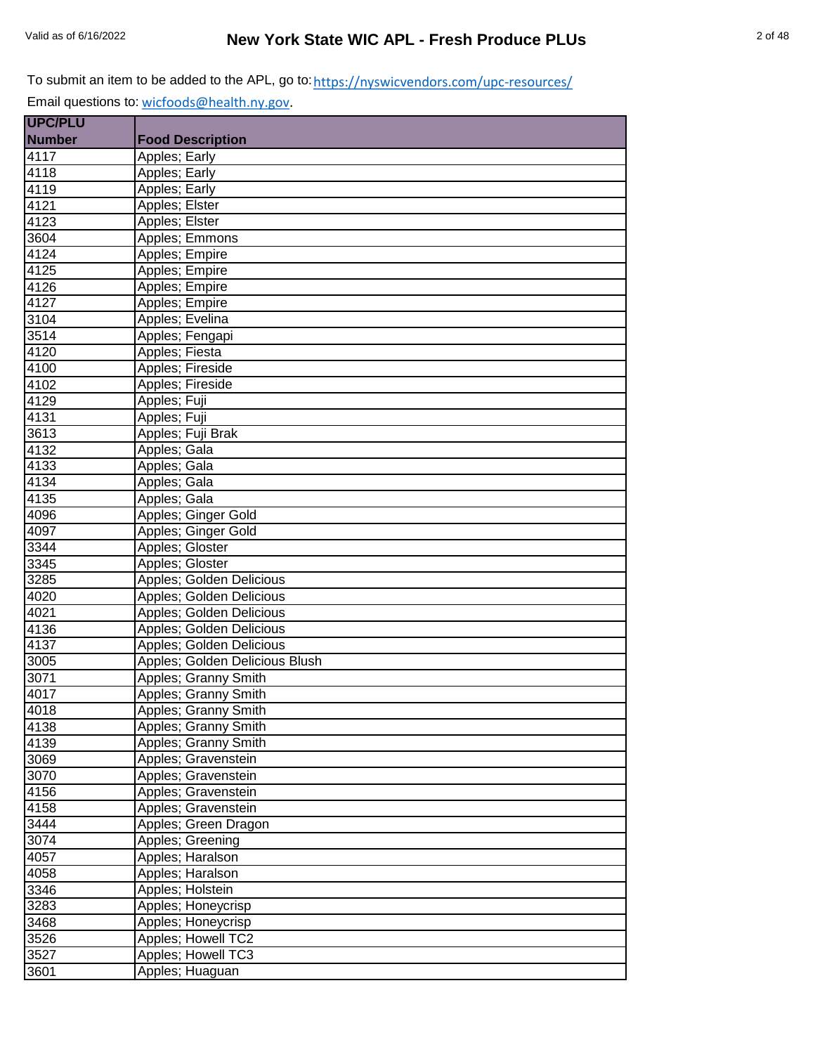To submit an item to be added to the APL, go to: https://nyswicvendors.com/upc-resources/

Email questions to: wicfoods@health.ny.gov.

| UPC/PLU Number | Food Description |
|---|---|
| 4117 | Apples; Early |
| 4118 | Apples; Early |
| 4119 | Apples; Early |
| 4121 | Apples; Elster |
| 4123 | Apples; Elster |
| 3604 | Apples; Emmons |
| 4124 | Apples; Empire |
| 4125 | Apples; Empire |
| 4126 | Apples; Empire |
| 4127 | Apples; Empire |
| 3104 | Apples; Evelina |
| 3514 | Apples; Fengapi |
| 4120 | Apples; Fiesta |
| 4100 | Apples; Fireside |
| 4102 | Apples; Fireside |
| 4129 | Apples; Fuji |
| 4131 | Apples; Fuji |
| 3613 | Apples; Fuji Brak |
| 4132 | Apples; Gala |
| 4133 | Apples; Gala |
| 4134 | Apples; Gala |
| 4135 | Apples; Gala |
| 4096 | Apples; Ginger Gold |
| 4097 | Apples; Ginger Gold |
| 3344 | Apples; Gloster |
| 3345 | Apples; Gloster |
| 3285 | Apples; Golden Delicious |
| 4020 | Apples; Golden Delicious |
| 4021 | Apples; Golden Delicious |
| 4136 | Apples; Golden Delicious |
| 4137 | Apples; Golden Delicious |
| 3005 | Apples; Golden Delicious Blush |
| 3071 | Apples; Granny Smith |
| 4017 | Apples; Granny Smith |
| 4018 | Apples; Granny Smith |
| 4138 | Apples; Granny Smith |
| 4139 | Apples; Granny Smith |
| 3069 | Apples; Gravenstein |
| 3070 | Apples; Gravenstein |
| 4156 | Apples; Gravenstein |
| 4158 | Apples; Gravenstein |
| 3444 | Apples; Green Dragon |
| 3074 | Apples; Greening |
| 4057 | Apples; Haralson |
| 4058 | Apples; Haralson |
| 3346 | Apples; Holstein |
| 3283 | Apples; Honeycrisp |
| 3468 | Apples; Honeycrisp |
| 3526 | Apples; Howell TC2 |
| 3527 | Apples; Howell TC3 |
| 3601 | Apples; Huaguan |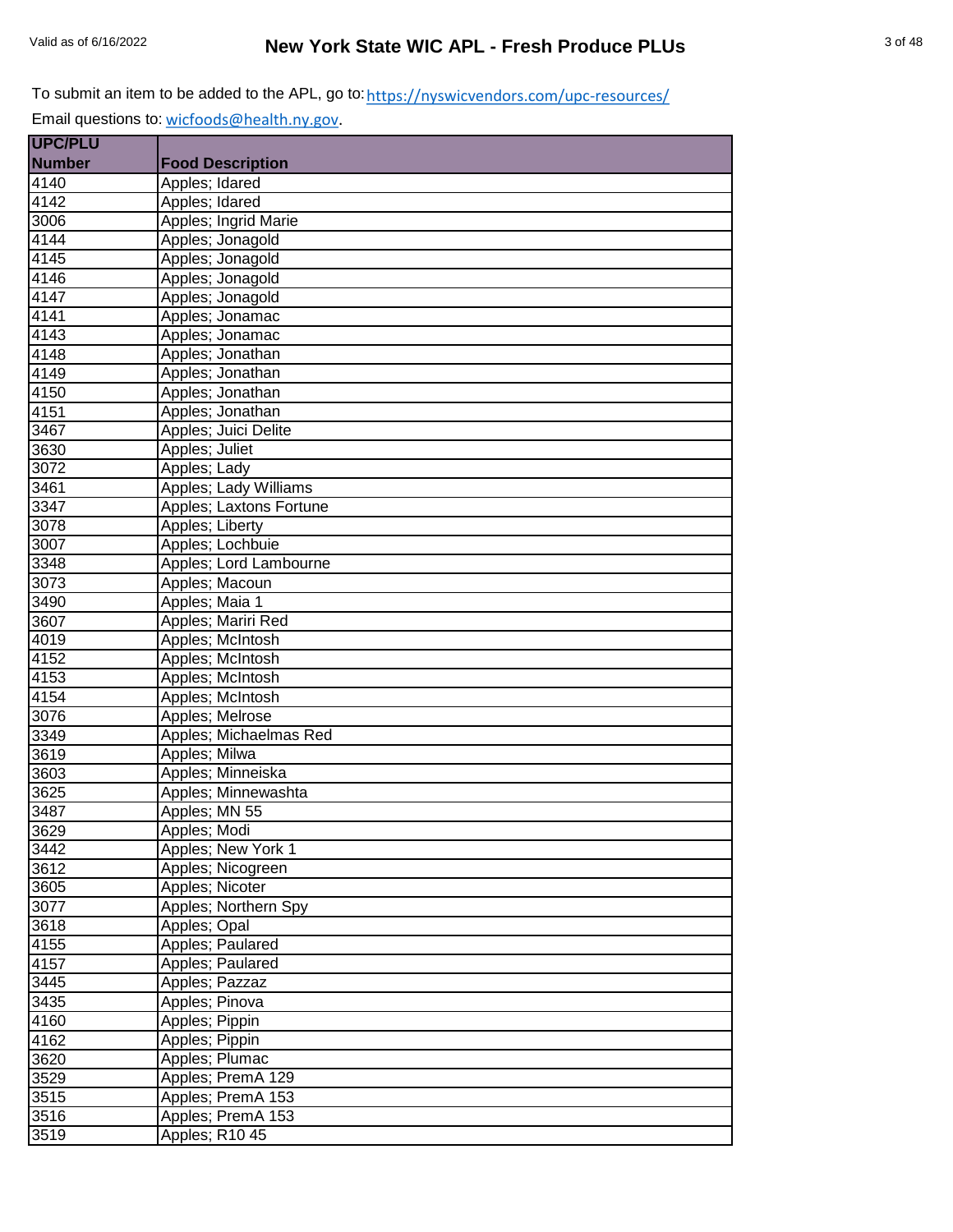To submit an item to be added to the APL, go to: https://nyswicvendors.com/upc-resources/

Email questions to: wicfoods@health.ny.gov.

| UPC/PLU Number | Food Description |
|---|---|
| 4140 | Apples; Idared |
| 4142 | Apples; Idared |
| 3006 | Apples; Ingrid Marie |
| 4144 | Apples; Jonagold |
| 4145 | Apples; Jonagold |
| 4146 | Apples; Jonagold |
| 4147 | Apples; Jonagold |
| 4141 | Apples; Jonamac |
| 4143 | Apples; Jonamac |
| 4148 | Apples; Jonathan |
| 4149 | Apples; Jonathan |
| 4150 | Apples; Jonathan |
| 4151 | Apples; Jonathan |
| 3467 | Apples; Juici Delite |
| 3630 | Apples; Juliet |
| 3072 | Apples; Lady |
| 3461 | Apples; Lady Williams |
| 3347 | Apples; Laxtons Fortune |
| 3078 | Apples; Liberty |
| 3007 | Apples; Lochbuie |
| 3348 | Apples; Lord Lambourne |
| 3073 | Apples; Macoun |
| 3490 | Apples; Maia 1 |
| 3607 | Apples; Mariri Red |
| 4019 | Apples; McIntosh |
| 4152 | Apples; McIntosh |
| 4153 | Apples; McIntosh |
| 4154 | Apples; McIntosh |
| 3076 | Apples; Melrose |
| 3349 | Apples; Michaelmas Red |
| 3619 | Apples; Milwa |
| 3603 | Apples; Minneiska |
| 3625 | Apples; Minnewashta |
| 3487 | Apples; MN 55 |
| 3629 | Apples; Modi |
| 3442 | Apples; New York 1 |
| 3612 | Apples; Nicogreen |
| 3605 | Apples; Nicoter |
| 3077 | Apples; Northern Spy |
| 3618 | Apples; Opal |
| 4155 | Apples; Paulared |
| 4157 | Apples; Paulared |
| 3445 | Apples; Pazzaz |
| 3435 | Apples; Pinova |
| 4160 | Apples; Pippin |
| 4162 | Apples; Pippin |
| 3620 | Apples; Plumac |
| 3529 | Apples; PremA 129 |
| 3515 | Apples; PremA 153 |
| 3516 | Apples; PremA 153 |
| 3519 | Apples; R10 45 |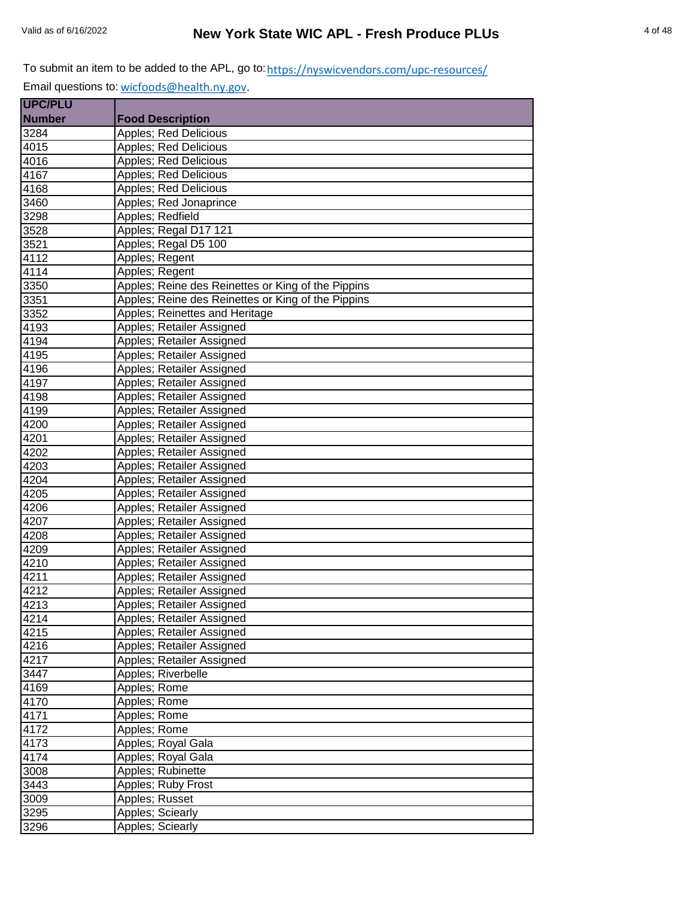To submit an item to be added to the APL, go to: https://nyswicvendors.com/upc-resources/

Email questions to: wicfoods@health.ny.gov.

| UPC/PLU Number | Food Description |
|---|---|
| 3284 | Apples; Red Delicious |
| 4015 | Apples; Red Delicious |
| 4016 | Apples; Red Delicious |
| 4167 | Apples; Red Delicious |
| 4168 | Apples; Red Delicious |
| 3460 | Apples; Red Jonaprince |
| 3298 | Apples; Redfield |
| 3528 | Apples; Regal D17 121 |
| 3521 | Apples; Regal D5 100 |
| 4112 | Apples; Regent |
| 4114 | Apples; Regent |
| 3350 | Apples; Reine des Reinettes or King of the Pippins |
| 3351 | Apples; Reine des Reinettes or King of the Pippins |
| 3352 | Apples; Reinettes and Heritage |
| 4193 | Apples; Retailer Assigned |
| 4194 | Apples; Retailer Assigned |
| 4195 | Apples; Retailer Assigned |
| 4196 | Apples; Retailer Assigned |
| 4197 | Apples; Retailer Assigned |
| 4198 | Apples; Retailer Assigned |
| 4199 | Apples; Retailer Assigned |
| 4200 | Apples; Retailer Assigned |
| 4201 | Apples; Retailer Assigned |
| 4202 | Apples; Retailer Assigned |
| 4203 | Apples; Retailer Assigned |
| 4204 | Apples; Retailer Assigned |
| 4205 | Apples; Retailer Assigned |
| 4206 | Apples; Retailer Assigned |
| 4207 | Apples; Retailer Assigned |
| 4208 | Apples; Retailer Assigned |
| 4209 | Apples; Retailer Assigned |
| 4210 | Apples; Retailer Assigned |
| 4211 | Apples; Retailer Assigned |
| 4212 | Apples; Retailer Assigned |
| 4213 | Apples; Retailer Assigned |
| 4214 | Apples; Retailer Assigned |
| 4215 | Apples; Retailer Assigned |
| 4216 | Apples; Retailer Assigned |
| 4217 | Apples; Retailer Assigned |
| 3447 | Apples; Riverbelle |
| 4169 | Apples; Rome |
| 4170 | Apples; Rome |
| 4171 | Apples; Rome |
| 4172 | Apples; Rome |
| 4173 | Apples; Royal Gala |
| 4174 | Apples; Royal Gala |
| 3008 | Apples; Rubinette |
| 3443 | Apples; Ruby Frost |
| 3009 | Apples; Russet |
| 3295 | Apples; Sciearly |
| 3296 | Apples; Sciearly |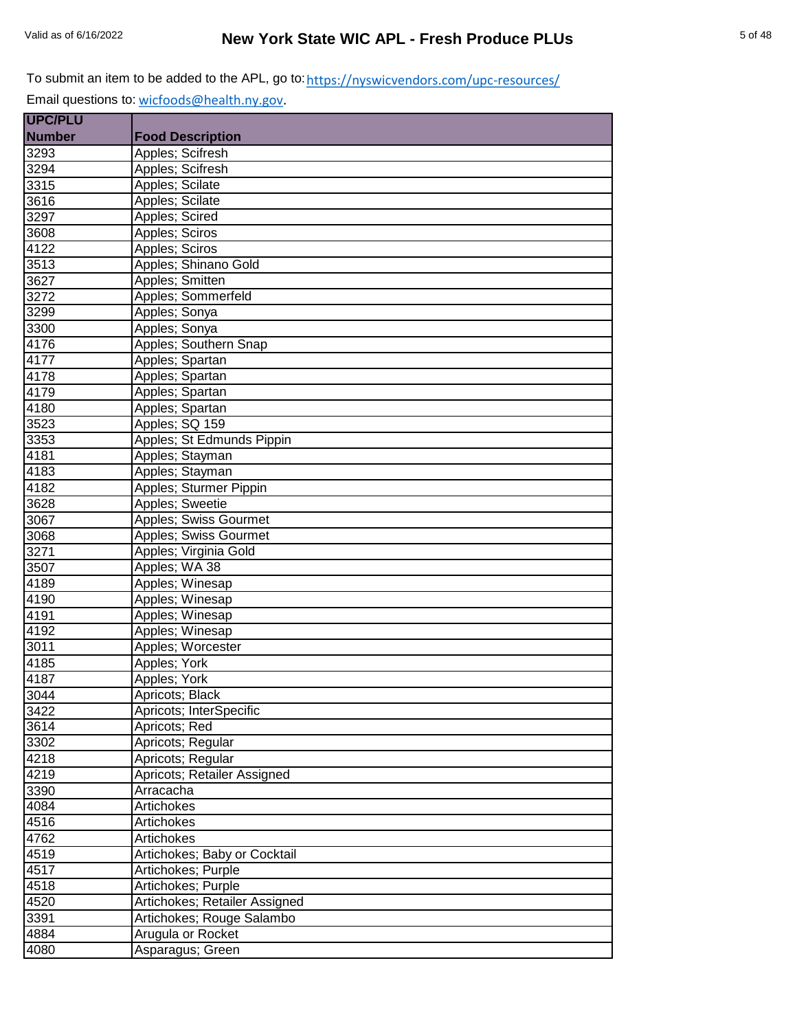To submit an item to be added to the APL, go to: https://nyswicvendors.com/upc-resources/

Email questions to: wicfoods@health.ny.gov.

| UPC/PLU Number | Food Description |
|---|---|
| 3293 | Apples; Scifresh |
| 3294 | Apples; Scifresh |
| 3315 | Apples; Scilate |
| 3616 | Apples; Scilate |
| 3297 | Apples; Scired |
| 3608 | Apples; Sciros |
| 4122 | Apples; Sciros |
| 3513 | Apples; Shinano Gold |
| 3627 | Apples; Smitten |
| 3272 | Apples; Sommerfeld |
| 3299 | Apples; Sonya |
| 3300 | Apples; Sonya |
| 4176 | Apples; Southern Snap |
| 4177 | Apples; Spartan |
| 4178 | Apples; Spartan |
| 4179 | Apples; Spartan |
| 4180 | Apples; Spartan |
| 3523 | Apples; SQ 159 |
| 3353 | Apples; St Edmunds Pippin |
| 4181 | Apples; Stayman |
| 4183 | Apples; Stayman |
| 4182 | Apples; Sturmer Pippin |
| 3628 | Apples; Sweetie |
| 3067 | Apples; Swiss Gourmet |
| 3068 | Apples; Swiss Gourmet |
| 3271 | Apples; Virginia Gold |
| 3507 | Apples; WA 38 |
| 4189 | Apples; Winesap |
| 4190 | Apples; Winesap |
| 4191 | Apples; Winesap |
| 4192 | Apples; Winesap |
| 3011 | Apples; Worcester |
| 4185 | Apples; York |
| 4187 | Apples; York |
| 3044 | Apricots; Black |
| 3422 | Apricots; InterSpecific |
| 3614 | Apricots; Red |
| 3302 | Apricots; Regular |
| 4218 | Apricots; Regular |
| 4219 | Apricots; Retailer Assigned |
| 3390 | Arracacha |
| 4084 | Artichokes |
| 4516 | Artichokes |
| 4762 | Artichokes |
| 4519 | Artichokes; Baby or Cocktail |
| 4517 | Artichokes; Purple |
| 4518 | Artichokes; Purple |
| 4520 | Artichokes; Retailer Assigned |
| 3391 | Artichokes; Rouge Salambo |
| 4884 | Arugula or Rocket |
| 4080 | Asparagus; Green |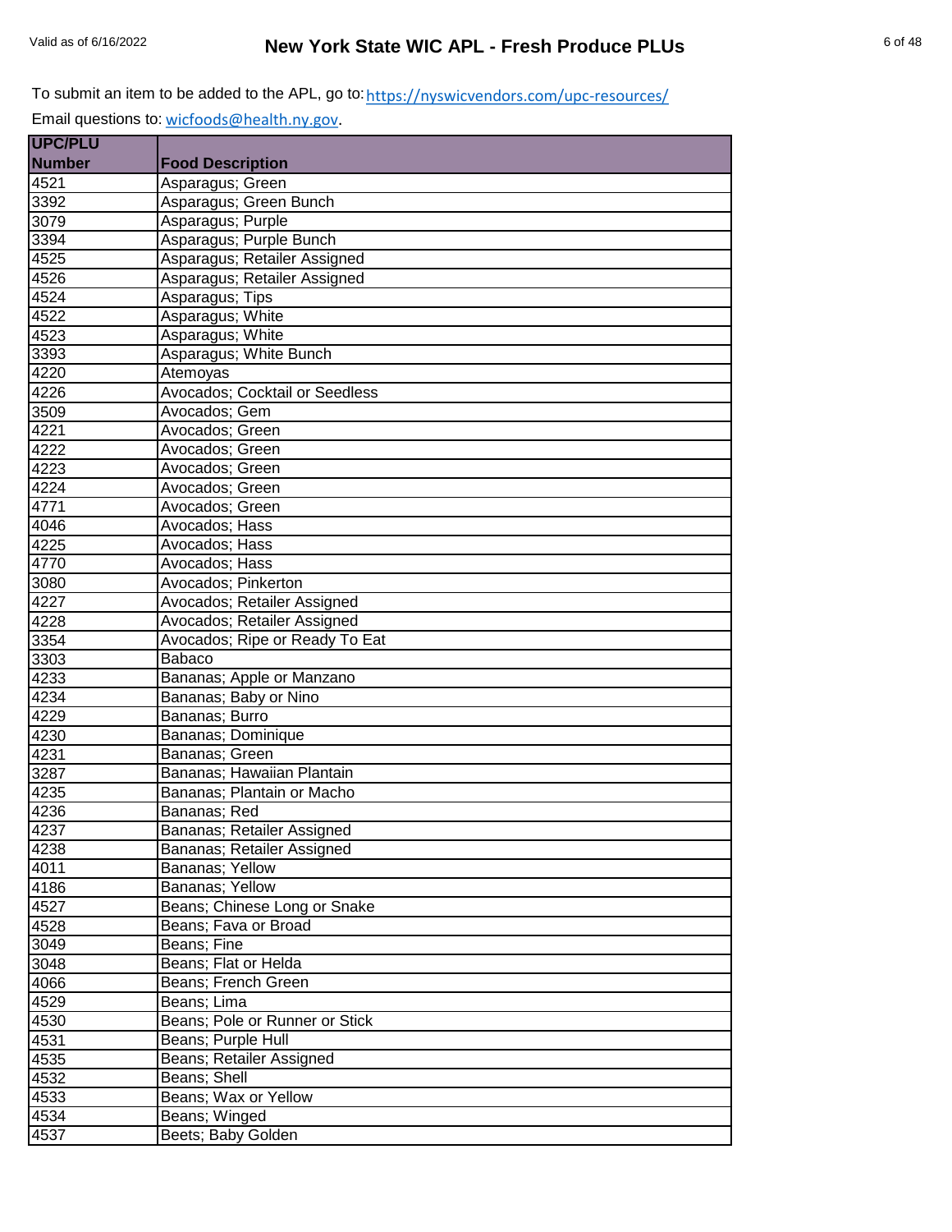To submit an item to be added to the APL, go to: https://nyswicvendors.com/upc-resources/

Email questions to: wicfoods@health.ny.gov.

| UPC/PLU Number | Food Description |
|---|---|
| 4521 | Asparagus; Green |
| 3392 | Asparagus; Green Bunch |
| 3079 | Asparagus; Purple |
| 3394 | Asparagus; Purple Bunch |
| 4525 | Asparagus; Retailer Assigned |
| 4526 | Asparagus; Retailer Assigned |
| 4524 | Asparagus; Tips |
| 4522 | Asparagus; White |
| 4523 | Asparagus; White |
| 3393 | Asparagus; White Bunch |
| 4220 | Atemoyas |
| 4226 | Avocados; Cocktail or Seedless |
| 3509 | Avocados; Gem |
| 4221 | Avocados; Green |
| 4222 | Avocados; Green |
| 4223 | Avocados; Green |
| 4224 | Avocados; Green |
| 4771 | Avocados; Green |
| 4046 | Avocados; Hass |
| 4225 | Avocados; Hass |
| 4770 | Avocados; Hass |
| 3080 | Avocados; Pinkerton |
| 4227 | Avocados; Retailer Assigned |
| 4228 | Avocados; Retailer Assigned |
| 3354 | Avocados; Ripe or Ready To Eat |
| 3303 | Babaco |
| 4233 | Bananas; Apple or Manzano |
| 4234 | Bananas; Baby or Nino |
| 4229 | Bananas; Burro |
| 4230 | Bananas; Dominique |
| 4231 | Bananas; Green |
| 3287 | Bananas; Hawaiian Plantain |
| 4235 | Bananas; Plantain or Macho |
| 4236 | Bananas; Red |
| 4237 | Bananas; Retailer Assigned |
| 4238 | Bananas; Retailer Assigned |
| 4011 | Bananas; Yellow |
| 4186 | Bananas; Yellow |
| 4527 | Beans; Chinese Long or Snake |
| 4528 | Beans; Fava or Broad |
| 3049 | Beans; Fine |
| 3048 | Beans; Flat or Helda |
| 4066 | Beans; French Green |
| 4529 | Beans; Lima |
| 4530 | Beans; Pole or Runner or Stick |
| 4531 | Beans; Purple Hull |
| 4535 | Beans; Retailer Assigned |
| 4532 | Beans; Shell |
| 4533 | Beans; Wax or Yellow |
| 4534 | Beans; Winged |
| 4537 | Beets; Baby Golden |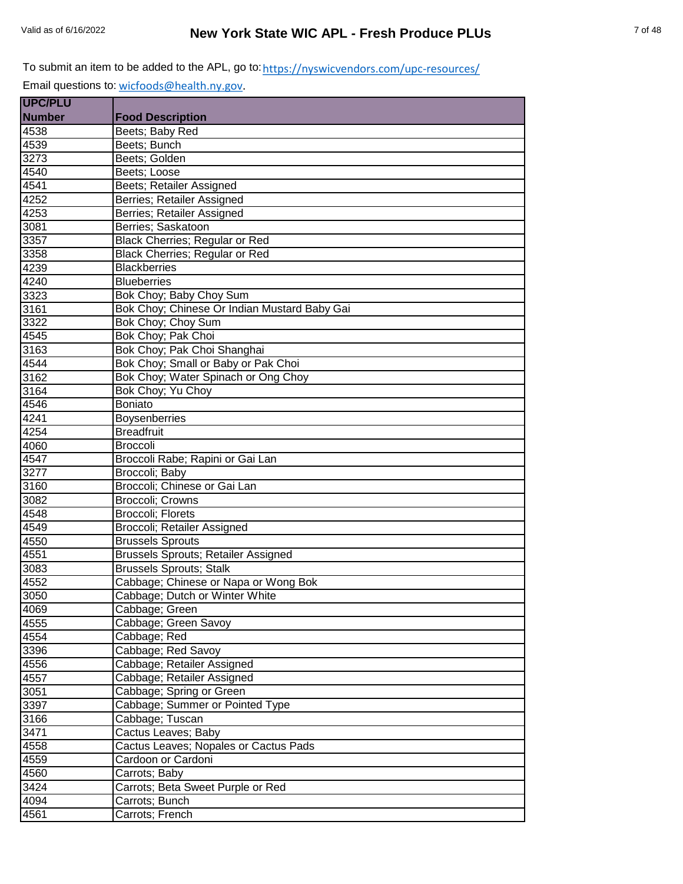To submit an item to be added to the APL, go to: https://nyswicvendors.com/upc-resources/

Email questions to: wicfoods@health.ny.gov.

| UPC/PLU Number | Food Description |
|---|---|
| 4538 | Beets; Baby Red |
| 4539 | Beets; Bunch |
| 3273 | Beets; Golden |
| 4540 | Beets; Loose |
| 4541 | Beets; Retailer Assigned |
| 4252 | Berries; Retailer Assigned |
| 4253 | Berries; Retailer Assigned |
| 3081 | Berries; Saskatoon |
| 3357 | Black Cherries; Regular or Red |
| 3358 | Black Cherries; Regular or Red |
| 4239 | Blackberries |
| 4240 | Blueberries |
| 3323 | Bok Choy; Baby Choy Sum |
| 3161 | Bok Choy; Chinese Or Indian Mustard Baby Gai |
| 3322 | Bok Choy; Choy Sum |
| 4545 | Bok Choy; Pak Choi |
| 3163 | Bok Choy; Pak Choi Shanghai |
| 4544 | Bok Choy; Small or Baby or Pak Choi |
| 3162 | Bok Choy; Water Spinach or Ong Choy |
| 3164 | Bok Choy; Yu Choy |
| 4546 | Boniato |
| 4241 | Boysenberries |
| 4254 | Breadfruit |
| 4060 | Broccoli |
| 4547 | Broccoli Rabe; Rapini or Gai Lan |
| 3277 | Broccoli; Baby |
| 3160 | Broccoli; Chinese or Gai Lan |
| 3082 | Broccoli; Crowns |
| 4548 | Broccoli; Florets |
| 4549 | Broccoli; Retailer Assigned |
| 4550 | Brussels Sprouts |
| 4551 | Brussels Sprouts; Retailer Assigned |
| 3083 | Brussels Sprouts; Stalk |
| 4552 | Cabbage; Chinese or Napa or Wong Bok |
| 3050 | Cabbage; Dutch or Winter White |
| 4069 | Cabbage; Green |
| 4555 | Cabbage; Green Savoy |
| 4554 | Cabbage; Red |
| 3396 | Cabbage; Red Savoy |
| 4556 | Cabbage; Retailer Assigned |
| 4557 | Cabbage; Retailer Assigned |
| 3051 | Cabbage; Spring or Green |
| 3397 | Cabbage; Summer or Pointed Type |
| 3166 | Cabbage; Tuscan |
| 3471 | Cactus Leaves; Baby |
| 4558 | Cactus Leaves; Nopales or Cactus Pads |
| 4559 | Cardoon or Cardoni |
| 4560 | Carrots; Baby |
| 3424 | Carrots; Beta Sweet Purple or Red |
| 4094 | Carrots; Bunch |
| 4561 | Carrots; French |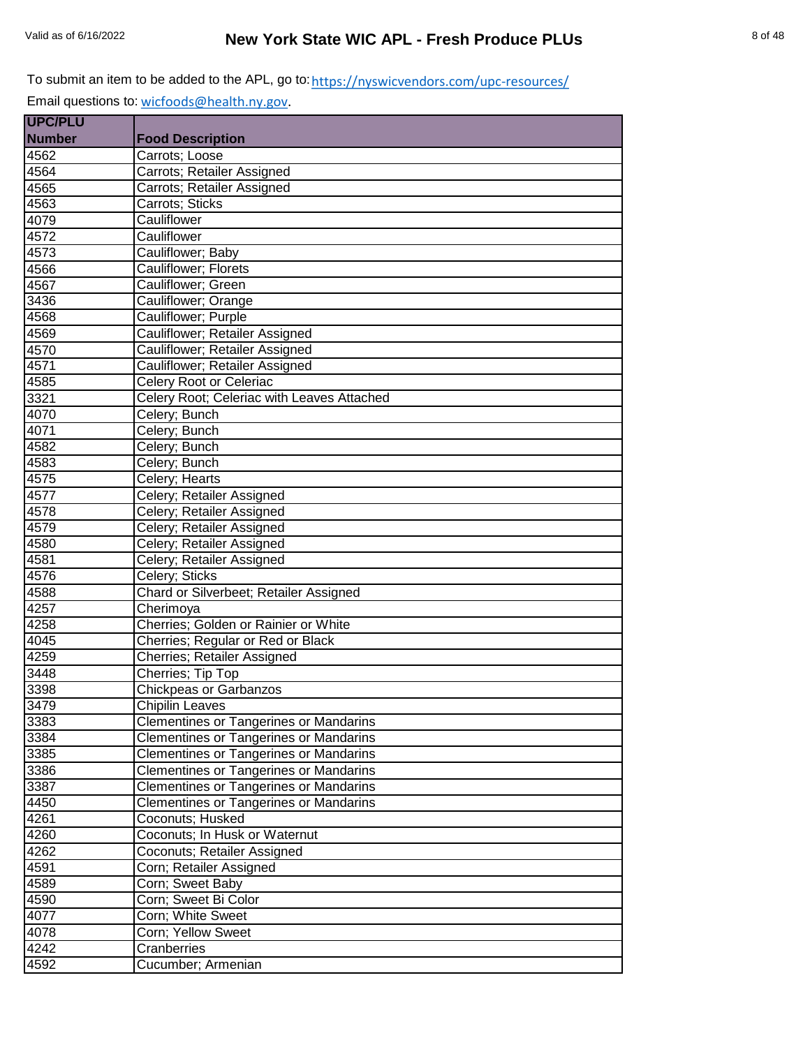To submit an item to be added to the APL, go to: https://nyswicvendors.com/upc-resources/

Email questions to: wicfoods@health.ny.gov.

| UPC/PLU Number | Food Description |
|---|---|
| 4562 | Carrots; Loose |
| 4564 | Carrots; Retailer Assigned |
| 4565 | Carrots; Retailer Assigned |
| 4563 | Carrots; Sticks |
| 4079 | Cauliflower |
| 4572 | Cauliflower |
| 4573 | Cauliflower; Baby |
| 4566 | Cauliflower; Florets |
| 4567 | Cauliflower; Green |
| 3436 | Cauliflower; Orange |
| 4568 | Cauliflower; Purple |
| 4569 | Cauliflower; Retailer Assigned |
| 4570 | Cauliflower; Retailer Assigned |
| 4571 | Cauliflower; Retailer Assigned |
| 4585 | Celery Root or Celeriac |
| 3321 | Celery Root; Celeriac with Leaves Attached |
| 4070 | Celery; Bunch |
| 4071 | Celery; Bunch |
| 4582 | Celery; Bunch |
| 4583 | Celery; Bunch |
| 4575 | Celery; Hearts |
| 4577 | Celery; Retailer Assigned |
| 4578 | Celery; Retailer Assigned |
| 4579 | Celery; Retailer Assigned |
| 4580 | Celery; Retailer Assigned |
| 4581 | Celery; Retailer Assigned |
| 4576 | Celery; Sticks |
| 4588 | Chard or Silverbeet; Retailer Assigned |
| 4257 | Cherimoya |
| 4258 | Cherries; Golden or Rainier or White |
| 4045 | Cherries; Regular or Red or Black |
| 4259 | Cherries; Retailer Assigned |
| 3448 | Cherries; Tip Top |
| 3398 | Chickpeas or Garbanzos |
| 3479 | Chipilin Leaves |
| 3383 | Clementines or Tangerines or Mandarins |
| 3384 | Clementines or Tangerines or Mandarins |
| 3385 | Clementines or Tangerines or Mandarins |
| 3386 | Clementines or Tangerines or Mandarins |
| 3387 | Clementines or Tangerines or Mandarins |
| 4450 | Clementines or Tangerines or Mandarins |
| 4261 | Coconuts; Husked |
| 4260 | Coconuts; In Husk or Waternut |
| 4262 | Coconuts; Retailer Assigned |
| 4591 | Corn; Retailer Assigned |
| 4589 | Corn; Sweet Baby |
| 4590 | Corn; Sweet Bi Color |
| 4077 | Corn; White Sweet |
| 4078 | Corn; Yellow Sweet |
| 4242 | Cranberries |
| 4592 | Cucumber; Armenian |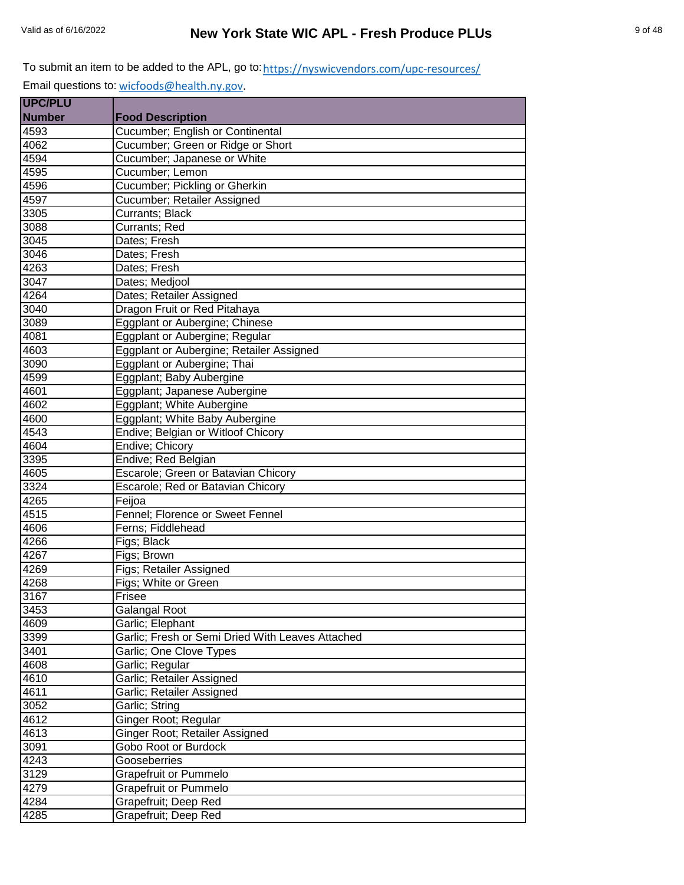To submit an item to be added to the APL, go to: https://nyswicvendors.com/upc-resources/

Email questions to: wicfoods@health.ny.gov.

| UPC/PLU Number | Food Description |
|---|---|
| 4593 | Cucumber; English or Continental |
| 4062 | Cucumber; Green or Ridge or Short |
| 4594 | Cucumber; Japanese or White |
| 4595 | Cucumber; Lemon |
| 4596 | Cucumber; Pickling or Gherkin |
| 4597 | Cucumber; Retailer Assigned |
| 3305 | Currants; Black |
| 3088 | Currants; Red |
| 3045 | Dates; Fresh |
| 3046 | Dates; Fresh |
| 4263 | Dates; Fresh |
| 3047 | Dates; Medjool |
| 4264 | Dates; Retailer Assigned |
| 3040 | Dragon Fruit or Red Pitahaya |
| 3089 | Eggplant or Aubergine; Chinese |
| 4081 | Eggplant or Aubergine; Regular |
| 4603 | Eggplant or Aubergine; Retailer Assigned |
| 3090 | Eggplant or Aubergine; Thai |
| 4599 | Eggplant; Baby Aubergine |
| 4601 | Eggplant; Japanese Aubergine |
| 4602 | Eggplant; White Aubergine |
| 4600 | Eggplant; White Baby Aubergine |
| 4543 | Endive; Belgian or Witloof Chicory |
| 4604 | Endive; Chicory |
| 3395 | Endive; Red Belgian |
| 4605 | Escarole; Green or Batavian Chicory |
| 3324 | Escarole; Red or Batavian Chicory |
| 4265 | Feijoa |
| 4515 | Fennel; Florence or Sweet Fennel |
| 4606 | Ferns; Fiddlehead |
| 4266 | Figs; Black |
| 4267 | Figs; Brown |
| 4269 | Figs; Retailer Assigned |
| 4268 | Figs; White or Green |
| 3167 | Frisee |
| 3453 | Galangal Root |
| 4609 | Garlic; Elephant |
| 3399 | Garlic; Fresh or Semi Dried With Leaves Attached |
| 3401 | Garlic; One Clove Types |
| 4608 | Garlic; Regular |
| 4610 | Garlic; Retailer Assigned |
| 4611 | Garlic; Retailer Assigned |
| 3052 | Garlic; String |
| 4612 | Ginger Root; Regular |
| 4613 | Ginger Root; Retailer Assigned |
| 3091 | Gobo Root or Burdock |
| 4243 | Gooseberries |
| 3129 | Grapefruit or Pummelo |
| 4279 | Grapefruit or Pummelo |
| 4284 | Grapefruit; Deep Red |
| 4285 | Grapefruit; Deep Red |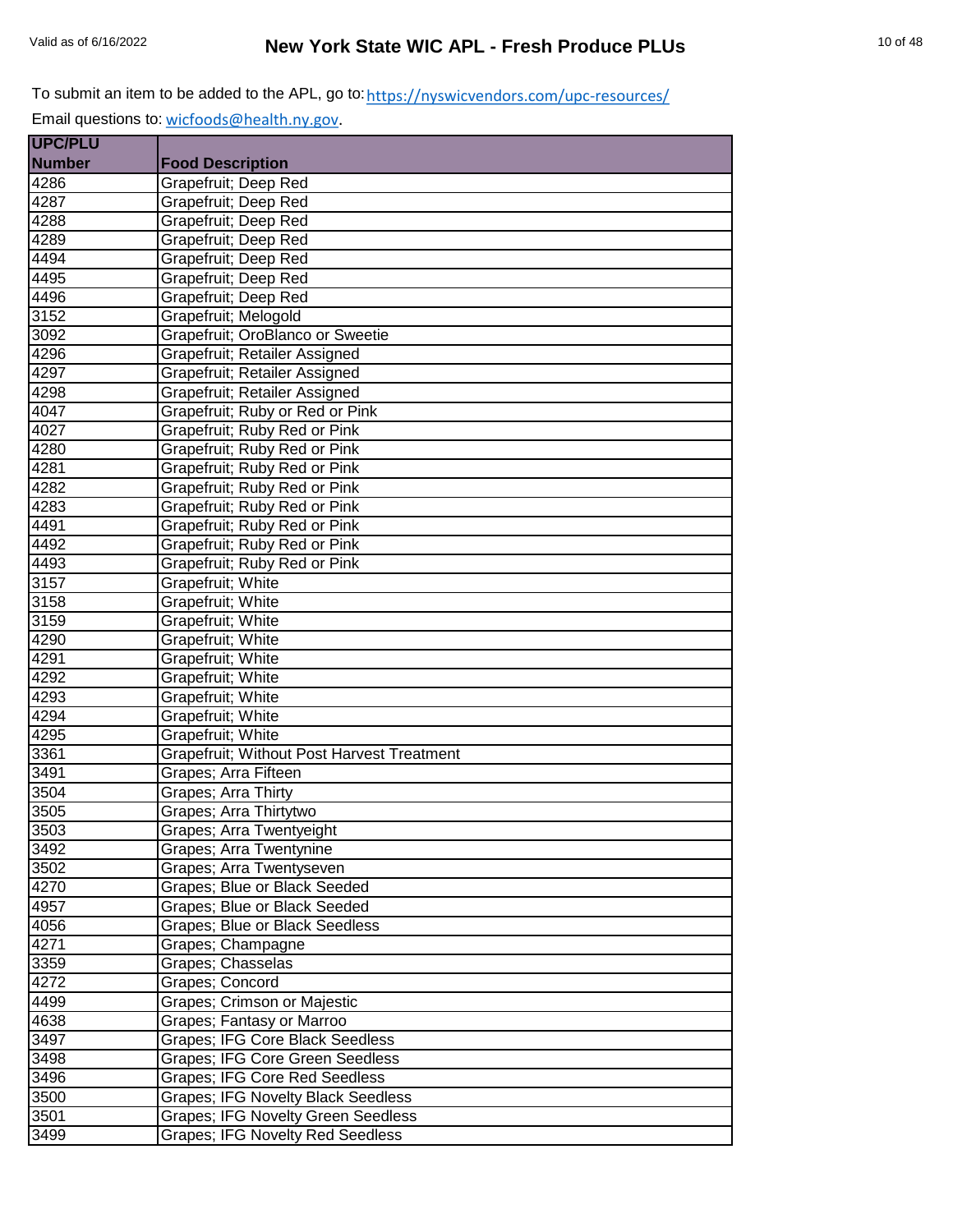To submit an item to be added to the APL, go to: https://nyswicvendors.com/upc-resources/

Email questions to: wicfoods@health.ny.gov.

| UPC/PLU Number | Food Description |
|---|---|
| 4286 | Grapefruit; Deep Red |
| 4287 | Grapefruit; Deep Red |
| 4288 | Grapefruit; Deep Red |
| 4289 | Grapefruit; Deep Red |
| 4494 | Grapefruit; Deep Red |
| 4495 | Grapefruit; Deep Red |
| 4496 | Grapefruit; Deep Red |
| 3152 | Grapefruit; Melogold |
| 3092 | Grapefruit; OroBlanco or Sweetie |
| 4296 | Grapefruit; Retailer Assigned |
| 4297 | Grapefruit; Retailer Assigned |
| 4298 | Grapefruit; Retailer Assigned |
| 4047 | Grapefruit; Ruby or Red or Pink |
| 4027 | Grapefruit; Ruby Red or Pink |
| 4280 | Grapefruit; Ruby Red or Pink |
| 4281 | Grapefruit; Ruby Red or Pink |
| 4282 | Grapefruit; Ruby Red or Pink |
| 4283 | Grapefruit; Ruby Red or Pink |
| 4491 | Grapefruit; Ruby Red or Pink |
| 4492 | Grapefruit; Ruby Red or Pink |
| 4493 | Grapefruit; Ruby Red or Pink |
| 3157 | Grapefruit; White |
| 3158 | Grapefruit; White |
| 3159 | Grapefruit; White |
| 4290 | Grapefruit; White |
| 4291 | Grapefruit; White |
| 4292 | Grapefruit; White |
| 4293 | Grapefruit; White |
| 4294 | Grapefruit; White |
| 4295 | Grapefruit; White |
| 3361 | Grapefruit; Without Post Harvest Treatment |
| 3491 | Grapes; Arra Fifteen |
| 3504 | Grapes; Arra Thirty |
| 3505 | Grapes; Arra Thirtytwo |
| 3503 | Grapes; Arra Twentyeight |
| 3492 | Grapes; Arra Twentynine |
| 3502 | Grapes; Arra Twentyseven |
| 4270 | Grapes; Blue or Black Seeded |
| 4957 | Grapes; Blue or Black Seeded |
| 4056 | Grapes; Blue or Black Seedless |
| 4271 | Grapes; Champagne |
| 3359 | Grapes; Chasselas |
| 4272 | Grapes; Concord |
| 4499 | Grapes; Crimson or Majestic |
| 4638 | Grapes; Fantasy or Marroo |
| 3497 | Grapes; IFG Core Black Seedless |
| 3498 | Grapes; IFG Core Green Seedless |
| 3496 | Grapes; IFG Core Red Seedless |
| 3500 | Grapes; IFG Novelty Black Seedless |
| 3501 | Grapes; IFG Novelty Green Seedless |
| 3499 | Grapes; IFG Novelty Red Seedless |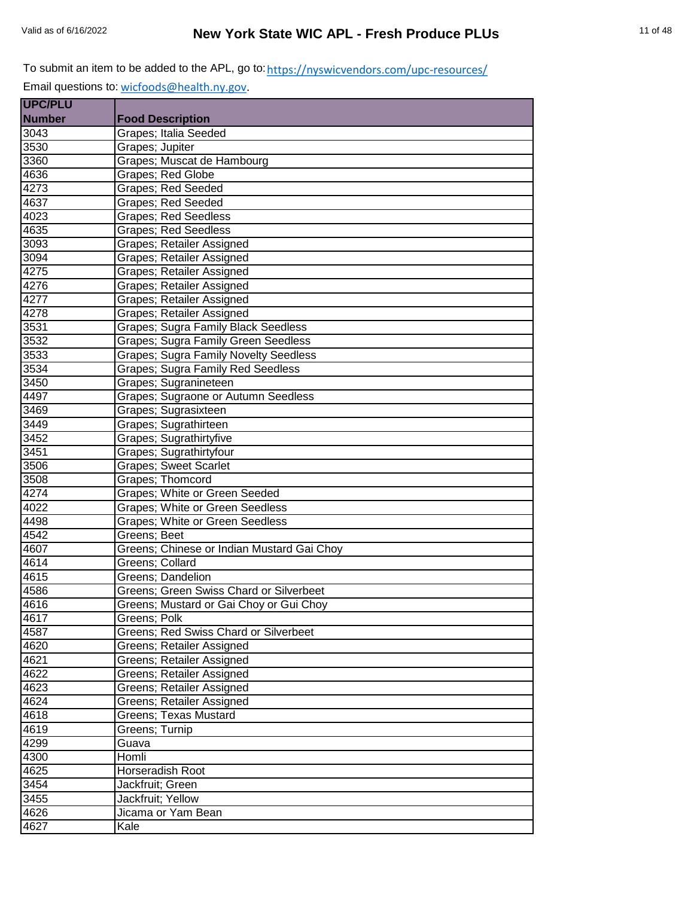To submit an item to be added to the APL, go to: https://nyswicvendors.com/upc-resources/

Email questions to: wicfoods@health.ny.gov.

| UPC/PLU Number | Food Description |
|---|---|
| 3043 | Grapes; Italia Seeded |
| 3530 | Grapes; Jupiter |
| 3360 | Grapes; Muscat de Hambourg |
| 4636 | Grapes; Red Globe |
| 4273 | Grapes; Red Seeded |
| 4637 | Grapes; Red Seeded |
| 4023 | Grapes; Red Seedless |
| 4635 | Grapes; Red Seedless |
| 3093 | Grapes; Retailer Assigned |
| 3094 | Grapes; Retailer Assigned |
| 4275 | Grapes; Retailer Assigned |
| 4276 | Grapes; Retailer Assigned |
| 4277 | Grapes; Retailer Assigned |
| 4278 | Grapes; Retailer Assigned |
| 3531 | Grapes; Sugra Family Black Seedless |
| 3532 | Grapes; Sugra Family Green Seedless |
| 3533 | Grapes; Sugra Family Novelty Seedless |
| 3534 | Grapes; Sugra Family Red Seedless |
| 3450 | Grapes; Sugranineteen |
| 4497 | Grapes; Sugraone or Autumn Seedless |
| 3469 | Grapes; Sugrasixteen |
| 3449 | Grapes; Sugrathirteen |
| 3452 | Grapes; Sugrathirtyfive |
| 3451 | Grapes; Sugrathirtyfour |
| 3506 | Grapes; Sweet Scarlet |
| 3508 | Grapes; Thomcord |
| 4274 | Grapes; White or Green Seeded |
| 4022 | Grapes; White or Green Seedless |
| 4498 | Grapes; White or Green Seedless |
| 4542 | Greens; Beet |
| 4607 | Greens; Chinese or Indian Mustard Gai Choy |
| 4614 | Greens; Collard |
| 4615 | Greens; Dandelion |
| 4586 | Greens; Green Swiss Chard or Silverbeet |
| 4616 | Greens; Mustard or Gai Choy or Gui Choy |
| 4617 | Greens; Polk |
| 4587 | Greens; Red Swiss Chard or Silverbeet |
| 4620 | Greens; Retailer Assigned |
| 4621 | Greens; Retailer Assigned |
| 4622 | Greens; Retailer Assigned |
| 4623 | Greens; Retailer Assigned |
| 4624 | Greens; Retailer Assigned |
| 4618 | Greens; Texas Mustard |
| 4619 | Greens; Turnip |
| 4299 | Guava |
| 4300 | Homli |
| 4625 | Horseradish Root |
| 3454 | Jackfruit; Green |
| 3455 | Jackfruit; Yellow |
| 4626 | Jicama or Yam Bean |
| 4627 | Kale |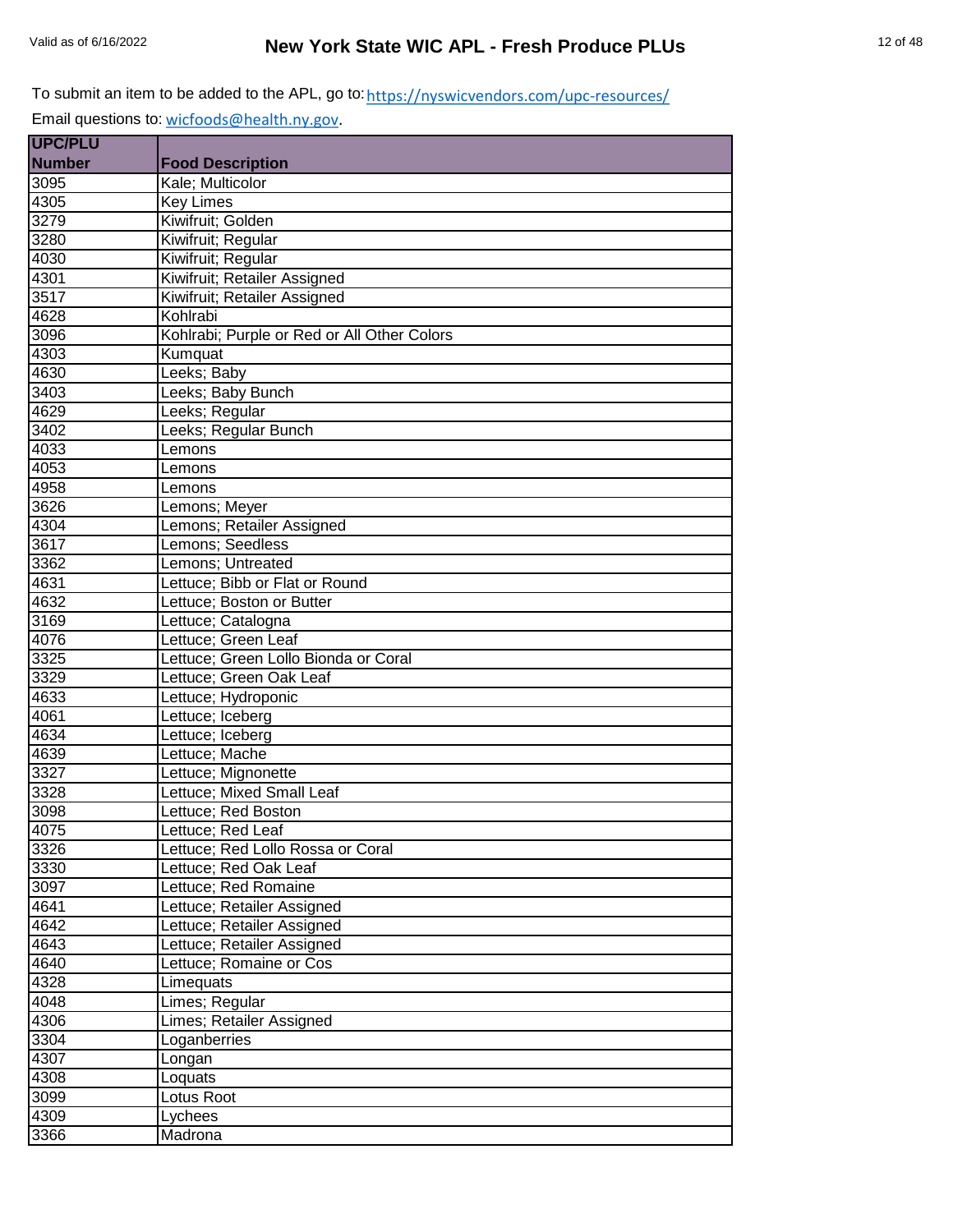To submit an item to be added to the APL, go to: https://nyswicvendors.com/upc-resources/

Email questions to: wicfoods@health.ny.gov.

| UPC/PLU Number | Food Description |
|---|---|
| 3095 | Kale; Multicolor |
| 4305 | Key Limes |
| 3279 | Kiwifruit; Golden |
| 3280 | Kiwifruit; Regular |
| 4030 | Kiwifruit; Regular |
| 4301 | Kiwifruit; Retailer Assigned |
| 3517 | Kiwifruit; Retailer Assigned |
| 4628 | Kohlrabi |
| 3096 | Kohlrabi; Purple or Red or All Other Colors |
| 4303 | Kumquat |
| 4630 | Leeks; Baby |
| 3403 | Leeks; Baby Bunch |
| 4629 | Leeks; Regular |
| 3402 | Leeks; Regular Bunch |
| 4033 | Lemons |
| 4053 | Lemons |
| 4958 | Lemons |
| 3626 | Lemons; Meyer |
| 4304 | Lemons; Retailer Assigned |
| 3617 | Lemons; Seedless |
| 3362 | Lemons; Untreated |
| 4631 | Lettuce; Bibb or Flat or Round |
| 4632 | Lettuce; Boston or Butter |
| 3169 | Lettuce; Catalogna |
| 4076 | Lettuce; Green Leaf |
| 3325 | Lettuce; Green Lollo Bionda or Coral |
| 3329 | Lettuce; Green Oak Leaf |
| 4633 | Lettuce; Hydroponic |
| 4061 | Lettuce; Iceberg |
| 4634 | Lettuce; Iceberg |
| 4639 | Lettuce; Mache |
| 3327 | Lettuce; Mignonette |
| 3328 | Lettuce; Mixed Small Leaf |
| 3098 | Lettuce; Red Boston |
| 4075 | Lettuce; Red Leaf |
| 3326 | Lettuce; Red Lollo Rossa or Coral |
| 3330 | Lettuce; Red Oak Leaf |
| 3097 | Lettuce; Red Romaine |
| 4641 | Lettuce; Retailer Assigned |
| 4642 | Lettuce; Retailer Assigned |
| 4643 | Lettuce; Retailer Assigned |
| 4640 | Lettuce; Romaine or Cos |
| 4328 | Limequats |
| 4048 | Limes; Regular |
| 4306 | Limes; Retailer Assigned |
| 3304 | Loganberries |
| 4307 | Longan |
| 4308 | Loquats |
| 3099 | Lotus Root |
| 4309 | Lychees |
| 3366 | Madrona |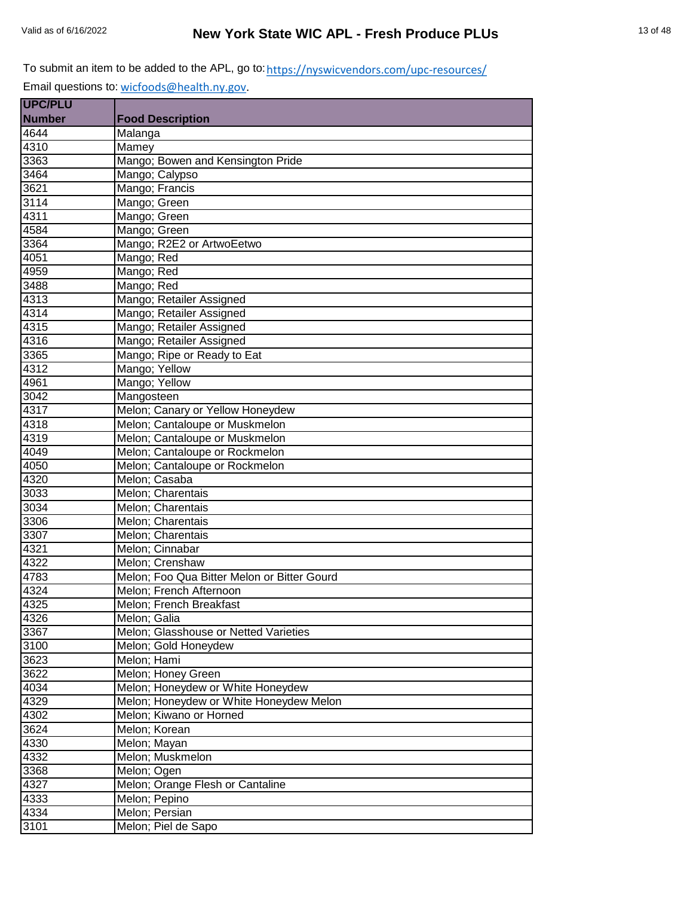To submit an item to be added to the APL, go to: https://nyswicvendors.com/upc-resources/

Email questions to: wicfoods@health.ny.gov.

| UPC/PLU Number | Food Description |
|---|---|
| 4644 | Malanga |
| 4310 | Mamey |
| 3363 | Mango; Bowen and Kensington Pride |
| 3464 | Mango; Calypso |
| 3621 | Mango; Francis |
| 3114 | Mango; Green |
| 4311 | Mango; Green |
| 4584 | Mango; Green |
| 3364 | Mango; R2E2 or ArtwoEetwo |
| 4051 | Mango; Red |
| 4959 | Mango; Red |
| 3488 | Mango; Red |
| 4313 | Mango; Retailer Assigned |
| 4314 | Mango; Retailer Assigned |
| 4315 | Mango; Retailer Assigned |
| 4316 | Mango; Retailer Assigned |
| 3365 | Mango; Ripe or Ready to Eat |
| 4312 | Mango; Yellow |
| 4961 | Mango; Yellow |
| 3042 | Mangosteen |
| 4317 | Melon; Canary or Yellow Honeydew |
| 4318 | Melon; Cantaloupe or Muskmelon |
| 4319 | Melon; Cantaloupe or Muskmelon |
| 4049 | Melon; Cantaloupe or Rockmelon |
| 4050 | Melon; Cantaloupe or Rockmelon |
| 4320 | Melon; Casaba |
| 3033 | Melon; Charentais |
| 3034 | Melon; Charentais |
| 3306 | Melon; Charentais |
| 3307 | Melon; Charentais |
| 4321 | Melon; Cinnabar |
| 4322 | Melon; Crenshaw |
| 4783 | Melon; Foo Qua Bitter Melon or Bitter Gourd |
| 4324 | Melon; French Afternoon |
| 4325 | Melon; French Breakfast |
| 4326 | Melon; Galia |
| 3367 | Melon; Glasshouse or Netted Varieties |
| 3100 | Melon; Gold Honeydew |
| 3623 | Melon; Hami |
| 3622 | Melon; Honey Green |
| 4034 | Melon; Honeydew or White Honeydew |
| 4329 | Melon; Honeydew or White Honeydew Melon |
| 4302 | Melon; Kiwano or Horned |
| 3624 | Melon; Korean |
| 4330 | Melon; Mayan |
| 4332 | Melon; Muskmelon |
| 3368 | Melon; Ogen |
| 4327 | Melon; Orange Flesh or Cantaline |
| 4333 | Melon; Pepino |
| 4334 | Melon; Persian |
| 3101 | Melon; Piel de Sapo |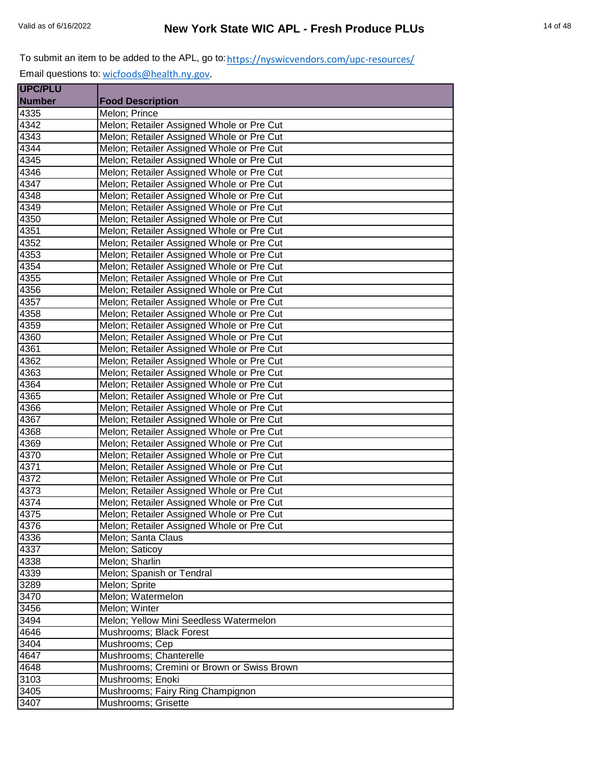To submit an item to be added to the APL, go to: https://nyswicvendors.com/upc-resources/

Email questions to: wicfoods@health.ny.gov.

| UPC/PLU Number | Food Description |
|---|---|
| 4335 | Melon; Prince |
| 4342 | Melon; Retailer Assigned Whole or Pre Cut |
| 4343 | Melon; Retailer Assigned Whole or Pre Cut |
| 4344 | Melon; Retailer Assigned Whole or Pre Cut |
| 4345 | Melon; Retailer Assigned Whole or Pre Cut |
| 4346 | Melon; Retailer Assigned Whole or Pre Cut |
| 4347 | Melon; Retailer Assigned Whole or Pre Cut |
| 4348 | Melon; Retailer Assigned Whole or Pre Cut |
| 4349 | Melon; Retailer Assigned Whole or Pre Cut |
| 4350 | Melon; Retailer Assigned Whole or Pre Cut |
| 4351 | Melon; Retailer Assigned Whole or Pre Cut |
| 4352 | Melon; Retailer Assigned Whole or Pre Cut |
| 4353 | Melon; Retailer Assigned Whole or Pre Cut |
| 4354 | Melon; Retailer Assigned Whole or Pre Cut |
| 4355 | Melon; Retailer Assigned Whole or Pre Cut |
| 4356 | Melon; Retailer Assigned Whole or Pre Cut |
| 4357 | Melon; Retailer Assigned Whole or Pre Cut |
| 4358 | Melon; Retailer Assigned Whole or Pre Cut |
| 4359 | Melon; Retailer Assigned Whole or Pre Cut |
| 4360 | Melon; Retailer Assigned Whole or Pre Cut |
| 4361 | Melon; Retailer Assigned Whole or Pre Cut |
| 4362 | Melon; Retailer Assigned Whole or Pre Cut |
| 4363 | Melon; Retailer Assigned Whole or Pre Cut |
| 4364 | Melon; Retailer Assigned Whole or Pre Cut |
| 4365 | Melon; Retailer Assigned Whole or Pre Cut |
| 4366 | Melon; Retailer Assigned Whole or Pre Cut |
| 4367 | Melon; Retailer Assigned Whole or Pre Cut |
| 4368 | Melon; Retailer Assigned Whole or Pre Cut |
| 4369 | Melon; Retailer Assigned Whole or Pre Cut |
| 4370 | Melon; Retailer Assigned Whole or Pre Cut |
| 4371 | Melon; Retailer Assigned Whole or Pre Cut |
| 4372 | Melon; Retailer Assigned Whole or Pre Cut |
| 4373 | Melon; Retailer Assigned Whole or Pre Cut |
| 4374 | Melon; Retailer Assigned Whole or Pre Cut |
| 4375 | Melon; Retailer Assigned Whole or Pre Cut |
| 4376 | Melon; Retailer Assigned Whole or Pre Cut |
| 4336 | Melon; Santa Claus |
| 4337 | Melon; Saticoy |
| 4338 | Melon; Sharlin |
| 4339 | Melon; Spanish or Tendral |
| 3289 | Melon; Sprite |
| 3470 | Melon; Watermelon |
| 3456 | Melon; Winter |
| 3494 | Melon; Yellow Mini Seedless Watermelon |
| 4646 | Mushrooms; Black Forest |
| 3404 | Mushrooms; Cep |
| 4647 | Mushrooms; Chanterelle |
| 4648 | Mushrooms; Cremini or Brown or Swiss Brown |
| 3103 | Mushrooms; Enoki |
| 3405 | Mushrooms; Fairy Ring Champignon |
| 3407 | Mushrooms; Grisette |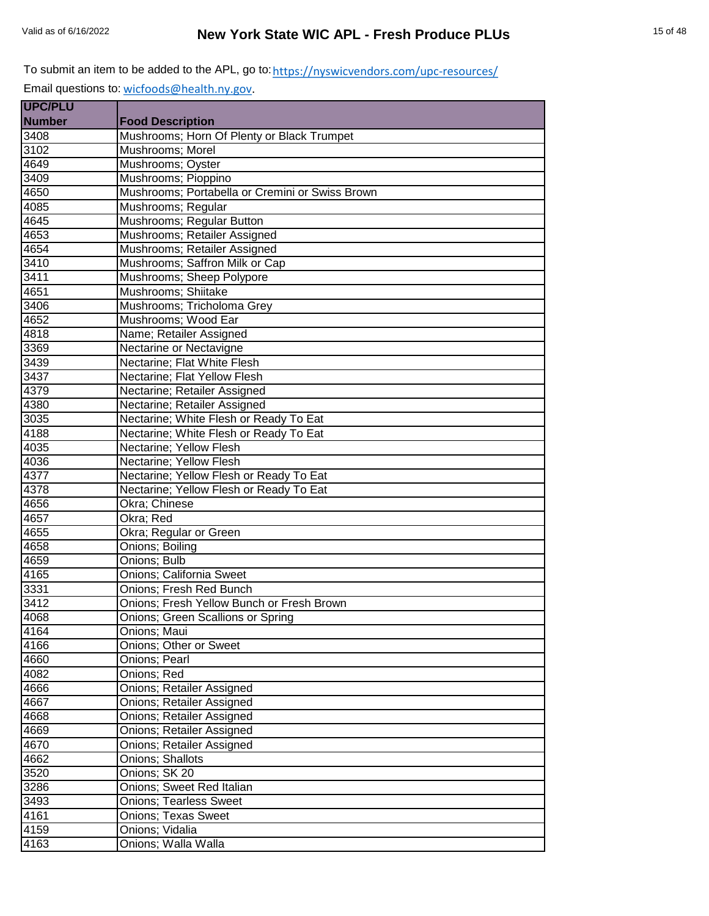To submit an item to be added to the APL, go to: https://nyswicvendors.com/upc-resources/

Email questions to: wicfoods@health.ny.gov.

| UPC/PLU Number | Food Description |
|---|---|
| 3408 | Mushrooms; Horn Of Plenty or Black Trumpet |
| 3102 | Mushrooms; Morel |
| 4649 | Mushrooms; Oyster |
| 3409 | Mushrooms; Pioppino |
| 4650 | Mushrooms; Portabella or Cremini or Swiss Brown |
| 4085 | Mushrooms; Regular |
| 4645 | Mushrooms; Regular Button |
| 4653 | Mushrooms; Retailer Assigned |
| 4654 | Mushrooms; Retailer Assigned |
| 3410 | Mushrooms; Saffron Milk or Cap |
| 3411 | Mushrooms; Sheep Polypore |
| 4651 | Mushrooms; Shiitake |
| 3406 | Mushrooms; Tricholoma Grey |
| 4652 | Mushrooms; Wood Ear |
| 4818 | Name; Retailer Assigned |
| 3369 | Nectarine or Nectavigne |
| 3439 | Nectarine; Flat White Flesh |
| 3437 | Nectarine; Flat Yellow Flesh |
| 4379 | Nectarine; Retailer Assigned |
| 4380 | Nectarine; Retailer Assigned |
| 3035 | Nectarine; White Flesh or Ready To Eat |
| 4188 | Nectarine; White Flesh or Ready To Eat |
| 4035 | Nectarine; Yellow Flesh |
| 4036 | Nectarine; Yellow Flesh |
| 4377 | Nectarine; Yellow Flesh or Ready To Eat |
| 4378 | Nectarine; Yellow Flesh or Ready To Eat |
| 4656 | Okra; Chinese |
| 4657 | Okra; Red |
| 4655 | Okra; Regular or Green |
| 4658 | Onions; Boiling |
| 4659 | Onions; Bulb |
| 4165 | Onions; California Sweet |
| 3331 | Onions; Fresh Red Bunch |
| 3412 | Onions; Fresh Yellow Bunch or Fresh Brown |
| 4068 | Onions; Green Scallions or Spring |
| 4164 | Onions; Maui |
| 4166 | Onions; Other or Sweet |
| 4660 | Onions; Pearl |
| 4082 | Onions; Red |
| 4666 | Onions; Retailer Assigned |
| 4667 | Onions; Retailer Assigned |
| 4668 | Onions; Retailer Assigned |
| 4669 | Onions; Retailer Assigned |
| 4670 | Onions; Retailer Assigned |
| 4662 | Onions; Shallots |
| 3520 | Onions; SK 20 |
| 3286 | Onions; Sweet Red Italian |
| 3493 | Onions; Tearless Sweet |
| 4161 | Onions; Texas Sweet |
| 4159 | Onions; Vidalia |
| 4163 | Onions; Walla Walla |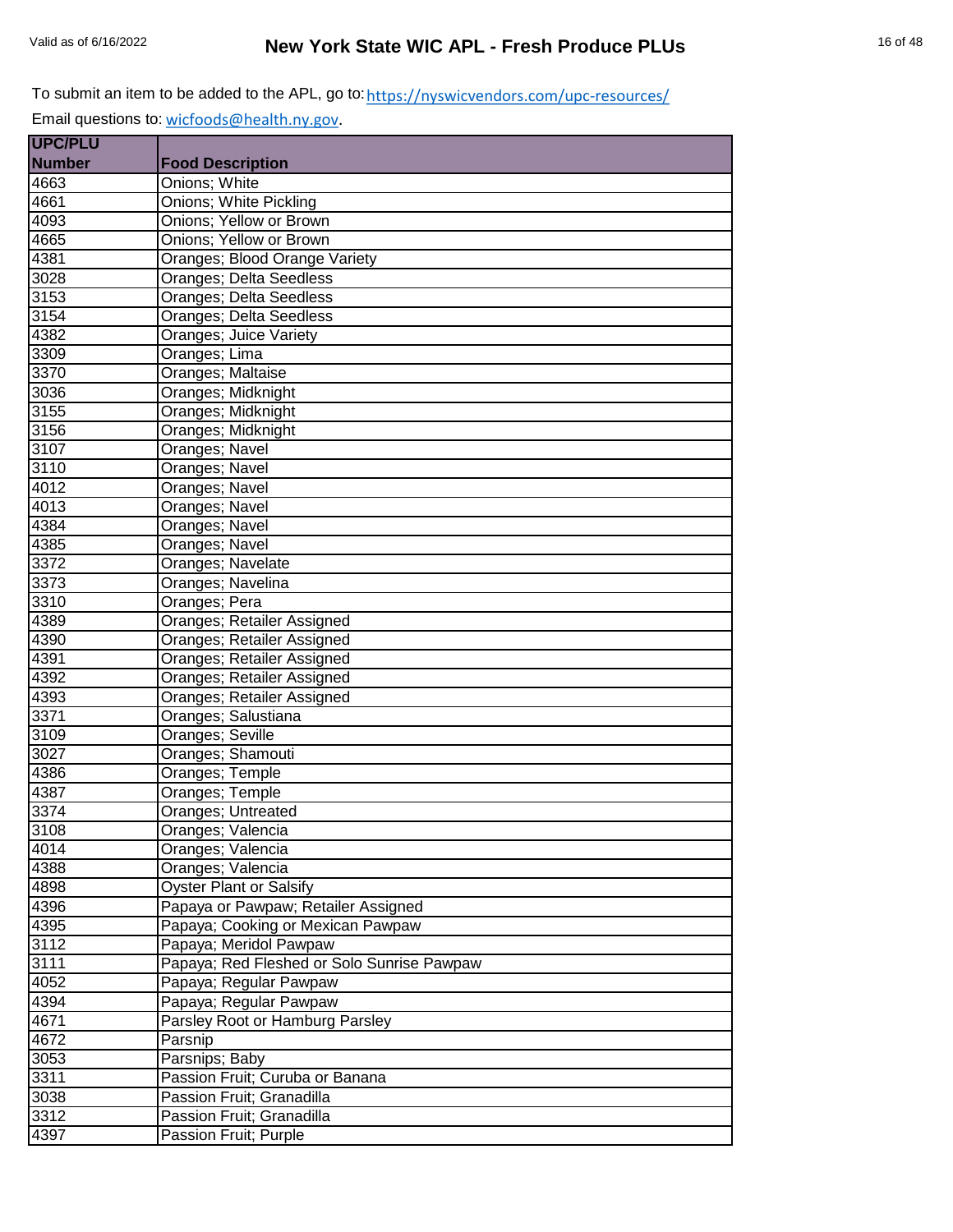To submit an item to be added to the APL, go to: https://nyswicvendors.com/upc-resources/

Email questions to: wicfoods@health.ny.gov.

| UPC/PLU Number | Food Description |
|---|---|
| 4663 | Onions; White |
| 4661 | Onions; White Pickling |
| 4093 | Onions; Yellow or Brown |
| 4665 | Onions; Yellow or Brown |
| 4381 | Oranges; Blood Orange Variety |
| 3028 | Oranges; Delta Seedless |
| 3153 | Oranges; Delta Seedless |
| 3154 | Oranges; Delta Seedless |
| 4382 | Oranges; Juice Variety |
| 3309 | Oranges; Lima |
| 3370 | Oranges; Maltaise |
| 3036 | Oranges; Midknight |
| 3155 | Oranges; Midknight |
| 3156 | Oranges; Midknight |
| 3107 | Oranges; Navel |
| 3110 | Oranges; Navel |
| 4012 | Oranges; Navel |
| 4013 | Oranges; Navel |
| 4384 | Oranges; Navel |
| 4385 | Oranges; Navel |
| 3372 | Oranges; Navelate |
| 3373 | Oranges; Navelina |
| 3310 | Oranges; Pera |
| 4389 | Oranges; Retailer Assigned |
| 4390 | Oranges; Retailer Assigned |
| 4391 | Oranges; Retailer Assigned |
| 4392 | Oranges; Retailer Assigned |
| 4393 | Oranges; Retailer Assigned |
| 3371 | Oranges; Salustiana |
| 3109 | Oranges; Seville |
| 3027 | Oranges; Shamouti |
| 4386 | Oranges; Temple |
| 4387 | Oranges; Temple |
| 3374 | Oranges; Untreated |
| 3108 | Oranges; Valencia |
| 4014 | Oranges; Valencia |
| 4388 | Oranges; Valencia |
| 4898 | Oyster Plant or Salsify |
| 4396 | Papaya or Pawpaw; Retailer Assigned |
| 4395 | Papaya; Cooking or Mexican Pawpaw |
| 3112 | Papaya; Meridol Pawpaw |
| 3111 | Papaya; Red Fleshed or Solo Sunrise Pawpaw |
| 4052 | Papaya; Regular Pawpaw |
| 4394 | Papaya; Regular Pawpaw |
| 4671 | Parsley Root or Hamburg Parsley |
| 4672 | Parsnip |
| 3053 | Parsnips; Baby |
| 3311 | Passion Fruit; Curuba or Banana |
| 3038 | Passion Fruit; Granadilla |
| 3312 | Passion Fruit; Granadilla |
| 4397 | Passion Fruit; Purple |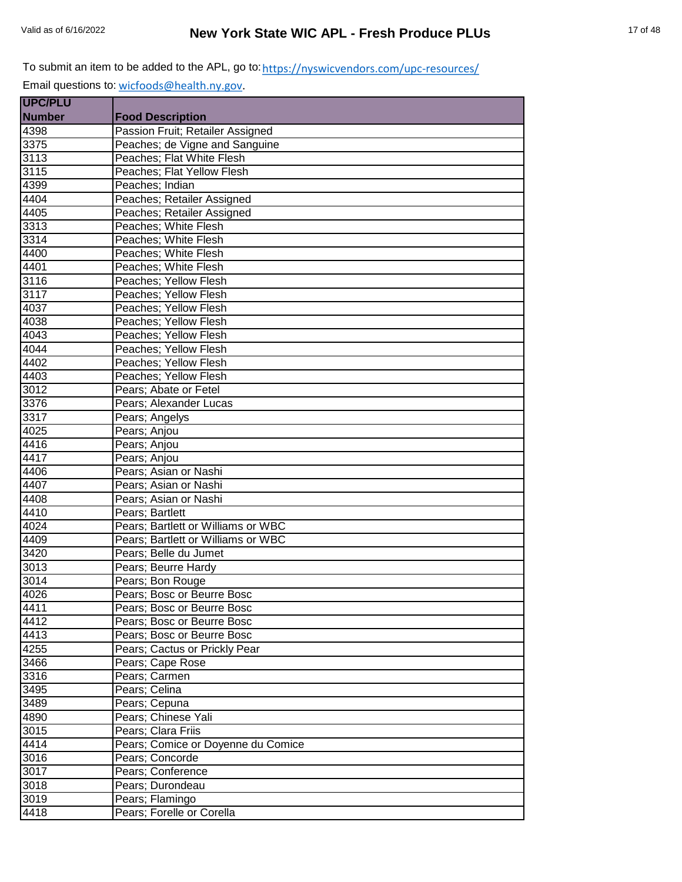To submit an item to be added to the APL, go to: https://nyswicvendors.com/upc-resources/

Email questions to: wicfoods@health.ny.gov.

| UPC/PLU Number | Food Description |
|---|---|
| 4398 | Passion Fruit; Retailer Assigned |
| 3375 | Peaches; de Vigne and Sanguine |
| 3113 | Peaches; Flat White Flesh |
| 3115 | Peaches; Flat Yellow Flesh |
| 4399 | Peaches; Indian |
| 4404 | Peaches; Retailer Assigned |
| 4405 | Peaches; Retailer Assigned |
| 3313 | Peaches; White Flesh |
| 3314 | Peaches; White Flesh |
| 4400 | Peaches; White Flesh |
| 4401 | Peaches; White Flesh |
| 3116 | Peaches; Yellow Flesh |
| 3117 | Peaches; Yellow Flesh |
| 4037 | Peaches; Yellow Flesh |
| 4038 | Peaches; Yellow Flesh |
| 4043 | Peaches; Yellow Flesh |
| 4044 | Peaches; Yellow Flesh |
| 4402 | Peaches; Yellow Flesh |
| 4403 | Peaches; Yellow Flesh |
| 3012 | Pears; Abate or Fetel |
| 3376 | Pears; Alexander Lucas |
| 3317 | Pears; Angelys |
| 4025 | Pears; Anjou |
| 4416 | Pears; Anjou |
| 4417 | Pears; Anjou |
| 4406 | Pears; Asian or Nashi |
| 4407 | Pears; Asian or Nashi |
| 4408 | Pears; Asian or Nashi |
| 4410 | Pears; Bartlett |
| 4024 | Pears; Bartlett or Williams or WBC |
| 4409 | Pears; Bartlett or Williams or WBC |
| 3420 | Pears; Belle du Jumet |
| 3013 | Pears; Beurre Hardy |
| 3014 | Pears; Bon Rouge |
| 4026 | Pears; Bosc or Beurre Bosc |
| 4411 | Pears; Bosc or Beurre Bosc |
| 4412 | Pears; Bosc or Beurre Bosc |
| 4413 | Pears; Bosc or Beurre Bosc |
| 4255 | Pears; Cactus or Prickly Pear |
| 3466 | Pears; Cape Rose |
| 3316 | Pears; Carmen |
| 3495 | Pears; Celina |
| 3489 | Pears; Cepuna |
| 4890 | Pears; Chinese Yali |
| 3015 | Pears; Clara Friis |
| 4414 | Pears; Comice or Doyenne du Comice |
| 3016 | Pears; Concorde |
| 3017 | Pears; Conference |
| 3018 | Pears; Durondeau |
| 3019 | Pears; Flamingo |
| 4418 | Pears; Forelle or Corella |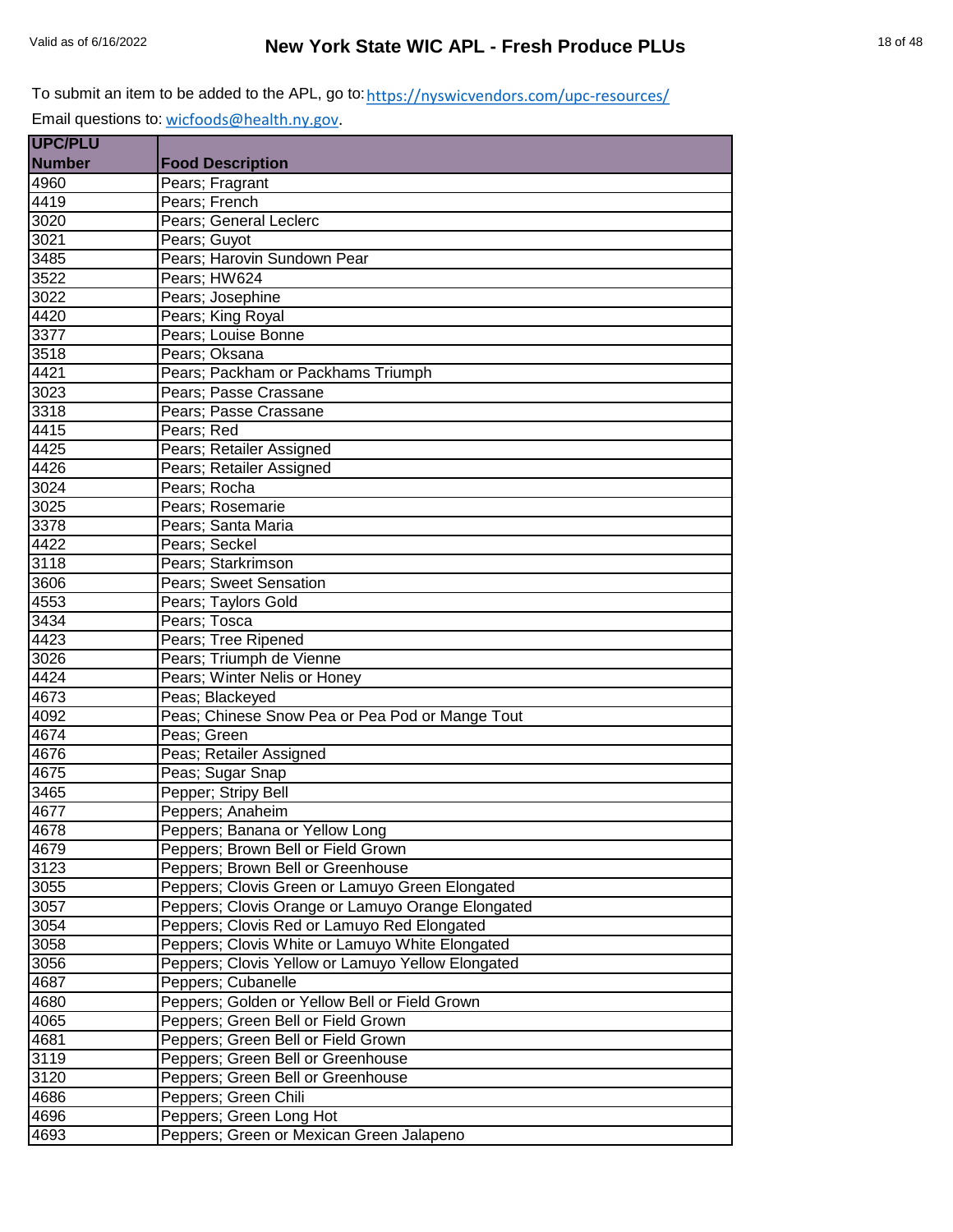To submit an item to be added to the APL, go to: https://nyswicvendors.com/upc-resources/

Email questions to: wicfoods@health.ny.gov.

| UPC/PLU Number | Food Description |
|---|---|
| 4960 | Pears; Fragrant |
| 4419 | Pears; French |
| 3020 | Pears; General Leclerc |
| 3021 | Pears; Guyot |
| 3485 | Pears; Harovin Sundown Pear |
| 3522 | Pears; HW624 |
| 3022 | Pears; Josephine |
| 4420 | Pears; King Royal |
| 3377 | Pears; Louise Bonne |
| 3518 | Pears; Oksana |
| 4421 | Pears; Packham or Packhams Triumph |
| 3023 | Pears; Passe Crassane |
| 3318 | Pears; Passe Crassane |
| 4415 | Pears; Red |
| 4425 | Pears; Retailer Assigned |
| 4426 | Pears; Retailer Assigned |
| 3024 | Pears; Rocha |
| 3025 | Pears; Rosemarie |
| 3378 | Pears; Santa Maria |
| 4422 | Pears; Seckel |
| 3118 | Pears; Starkrimson |
| 3606 | Pears; Sweet Sensation |
| 4553 | Pears; Taylors Gold |
| 3434 | Pears; Tosca |
| 4423 | Pears; Tree Ripened |
| 3026 | Pears; Triumph de Vienne |
| 4424 | Pears; Winter Nelis or Honey |
| 4673 | Peas; Blackeyed |
| 4092 | Peas; Chinese Snow Pea or Pea Pod or Mange Tout |
| 4674 | Peas; Green |
| 4676 | Peas; Retailer Assigned |
| 4675 | Peas; Sugar Snap |
| 3465 | Pepper; Stripy Bell |
| 4677 | Peppers; Anaheim |
| 4678 | Peppers; Banana or Yellow Long |
| 4679 | Peppers; Brown Bell or Field Grown |
| 3123 | Peppers; Brown Bell or Greenhouse |
| 3055 | Peppers; Clovis Green or Lamuyo Green Elongated |
| 3057 | Peppers; Clovis Orange or Lamuyo Orange Elongated |
| 3054 | Peppers; Clovis Red or Lamuyo Red Elongated |
| 3058 | Peppers; Clovis White or Lamuyo White Elongated |
| 3056 | Peppers; Clovis Yellow or Lamuyo Yellow Elongated |
| 4687 | Peppers; Cubanelle |
| 4680 | Peppers; Golden or Yellow Bell or Field Grown |
| 4065 | Peppers; Green Bell or Field Grown |
| 4681 | Peppers; Green Bell or Field Grown |
| 3119 | Peppers; Green Bell or Greenhouse |
| 3120 | Peppers; Green Bell or Greenhouse |
| 4686 | Peppers; Green Chili |
| 4696 | Peppers; Green Long Hot |
| 4693 | Peppers; Green or Mexican Green Jalapeno |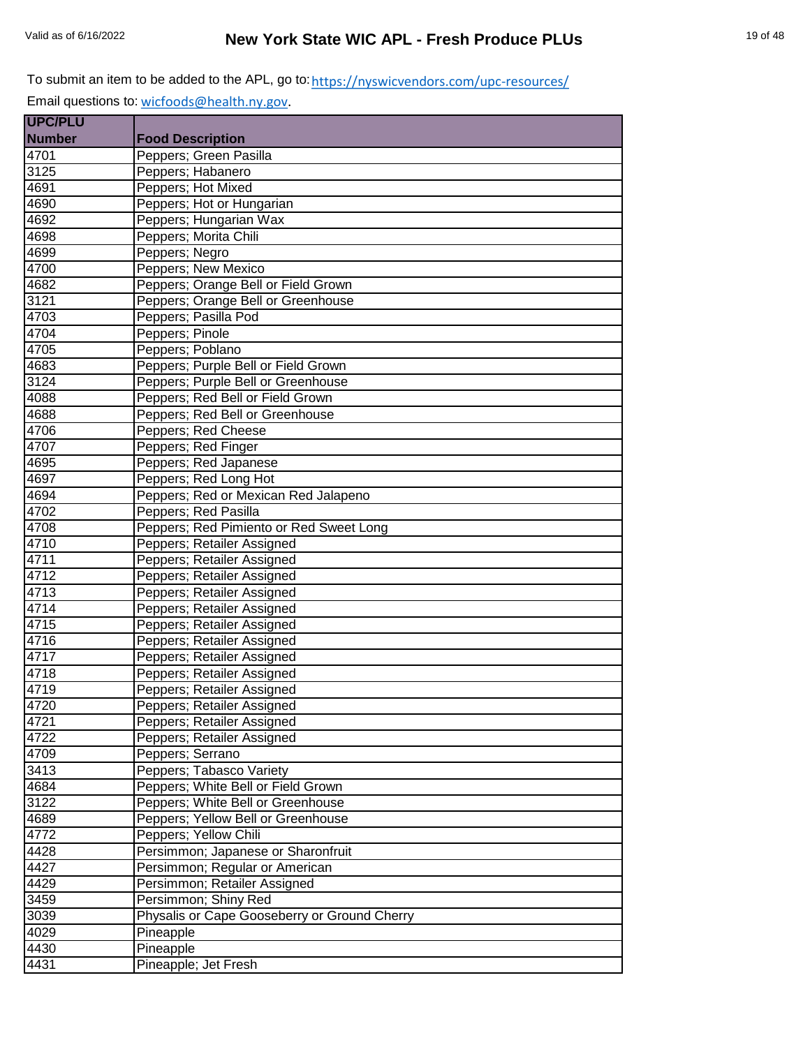To submit an item to be added to the APL, go to: https://nyswicvendors.com/upc-resources/

Email questions to: wicfoods@health.ny.gov.

| UPC/PLU Number | Food Description |
|---|---|
| 4701 | Peppers; Green Pasilla |
| 3125 | Peppers; Habanero |
| 4691 | Peppers; Hot Mixed |
| 4690 | Peppers; Hot or Hungarian |
| 4692 | Peppers; Hungarian Wax |
| 4698 | Peppers; Morita Chili |
| 4699 | Peppers; Negro |
| 4700 | Peppers; New Mexico |
| 4682 | Peppers; Orange Bell or Field Grown |
| 3121 | Peppers; Orange Bell or Greenhouse |
| 4703 | Peppers; Pasilla Pod |
| 4704 | Peppers; Pinole |
| 4705 | Peppers; Poblano |
| 4683 | Peppers; Purple Bell or Field Grown |
| 3124 | Peppers; Purple Bell or Greenhouse |
| 4088 | Peppers; Red Bell or Field Grown |
| 4688 | Peppers; Red Bell or Greenhouse |
| 4706 | Peppers; Red Cheese |
| 4707 | Peppers; Red Finger |
| 4695 | Peppers; Red Japanese |
| 4697 | Peppers; Red Long Hot |
| 4694 | Peppers; Red or Mexican Red Jalapeno |
| 4702 | Peppers; Red Pasilla |
| 4708 | Peppers; Red Pimiento or Red Sweet Long |
| 4710 | Peppers; Retailer Assigned |
| 4711 | Peppers; Retailer Assigned |
| 4712 | Peppers; Retailer Assigned |
| 4713 | Peppers; Retailer Assigned |
| 4714 | Peppers; Retailer Assigned |
| 4715 | Peppers; Retailer Assigned |
| 4716 | Peppers; Retailer Assigned |
| 4717 | Peppers; Retailer Assigned |
| 4718 | Peppers; Retailer Assigned |
| 4719 | Peppers; Retailer Assigned |
| 4720 | Peppers; Retailer Assigned |
| 4721 | Peppers; Retailer Assigned |
| 4722 | Peppers; Retailer Assigned |
| 4709 | Peppers; Serrano |
| 3413 | Peppers; Tabasco Variety |
| 4684 | Peppers; White Bell or Field Grown |
| 3122 | Peppers; White Bell or Greenhouse |
| 4689 | Peppers; Yellow Bell or Greenhouse |
| 4772 | Peppers; Yellow Chili |
| 4428 | Persimmon; Japanese or Sharonfruit |
| 4427 | Persimmon; Regular or American |
| 4429 | Persimmon; Retailer Assigned |
| 3459 | Persimmon; Shiny Red |
| 3039 | Physalis or Cape Gooseberry or Ground Cherry |
| 4029 | Pineapple |
| 4430 | Pineapple |
| 4431 | Pineapple; Jet Fresh |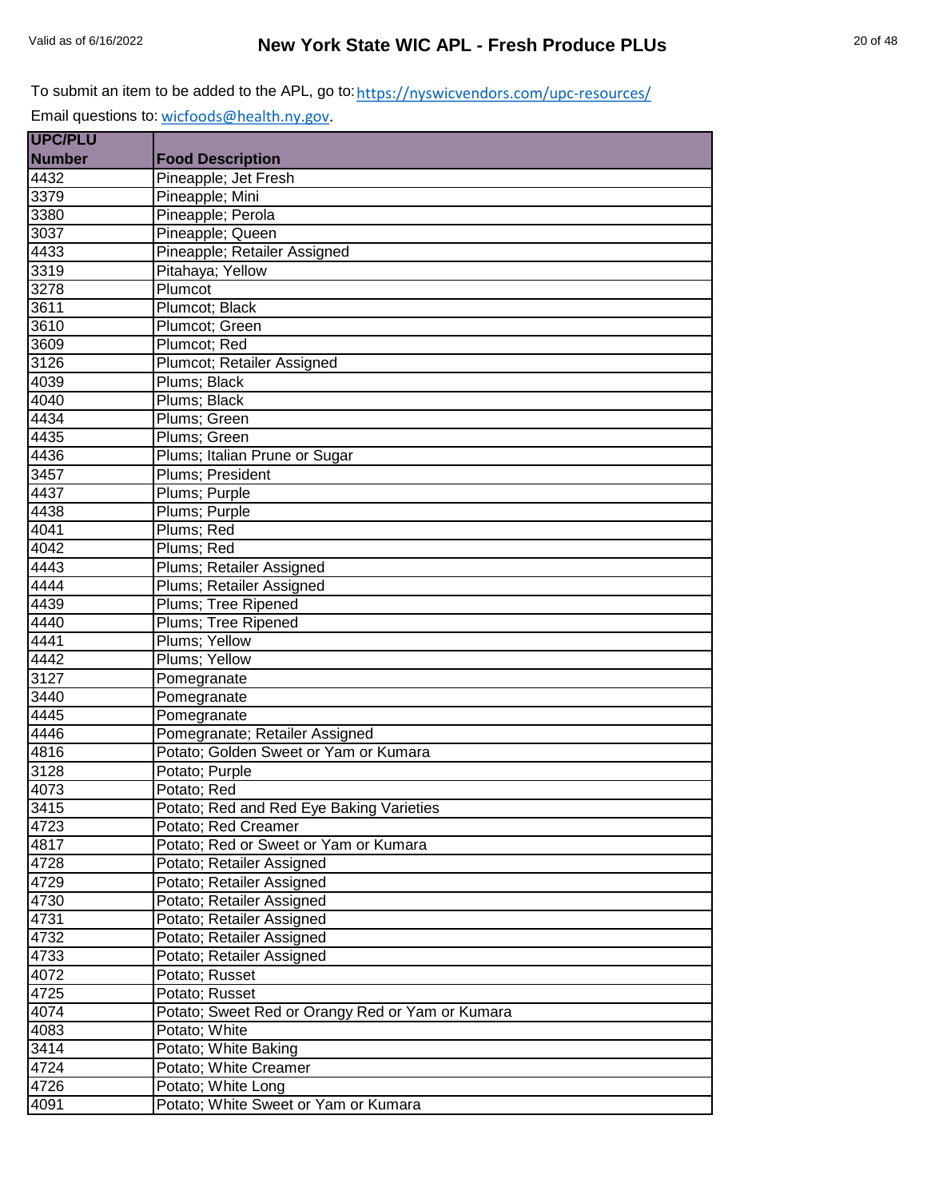To submit an item to be added to the APL, go to: https://nyswicvendors.com/upc-resources/

Email questions to: wicfoods@health.ny.gov.

| UPC/PLU Number | Food Description |
|---|---|
| 4432 | Pineapple; Jet Fresh |
| 3379 | Pineapple; Mini |
| 3380 | Pineapple; Perola |
| 3037 | Pineapple; Queen |
| 4433 | Pineapple; Retailer Assigned |
| 3319 | Pitahaya; Yellow |
| 3278 | Plumcot |
| 3611 | Plumcot; Black |
| 3610 | Plumcot; Green |
| 3609 | Plumcot; Red |
| 3126 | Plumcot; Retailer Assigned |
| 4039 | Plums; Black |
| 4040 | Plums; Black |
| 4434 | Plums; Green |
| 4435 | Plums; Green |
| 4436 | Plums; Italian Prune or Sugar |
| 3457 | Plums; President |
| 4437 | Plums; Purple |
| 4438 | Plums; Purple |
| 4041 | Plums; Red |
| 4042 | Plums; Red |
| 4443 | Plums; Retailer Assigned |
| 4444 | Plums; Retailer Assigned |
| 4439 | Plums; Tree Ripened |
| 4440 | Plums; Tree Ripened |
| 4441 | Plums; Yellow |
| 4442 | Plums; Yellow |
| 3127 | Pomegranate |
| 3440 | Pomegranate |
| 4445 | Pomegranate |
| 4446 | Pomegranate; Retailer Assigned |
| 4816 | Potato; Golden Sweet or Yam or Kumara |
| 3128 | Potato; Purple |
| 4073 | Potato; Red |
| 3415 | Potato; Red and Red Eye Baking Varieties |
| 4723 | Potato; Red Creamer |
| 4817 | Potato; Red or Sweet or Yam or Kumara |
| 4728 | Potato; Retailer Assigned |
| 4729 | Potato; Retailer Assigned |
| 4730 | Potato; Retailer Assigned |
| 4731 | Potato; Retailer Assigned |
| 4732 | Potato; Retailer Assigned |
| 4733 | Potato; Retailer Assigned |
| 4072 | Potato; Russet |
| 4725 | Potato; Russet |
| 4074 | Potato; Sweet Red or Orangy Red or Yam or Kumara |
| 4083 | Potato; White |
| 3414 | Potato; White Baking |
| 4724 | Potato; White Creamer |
| 4726 | Potato; White Long |
| 4091 | Potato; White Sweet or Yam or Kumara |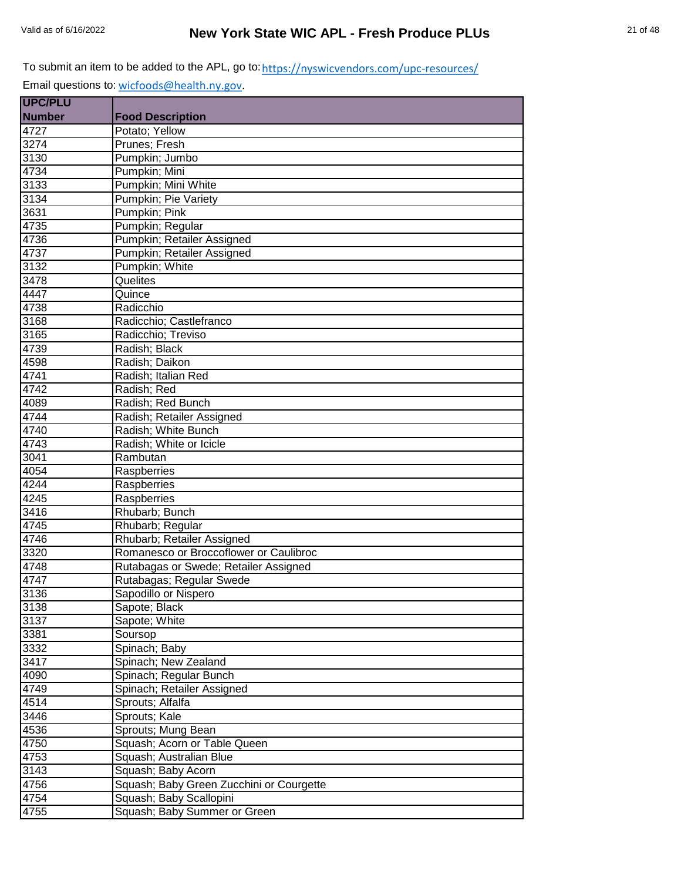To submit an item to be added to the APL, go to: https://nyswicvendors.com/upc-resources/

Email questions to: wicfoods@health.ny.gov.

| UPC/PLU Number | Food Description |
|---|---|
| 4727 | Potato; Yellow |
| 3274 | Prunes; Fresh |
| 3130 | Pumpkin; Jumbo |
| 4734 | Pumpkin; Mini |
| 3133 | Pumpkin; Mini White |
| 3134 | Pumpkin; Pie Variety |
| 3631 | Pumpkin; Pink |
| 4735 | Pumpkin; Regular |
| 4736 | Pumpkin; Retailer Assigned |
| 4737 | Pumpkin; Retailer Assigned |
| 3132 | Pumpkin; White |
| 3478 | Quelites |
| 4447 | Quince |
| 4738 | Radicchio |
| 3168 | Radicchio; Castlefranco |
| 3165 | Radicchio; Treviso |
| 4739 | Radish; Black |
| 4598 | Radish; Daikon |
| 4741 | Radish; Italian Red |
| 4742 | Radish; Red |
| 4089 | Radish; Red Bunch |
| 4744 | Radish; Retailer Assigned |
| 4740 | Radish; White Bunch |
| 4743 | Radish; White or Icicle |
| 3041 | Rambutan |
| 4054 | Raspberries |
| 4244 | Raspberries |
| 4245 | Raspberries |
| 3416 | Rhubarb; Bunch |
| 4745 | Rhubarb; Regular |
| 4746 | Rhubarb; Retailer Assigned |
| 3320 | Romanesco or Broccoflower or Caulibroc |
| 4748 | Rutabagas or Swede; Retailer Assigned |
| 4747 | Rutabagas; Regular Swede |
| 3136 | Sapodillo or Nispero |
| 3138 | Sapote; Black |
| 3137 | Sapote; White |
| 3381 | Soursop |
| 3332 | Spinach; Baby |
| 3417 | Spinach; New Zealand |
| 4090 | Spinach; Regular Bunch |
| 4749 | Spinach; Retailer Assigned |
| 4514 | Sprouts; Alfalfa |
| 3446 | Sprouts; Kale |
| 4536 | Sprouts; Mung Bean |
| 4750 | Squash; Acorn or Table Queen |
| 4753 | Squash; Australian Blue |
| 3143 | Squash; Baby Acorn |
| 4756 | Squash; Baby Green Zucchini or Courgette |
| 4754 | Squash; Baby Scallopini |
| 4755 | Squash; Baby Summer or Green |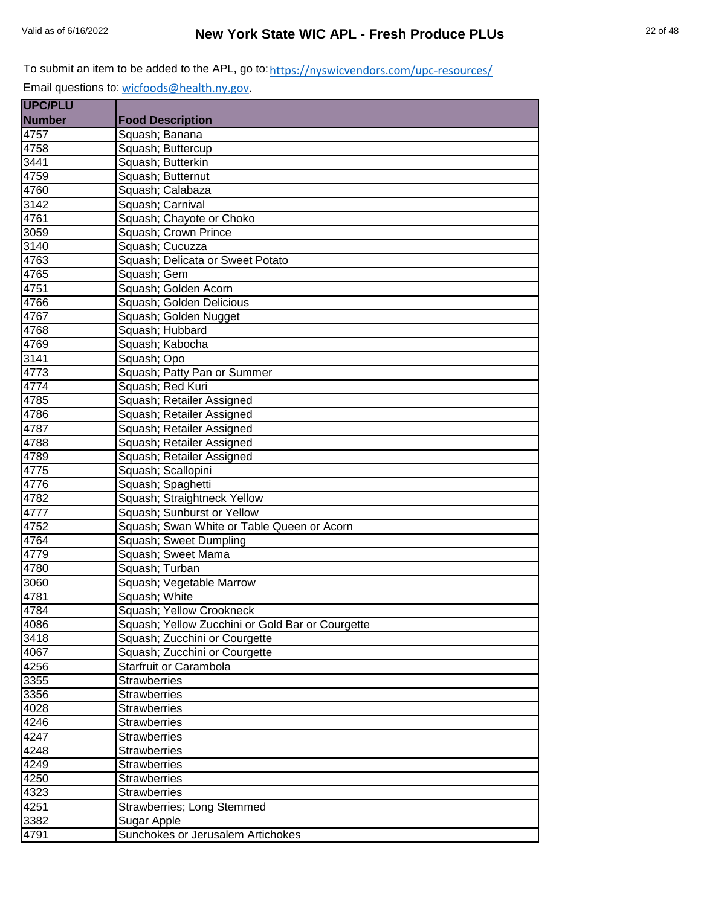To submit an item to be added to the APL, go to: https://nyswicvendors.com/upc-resources/

Email questions to: wicfoods@health.ny.gov.

| UPC/PLU Number | Food Description |
|---|---|
| 4757 | Squash; Banana |
| 4758 | Squash; Buttercup |
| 3441 | Squash; Butterkin |
| 4759 | Squash; Butternut |
| 4760 | Squash; Calabaza |
| 3142 | Squash; Carnival |
| 4761 | Squash; Chayote or Choko |
| 3059 | Squash; Crown Prince |
| 3140 | Squash; Cucuzza |
| 4763 | Squash; Delicata or Sweet Potato |
| 4765 | Squash; Gem |
| 4751 | Squash; Golden Acorn |
| 4766 | Squash; Golden Delicious |
| 4767 | Squash; Golden Nugget |
| 4768 | Squash; Hubbard |
| 4769 | Squash; Kabocha |
| 3141 | Squash; Opo |
| 4773 | Squash; Patty Pan or Summer |
| 4774 | Squash; Red Kuri |
| 4785 | Squash; Retailer Assigned |
| 4786 | Squash; Retailer Assigned |
| 4787 | Squash; Retailer Assigned |
| 4788 | Squash; Retailer Assigned |
| 4789 | Squash; Retailer Assigned |
| 4775 | Squash; Scallopini |
| 4776 | Squash; Spaghetti |
| 4782 | Squash; Straightneck Yellow |
| 4777 | Squash; Sunburst or Yellow |
| 4752 | Squash; Swan White or Table Queen or Acorn |
| 4764 | Squash; Sweet Dumpling |
| 4779 | Squash; Sweet Mama |
| 4780 | Squash; Turban |
| 3060 | Squash; Vegetable Marrow |
| 4781 | Squash; White |
| 4784 | Squash; Yellow Crookneck |
| 4086 | Squash; Yellow Zucchini or Gold Bar or Courgette |
| 3418 | Squash; Zucchini or Courgette |
| 4067 | Squash; Zucchini or Courgette |
| 4256 | Starfruit or Carambola |
| 3355 | Strawberries |
| 3356 | Strawberries |
| 4028 | Strawberries |
| 4246 | Strawberries |
| 4247 | Strawberries |
| 4248 | Strawberries |
| 4249 | Strawberries |
| 4250 | Strawberries |
| 4323 | Strawberries |
| 4251 | Strawberries; Long Stemmed |
| 3382 | Sugar Apple |
| 4791 | Sunchokes or Jerusalem Artichokes |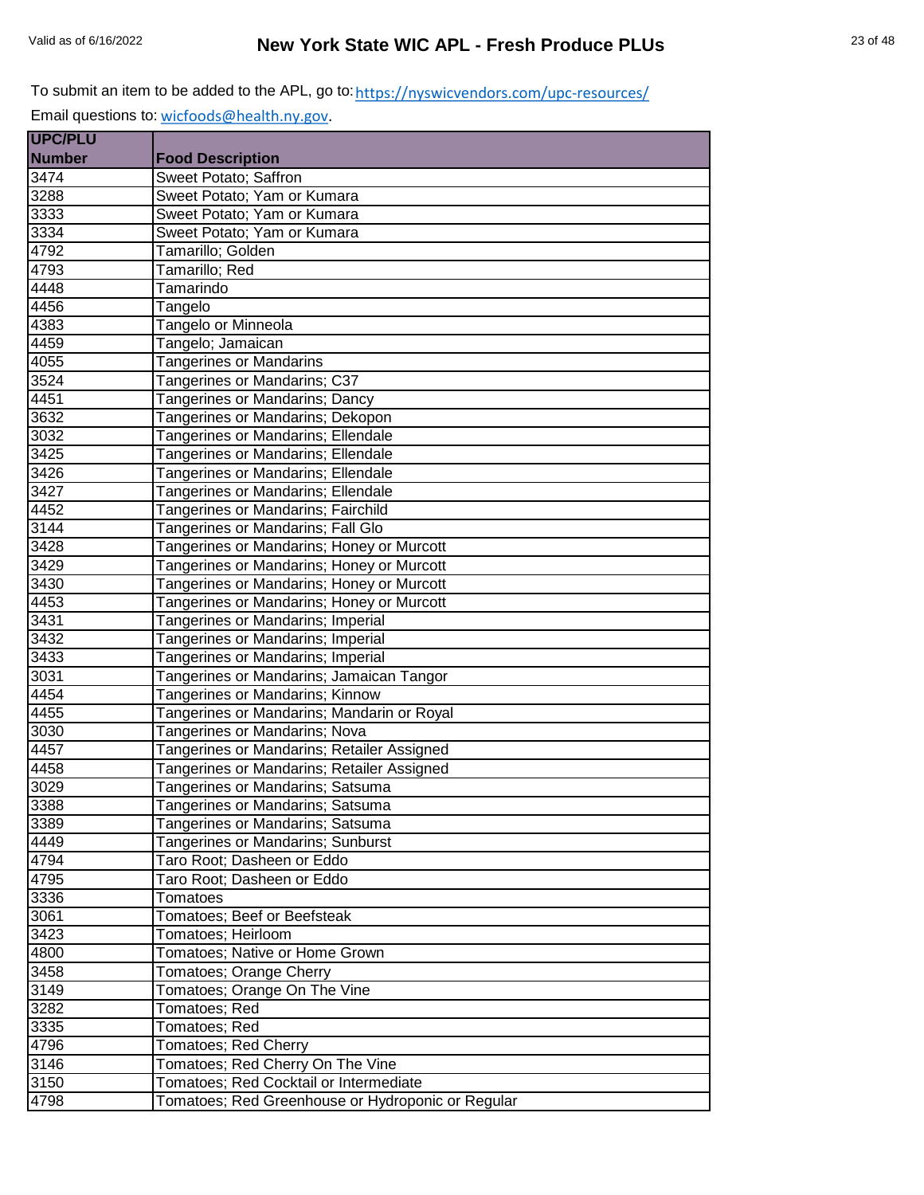To submit an item to be added to the APL, go to: https://nyswicvendors.com/upc-resources/

Email questions to: wicfoods@health.ny.gov.

| UPC/PLU Number | Food Description |
|---|---|
| 3474 | Sweet Potato; Saffron |
| 3288 | Sweet Potato; Yam or Kumara |
| 3333 | Sweet Potato; Yam or Kumara |
| 3334 | Sweet Potato; Yam or Kumara |
| 4792 | Tamarillo; Golden |
| 4793 | Tamarillo; Red |
| 4448 | Tamarindo |
| 4456 | Tangelo |
| 4383 | Tangelo or Minneola |
| 4459 | Tangelo; Jamaican |
| 4055 | Tangerines or Mandarins |
| 3524 | Tangerines or Mandarins; C37 |
| 4451 | Tangerines or Mandarins; Dancy |
| 3632 | Tangerines or Mandarins; Dekopon |
| 3032 | Tangerines or Mandarins; Ellendale |
| 3425 | Tangerines or Mandarins; Ellendale |
| 3426 | Tangerines or Mandarins; Ellendale |
| 3427 | Tangerines or Mandarins; Ellendale |
| 4452 | Tangerines or Mandarins; Fairchild |
| 3144 | Tangerines or Mandarins; Fall Glo |
| 3428 | Tangerines or Mandarins; Honey or Murcott |
| 3429 | Tangerines or Mandarins; Honey or Murcott |
| 3430 | Tangerines or Mandarins; Honey or Murcott |
| 4453 | Tangerines or Mandarins; Honey or Murcott |
| 3431 | Tangerines or Mandarins; Imperial |
| 3432 | Tangerines or Mandarins; Imperial |
| 3433 | Tangerines or Mandarins; Imperial |
| 3031 | Tangerines or Mandarins; Jamaican Tangor |
| 4454 | Tangerines or Mandarins; Kinnow |
| 4455 | Tangerines or Mandarins; Mandarin or Royal |
| 3030 | Tangerines or Mandarins; Nova |
| 4457 | Tangerines or Mandarins; Retailer Assigned |
| 4458 | Tangerines or Mandarins; Retailer Assigned |
| 3029 | Tangerines or Mandarins; Satsuma |
| 3388 | Tangerines or Mandarins; Satsuma |
| 3389 | Tangerines or Mandarins; Satsuma |
| 4449 | Tangerines or Mandarins; Sunburst |
| 4794 | Taro Root; Dasheen or Eddo |
| 4795 | Taro Root; Dasheen or Eddo |
| 3336 | Tomatoes |
| 3061 | Tomatoes; Beef or Beefsteak |
| 3423 | Tomatoes; Heirloom |
| 4800 | Tomatoes; Native or Home Grown |
| 3458 | Tomatoes; Orange Cherry |
| 3149 | Tomatoes; Orange On The Vine |
| 3282 | Tomatoes; Red |
| 3335 | Tomatoes; Red |
| 4796 | Tomatoes; Red Cherry |
| 3146 | Tomatoes; Red Cherry On The Vine |
| 3150 | Tomatoes; Red Cocktail or Intermediate |
| 4798 | Tomatoes; Red Greenhouse or Hydroponic or Regular |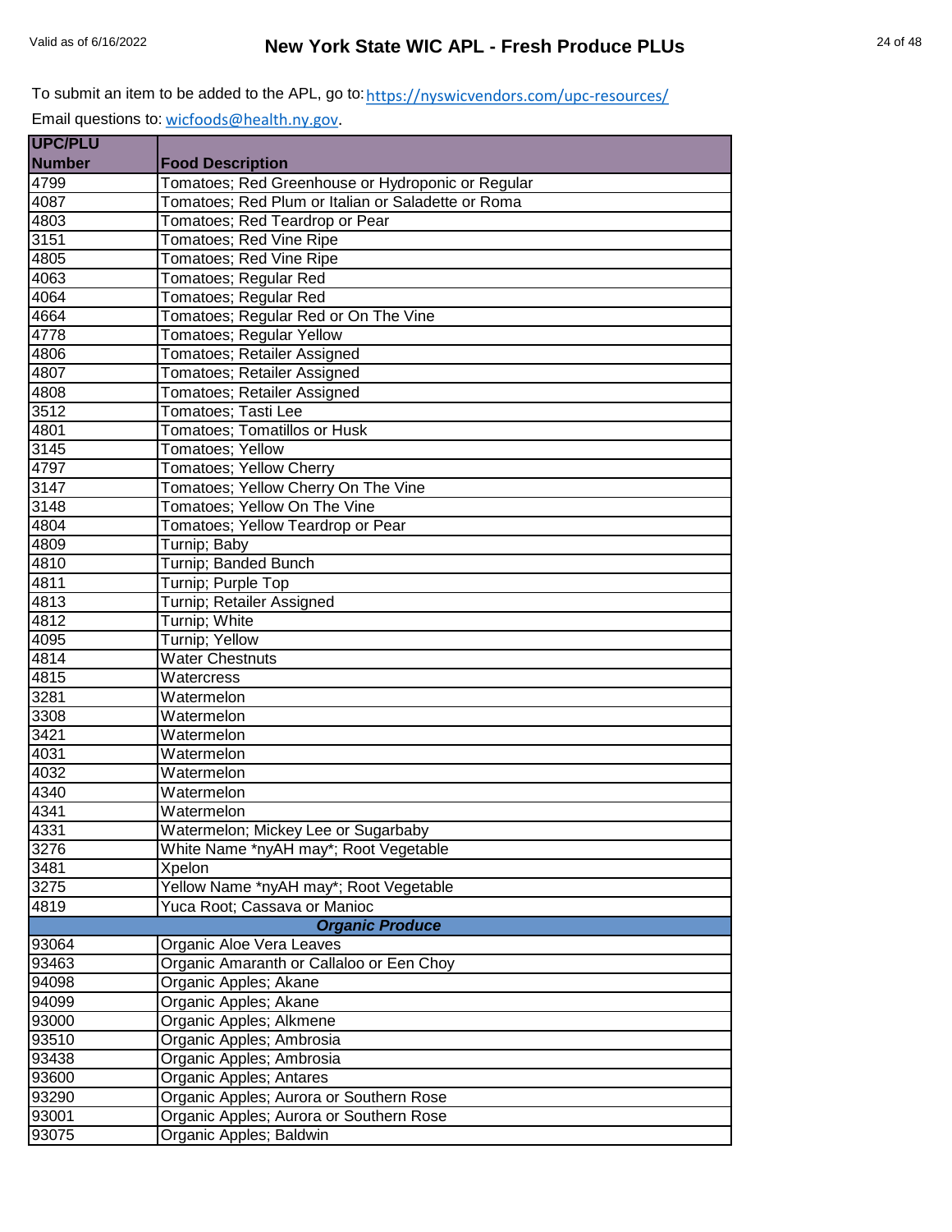To submit an item to be added to the APL, go to: https://nyswicvendors.com/upc-resources/

Email questions to: wicfoods@health.ny.gov.

| UPC/PLU Number | Food Description |
|---|---|
| 4799 | Tomatoes; Red Greenhouse or Hydroponic or Regular |
| 4087 | Tomatoes; Red Plum or Italian or Saladette or Roma |
| 4803 | Tomatoes; Red Teardrop or Pear |
| 3151 | Tomatoes; Red Vine Ripe |
| 4805 | Tomatoes; Red Vine Ripe |
| 4063 | Tomatoes; Regular Red |
| 4064 | Tomatoes; Regular Red |
| 4664 | Tomatoes; Regular Red or On The Vine |
| 4778 | Tomatoes; Regular Yellow |
| 4806 | Tomatoes; Retailer Assigned |
| 4807 | Tomatoes; Retailer Assigned |
| 4808 | Tomatoes; Retailer Assigned |
| 3512 | Tomatoes; Tasti Lee |
| 4801 | Tomatoes; Tomatillos or Husk |
| 3145 | Tomatoes; Yellow |
| 4797 | Tomatoes; Yellow Cherry |
| 3147 | Tomatoes; Yellow Cherry On The Vine |
| 3148 | Tomatoes; Yellow On The Vine |
| 4804 | Tomatoes; Yellow Teardrop or Pear |
| 4809 | Turnip; Baby |
| 4810 | Turnip; Banded Bunch |
| 4811 | Turnip; Purple Top |
| 4813 | Turnip; Retailer Assigned |
| 4812 | Turnip; White |
| 4095 | Turnip; Yellow |
| 4814 | Water Chestnuts |
| 4815 | Watercress |
| 3281 | Watermelon |
| 3308 | Watermelon |
| 3421 | Watermelon |
| 4031 | Watermelon |
| 4032 | Watermelon |
| 4340 | Watermelon |
| 4341 | Watermelon |
| 4331 | Watermelon; Mickey Lee or Sugarbaby |
| 3276 | White Name *nyAH may*; Root Vegetable |
| 3481 | Xpelon |
| 3275 | Yellow Name *nyAH may*; Root Vegetable |
| 4819 | Yuca Root; Cassava or Manioc |
| | ***Organic Produce*** |
| 93064 | Organic Aloe Vera Leaves |
| 93463 | Organic Amaranth or Callaloo or Een Choy |
| 94098 | Organic Apples; Akane |
| 94099 | Organic Apples; Akane |
| 93000 | Organic Apples; Alkmene |
| 93510 | Organic Apples; Ambrosia |
| 93438 | Organic Apples; Ambrosia |
| 93600 | Organic Apples; Antares |
| 93290 | Organic Apples; Aurora or Southern Rose |
| 93001 | Organic Apples; Aurora or Southern Rose |
| 93075 | Organic Apples; Baldwin |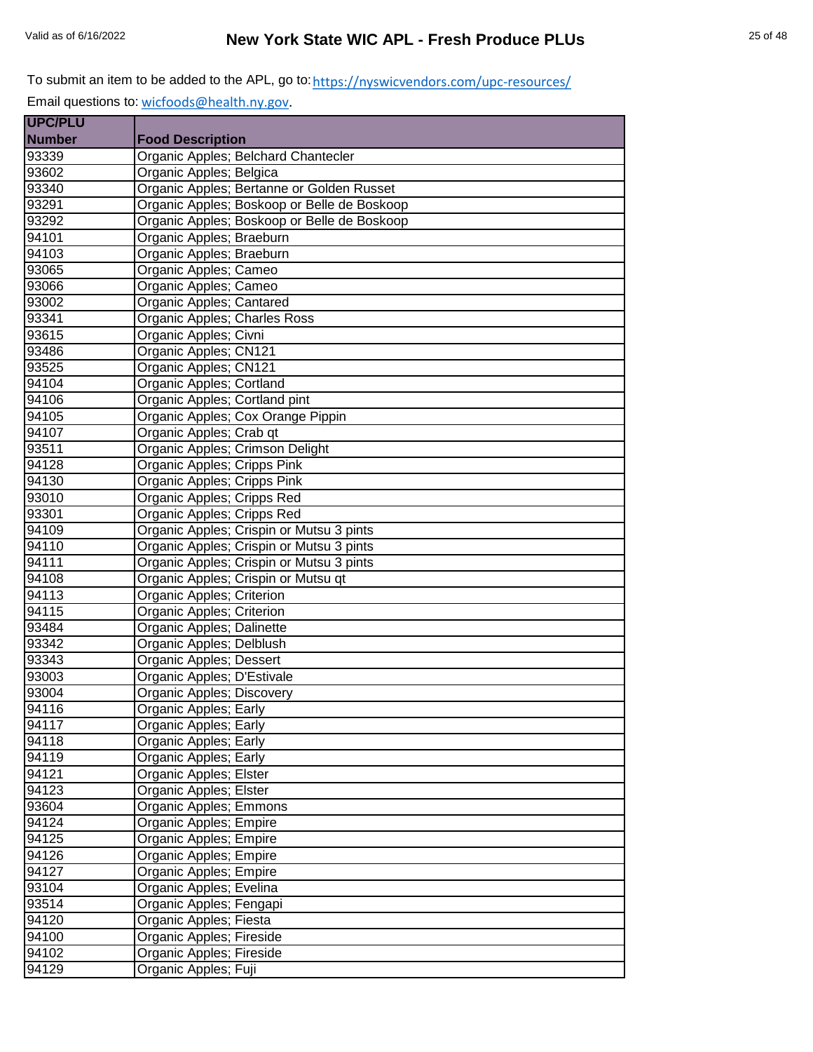To submit an item to be added to the APL, go to: https://nyswicvendors.com/upc-resources/

Email questions to: wicfoods@health.ny.gov.

| UPC/PLU Number | Food Description |
|---|---|
| 93339 | Organic Apples; Belchard Chantecler |
| 93602 | Organic Apples; Belgica |
| 93340 | Organic Apples; Bertanne or Golden Russet |
| 93291 | Organic Apples; Boskoop or Belle de Boskoop |
| 93292 | Organic Apples; Boskoop or Belle de Boskoop |
| 94101 | Organic Apples; Braeburn |
| 94103 | Organic Apples; Braeburn |
| 93065 | Organic Apples; Cameo |
| 93066 | Organic Apples; Cameo |
| 93002 | Organic Apples; Cantared |
| 93341 | Organic Apples; Charles Ross |
| 93615 | Organic Apples; Civni |
| 93486 | Organic Apples; CN121 |
| 93525 | Organic Apples; CN121 |
| 94104 | Organic Apples; Cortland |
| 94106 | Organic Apples; Cortland pint |
| 94105 | Organic Apples; Cox Orange Pippin |
| 94107 | Organic Apples; Crab qt |
| 93511 | Organic Apples; Crimson Delight |
| 94128 | Organic Apples; Cripps Pink |
| 94130 | Organic Apples; Cripps Pink |
| 93010 | Organic Apples; Cripps Red |
| 93301 | Organic Apples; Cripps Red |
| 94109 | Organic Apples; Crispin or Mutsu 3 pints |
| 94110 | Organic Apples; Crispin or Mutsu 3 pints |
| 94111 | Organic Apples; Crispin or Mutsu 3 pints |
| 94108 | Organic Apples; Crispin or Mutsu qt |
| 94113 | Organic Apples; Criterion |
| 94115 | Organic Apples; Criterion |
| 93484 | Organic Apples; Dalinette |
| 93342 | Organic Apples; Delblush |
| 93343 | Organic Apples; Dessert |
| 93003 | Organic Apples; D'Estivale |
| 93004 | Organic Apples; Discovery |
| 94116 | Organic Apples; Early |
| 94117 | Organic Apples; Early |
| 94118 | Organic Apples; Early |
| 94119 | Organic Apples; Early |
| 94121 | Organic Apples; Elster |
| 94123 | Organic Apples; Elster |
| 93604 | Organic Apples; Emmons |
| 94124 | Organic Apples; Empire |
| 94125 | Organic Apples; Empire |
| 94126 | Organic Apples; Empire |
| 94127 | Organic Apples; Empire |
| 93104 | Organic Apples; Evelina |
| 93514 | Organic Apples; Fengapi |
| 94120 | Organic Apples; Fiesta |
| 94100 | Organic Apples; Fireside |
| 94102 | Organic Apples; Fireside |
| 94129 | Organic Apples; Fuji |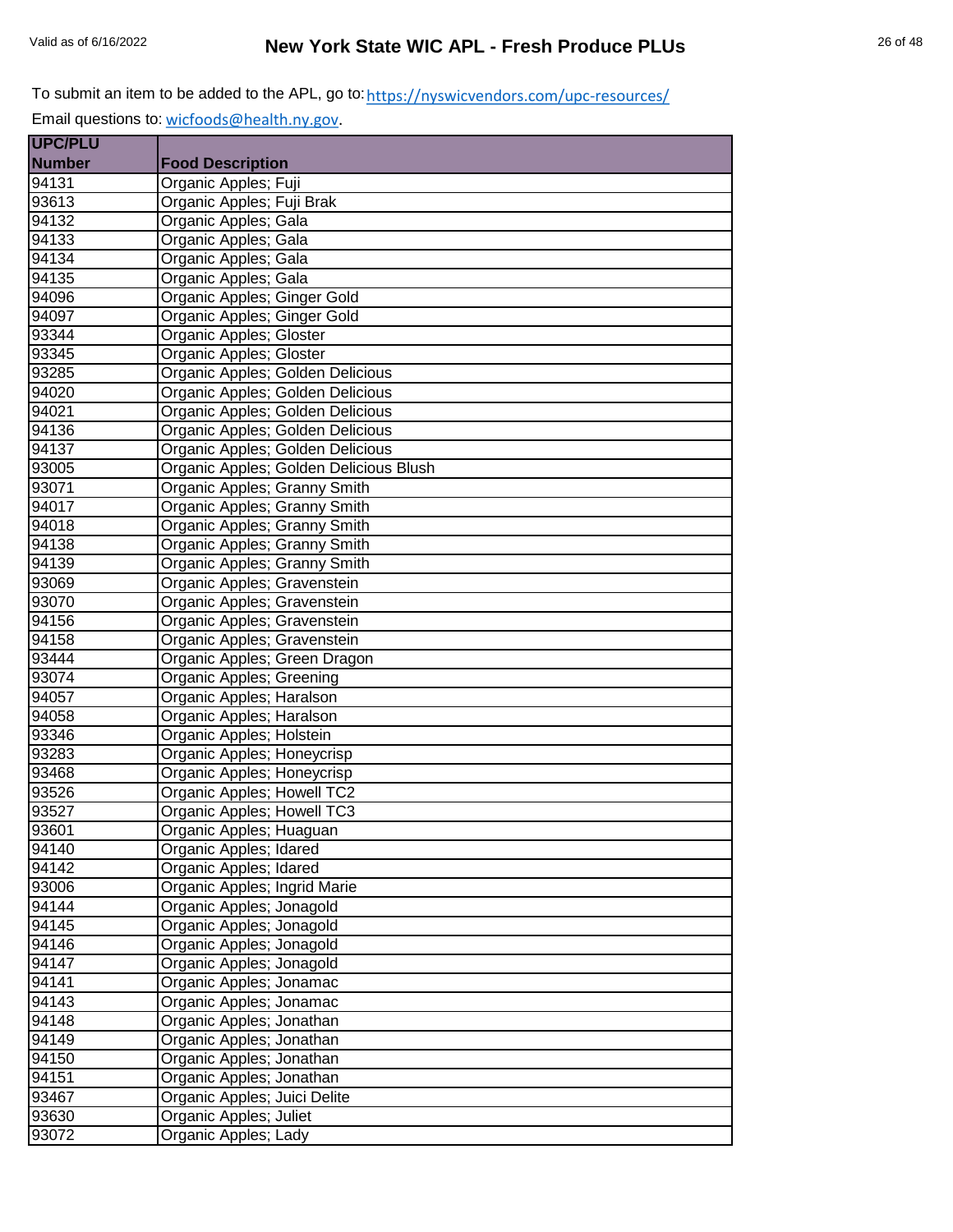To submit an item to be added to the APL, go to: https://nyswicvendors.com/upc-resources/

Email questions to: wicfoods@health.ny.gov.

| UPC/PLU Number | Food Description |
|---|---|
| 94131 | Organic Apples; Fuji |
| 93613 | Organic Apples; Fuji Brak |
| 94132 | Organic Apples; Gala |
| 94133 | Organic Apples; Gala |
| 94134 | Organic Apples; Gala |
| 94135 | Organic Apples; Gala |
| 94096 | Organic Apples; Ginger Gold |
| 94097 | Organic Apples; Ginger Gold |
| 93344 | Organic Apples; Gloster |
| 93345 | Organic Apples; Gloster |
| 93285 | Organic Apples; Golden Delicious |
| 94020 | Organic Apples; Golden Delicious |
| 94021 | Organic Apples; Golden Delicious |
| 94136 | Organic Apples; Golden Delicious |
| 94137 | Organic Apples; Golden Delicious |
| 93005 | Organic Apples; Golden Delicious Blush |
| 93071 | Organic Apples; Granny Smith |
| 94017 | Organic Apples; Granny Smith |
| 94018 | Organic Apples; Granny Smith |
| 94138 | Organic Apples; Granny Smith |
| 94139 | Organic Apples; Granny Smith |
| 93069 | Organic Apples; Gravenstein |
| 93070 | Organic Apples; Gravenstein |
| 94156 | Organic Apples; Gravenstein |
| 94158 | Organic Apples; Gravenstein |
| 93444 | Organic Apples; Green Dragon |
| 93074 | Organic Apples; Greening |
| 94057 | Organic Apples; Haralson |
| 94058 | Organic Apples; Haralson |
| 93346 | Organic Apples; Holstein |
| 93283 | Organic Apples; Honeycrisp |
| 93468 | Organic Apples; Honeycrisp |
| 93526 | Organic Apples; Howell TC2 |
| 93527 | Organic Apples; Howell TC3 |
| 93601 | Organic Apples; Huaguan |
| 94140 | Organic Apples; Idared |
| 94142 | Organic Apples; Idared |
| 93006 | Organic Apples; Ingrid Marie |
| 94144 | Organic Apples; Jonagold |
| 94145 | Organic Apples; Jonagold |
| 94146 | Organic Apples; Jonagold |
| 94147 | Organic Apples; Jonagold |
| 94141 | Organic Apples; Jonamac |
| 94143 | Organic Apples; Jonamac |
| 94148 | Organic Apples; Jonathan |
| 94149 | Organic Apples; Jonathan |
| 94150 | Organic Apples; Jonathan |
| 94151 | Organic Apples; Jonathan |
| 93467 | Organic Apples; Juici Delite |
| 93630 | Organic Apples; Juliet |
| 93072 | Organic Apples; Lady |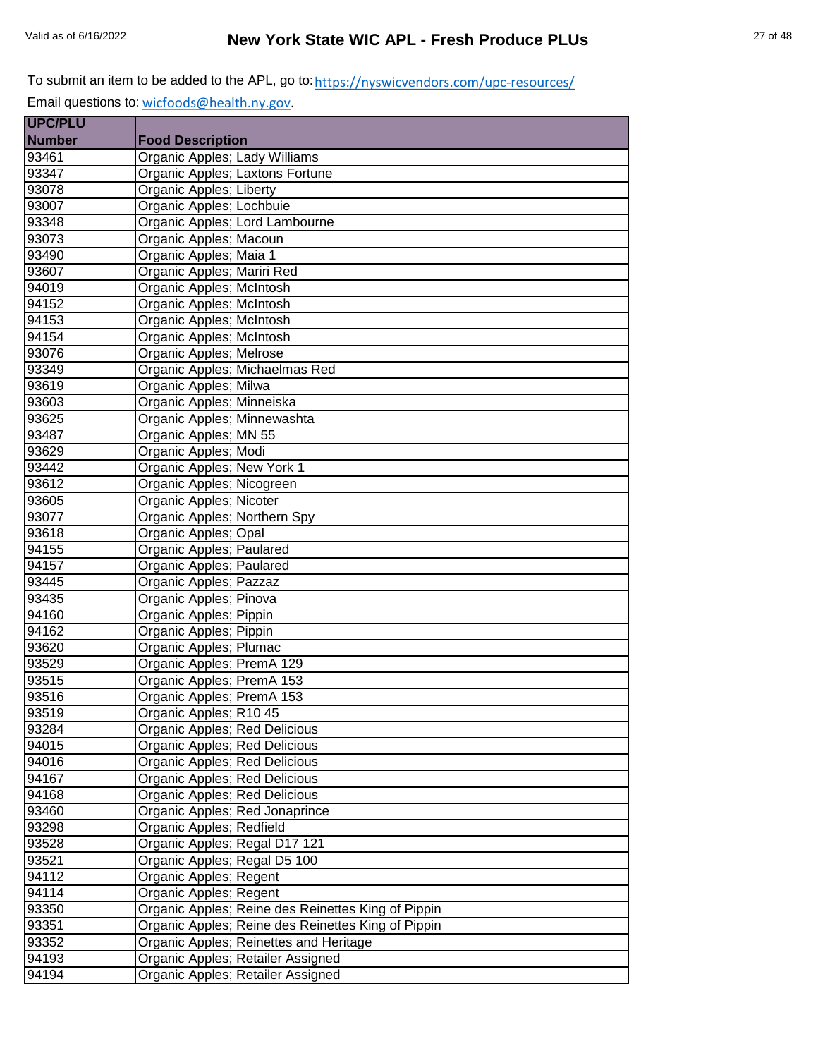To submit an item to be added to the APL, go to: https://nyswicvendors.com/upc-resources/

Email questions to: wicfoods@health.ny.gov.

| UPC/PLU Number | Food Description |
|---|---|
| 93461 | Organic Apples; Lady Williams |
| 93347 | Organic Apples; Laxtons Fortune |
| 93078 | Organic Apples; Liberty |
| 93007 | Organic Apples; Lochbuie |
| 93348 | Organic Apples; Lord Lambourne |
| 93073 | Organic Apples; Macoun |
| 93490 | Organic Apples; Maia 1 |
| 93607 | Organic Apples; Mariri Red |
| 94019 | Organic Apples; McIntosh |
| 94152 | Organic Apples; McIntosh |
| 94153 | Organic Apples; McIntosh |
| 94154 | Organic Apples; McIntosh |
| 93076 | Organic Apples; Melrose |
| 93349 | Organic Apples; Michaelmas Red |
| 93619 | Organic Apples; Milwa |
| 93603 | Organic Apples; Minneiska |
| 93625 | Organic Apples; Minnewashta |
| 93487 | Organic Apples; MN 55 |
| 93629 | Organic Apples; Modi |
| 93442 | Organic Apples; New York 1 |
| 93612 | Organic Apples; Nicogreen |
| 93605 | Organic Apples; Nicoter |
| 93077 | Organic Apples; Northern Spy |
| 93618 | Organic Apples; Opal |
| 94155 | Organic Apples; Paulared |
| 94157 | Organic Apples; Paulared |
| 93445 | Organic Apples; Pazzaz |
| 93435 | Organic Apples; Pinova |
| 94160 | Organic Apples; Pippin |
| 94162 | Organic Apples; Pippin |
| 93620 | Organic Apples; Plumac |
| 93529 | Organic Apples; PremA 129 |
| 93515 | Organic Apples; PremA 153 |
| 93516 | Organic Apples; PremA 153 |
| 93519 | Organic Apples; R10 45 |
| 93284 | Organic Apples; Red Delicious |
| 94015 | Organic Apples; Red Delicious |
| 94016 | Organic Apples; Red Delicious |
| 94167 | Organic Apples; Red Delicious |
| 94168 | Organic Apples; Red Delicious |
| 93460 | Organic Apples; Red Jonaprince |
| 93298 | Organic Apples; Redfield |
| 93528 | Organic Apples; Regal D17 121 |
| 93521 | Organic Apples; Regal D5 100 |
| 94112 | Organic Apples; Regent |
| 94114 | Organic Apples; Regent |
| 93350 | Organic Apples; Reine des Reinettes King of Pippin |
| 93351 | Organic Apples; Reine des Reinettes King of Pippin |
| 93352 | Organic Apples; Reinettes and Heritage |
| 94193 | Organic Apples; Retailer Assigned |
| 94194 | Organic Apples; Retailer Assigned |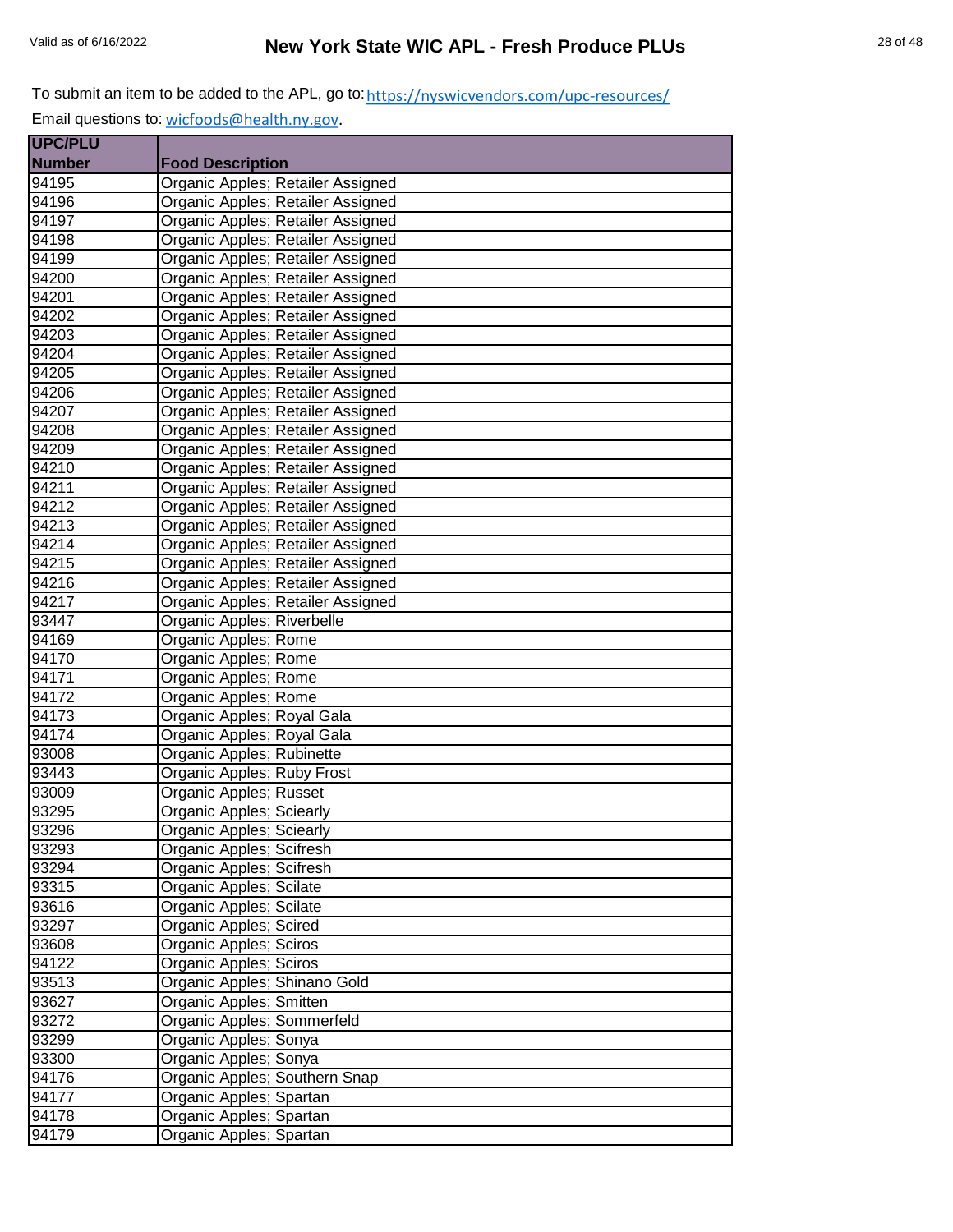To submit an item to be added to the APL, go to: https://nyswicvendors.com/upc-resources/

Email questions to: wicfoods@health.ny.gov.

| UPC/PLU Number | Food Description |
|---|---|
| 94195 | Organic Apples; Retailer Assigned |
| 94196 | Organic Apples; Retailer Assigned |
| 94197 | Organic Apples; Retailer Assigned |
| 94198 | Organic Apples; Retailer Assigned |
| 94199 | Organic Apples; Retailer Assigned |
| 94200 | Organic Apples; Retailer Assigned |
| 94201 | Organic Apples; Retailer Assigned |
| 94202 | Organic Apples; Retailer Assigned |
| 94203 | Organic Apples; Retailer Assigned |
| 94204 | Organic Apples; Retailer Assigned |
| 94205 | Organic Apples; Retailer Assigned |
| 94206 | Organic Apples; Retailer Assigned |
| 94207 | Organic Apples; Retailer Assigned |
| 94208 | Organic Apples; Retailer Assigned |
| 94209 | Organic Apples; Retailer Assigned |
| 94210 | Organic Apples; Retailer Assigned |
| 94211 | Organic Apples; Retailer Assigned |
| 94212 | Organic Apples; Retailer Assigned |
| 94213 | Organic Apples; Retailer Assigned |
| 94214 | Organic Apples; Retailer Assigned |
| 94215 | Organic Apples; Retailer Assigned |
| 94216 | Organic Apples; Retailer Assigned |
| 94217 | Organic Apples; Retailer Assigned |
| 93447 | Organic Apples; Riverbelle |
| 94169 | Organic Apples; Rome |
| 94170 | Organic Apples; Rome |
| 94171 | Organic Apples; Rome |
| 94172 | Organic Apples; Rome |
| 94173 | Organic Apples; Royal Gala |
| 94174 | Organic Apples; Royal Gala |
| 93008 | Organic Apples; Rubinette |
| 93443 | Organic Apples; Ruby Frost |
| 93009 | Organic Apples; Russet |
| 93295 | Organic Apples; Sciearly |
| 93296 | Organic Apples; Sciearly |
| 93293 | Organic Apples; Scifresh |
| 93294 | Organic Apples; Scifresh |
| 93315 | Organic Apples; Scilate |
| 93616 | Organic Apples; Scilate |
| 93297 | Organic Apples; Scired |
| 93608 | Organic Apples; Sciros |
| 94122 | Organic Apples; Sciros |
| 93513 | Organic Apples; Shinano Gold |
| 93627 | Organic Apples; Smitten |
| 93272 | Organic Apples; Sommerfeld |
| 93299 | Organic Apples; Sonya |
| 93300 | Organic Apples; Sonya |
| 94176 | Organic Apples; Southern Snap |
| 94177 | Organic Apples; Spartan |
| 94178 | Organic Apples; Spartan |
| 94179 | Organic Apples; Spartan |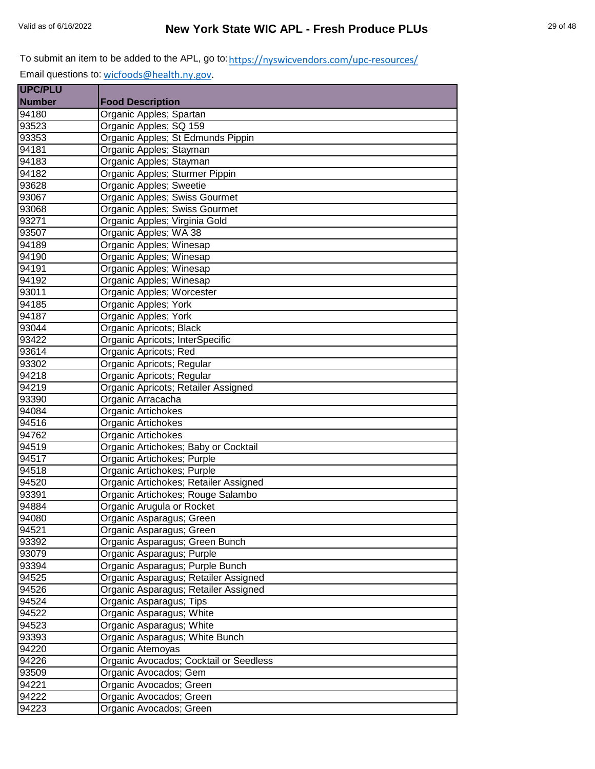To submit an item to be added to the APL, go to: https://nyswicvendors.com/upc-resources/

Email questions to: wicfoods@health.ny.gov.

| UPC/PLU Number | Food Description |
|---|---|
| 94180 | Organic Apples; Spartan |
| 93523 | Organic Apples; SQ 159 |
| 93353 | Organic Apples; St Edmunds Pippin |
| 94181 | Organic Apples; Stayman |
| 94183 | Organic Apples; Stayman |
| 94182 | Organic Apples; Sturmer Pippin |
| 93628 | Organic Apples; Sweetie |
| 93067 | Organic Apples; Swiss Gourmet |
| 93068 | Organic Apples; Swiss Gourmet |
| 93271 | Organic Apples; Virginia Gold |
| 93507 | Organic Apples; WA 38 |
| 94189 | Organic Apples; Winesap |
| 94190 | Organic Apples; Winesap |
| 94191 | Organic Apples; Winesap |
| 94192 | Organic Apples; Winesap |
| 93011 | Organic Apples; Worcester |
| 94185 | Organic Apples; York |
| 94187 | Organic Apples; York |
| 93044 | Organic Apricots; Black |
| 93422 | Organic Apricots; InterSpecific |
| 93614 | Organic Apricots; Red |
| 93302 | Organic Apricots; Regular |
| 94218 | Organic Apricots; Regular |
| 94219 | Organic Apricots; Retailer Assigned |
| 93390 | Organic Arracacha |
| 94084 | Organic Artichokes |
| 94516 | Organic Artichokes |
| 94762 | Organic Artichokes |
| 94519 | Organic Artichokes; Baby or Cocktail |
| 94517 | Organic Artichokes; Purple |
| 94518 | Organic Artichokes; Purple |
| 94520 | Organic Artichokes; Retailer Assigned |
| 93391 | Organic Artichokes; Rouge Salambo |
| 94884 | Organic Arugula or Rocket |
| 94080 | Organic Asparagus; Green |
| 94521 | Organic Asparagus; Green |
| 93392 | Organic Asparagus; Green Bunch |
| 93079 | Organic Asparagus; Purple |
| 93394 | Organic Asparagus; Purple Bunch |
| 94525 | Organic Asparagus; Retailer Assigned |
| 94526 | Organic Asparagus; Retailer Assigned |
| 94524 | Organic Asparagus; Tips |
| 94522 | Organic Asparagus; White |
| 94523 | Organic Asparagus; White |
| 93393 | Organic Asparagus; White Bunch |
| 94220 | Organic Atemoyas |
| 94226 | Organic Avocados; Cocktail or Seedless |
| 93509 | Organic Avocados; Gem |
| 94221 | Organic Avocados; Green |
| 94222 | Organic Avocados; Green |
| 94223 | Organic Avocados; Green |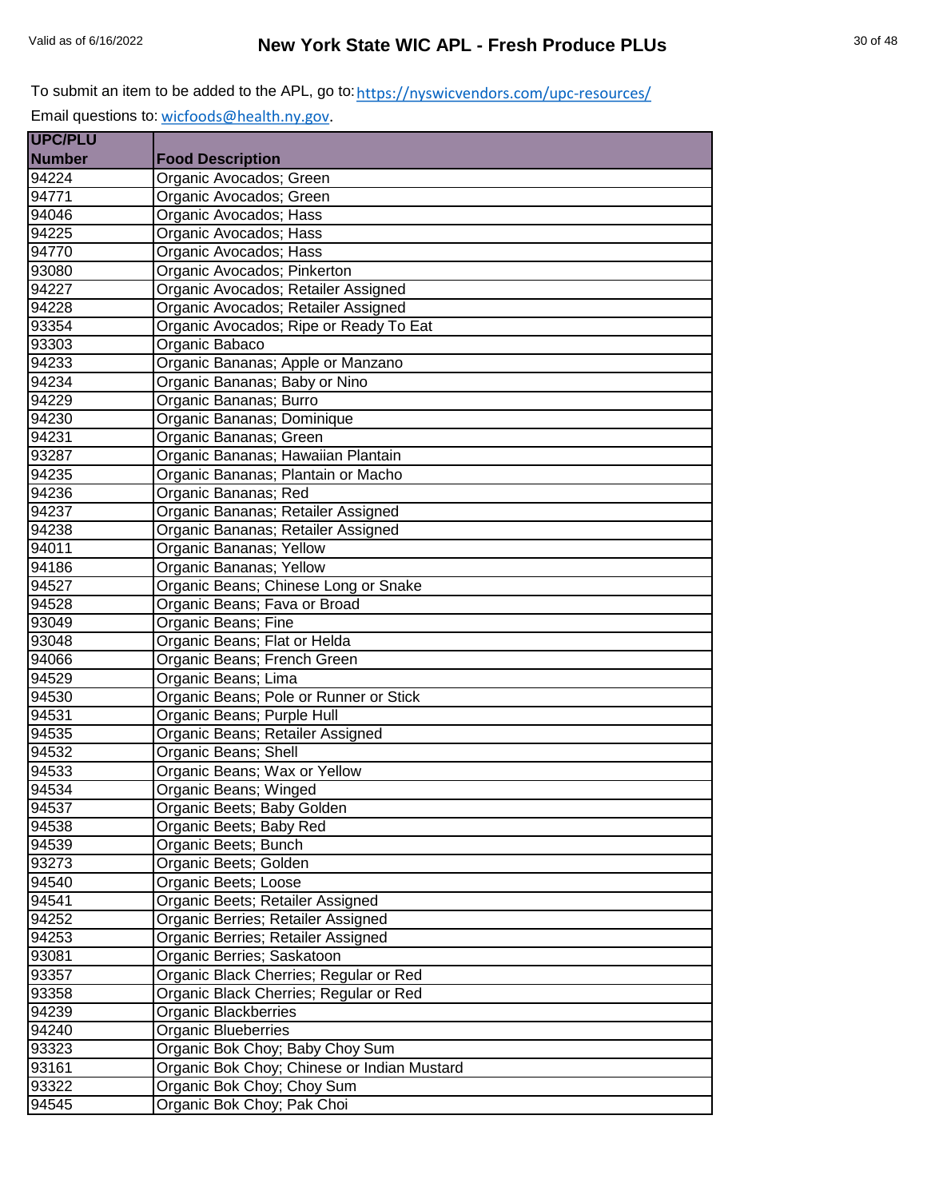To submit an item to be added to the APL, go to: https://nyswicvendors.com/upc-resources/

Email questions to: wicfoods@health.ny.gov.

| UPC/PLU Number | Food Description |
|---|---|
| 94224 | Organic Avocados; Green |
| 94771 | Organic Avocados; Green |
| 94046 | Organic Avocados; Hass |
| 94225 | Organic Avocados; Hass |
| 94770 | Organic Avocados; Hass |
| 93080 | Organic Avocados; Pinkerton |
| 94227 | Organic Avocados; Retailer Assigned |
| 94228 | Organic Avocados; Retailer Assigned |
| 93354 | Organic Avocados; Ripe or Ready To Eat |
| 93303 | Organic Babaco |
| 94233 | Organic Bananas; Apple or Manzano |
| 94234 | Organic Bananas; Baby or Nino |
| 94229 | Organic Bananas; Burro |
| 94230 | Organic Bananas; Dominique |
| 94231 | Organic Bananas; Green |
| 93287 | Organic Bananas; Hawaiian Plantain |
| 94235 | Organic Bananas; Plantain or Macho |
| 94236 | Organic Bananas; Red |
| 94237 | Organic Bananas; Retailer Assigned |
| 94238 | Organic Bananas; Retailer Assigned |
| 94011 | Organic Bananas; Yellow |
| 94186 | Organic Bananas; Yellow |
| 94527 | Organic Beans; Chinese Long or Snake |
| 94528 | Organic Beans; Fava or Broad |
| 93049 | Organic Beans; Fine |
| 93048 | Organic Beans; Flat or Helda |
| 94066 | Organic Beans; French Green |
| 94529 | Organic Beans; Lima |
| 94530 | Organic Beans; Pole or Runner or Stick |
| 94531 | Organic Beans; Purple Hull |
| 94535 | Organic Beans; Retailer Assigned |
| 94532 | Organic Beans; Shell |
| 94533 | Organic Beans; Wax or Yellow |
| 94534 | Organic Beans; Winged |
| 94537 | Organic Beets; Baby Golden |
| 94538 | Organic Beets; Baby Red |
| 94539 | Organic Beets; Bunch |
| 93273 | Organic Beets; Golden |
| 94540 | Organic Beets; Loose |
| 94541 | Organic Beets; Retailer Assigned |
| 94252 | Organic Berries; Retailer Assigned |
| 94253 | Organic Berries; Retailer Assigned |
| 93081 | Organic Berries; Saskatoon |
| 93357 | Organic Black Cherries; Regular or Red |
| 93358 | Organic Black Cherries; Regular or Red |
| 94239 | Organic Blackberries |
| 94240 | Organic Blueberries |
| 93323 | Organic Bok Choy; Baby Choy Sum |
| 93161 | Organic Bok Choy; Chinese or Indian Mustard |
| 93322 | Organic Bok Choy; Choy Sum |
| 94545 | Organic Bok Choy; Pak Choi |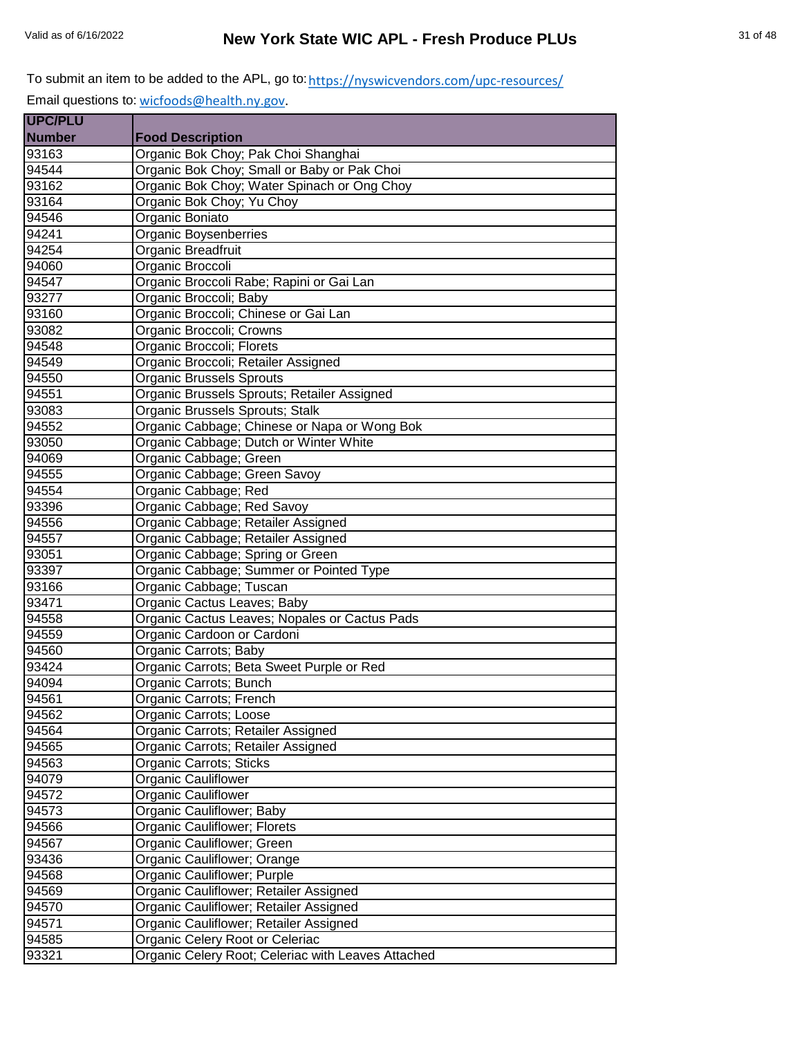To submit an item to be added to the APL, go to: https://nyswicvendors.com/upc-resources/

Email questions to: wicfoods@health.ny.gov.

| UPC/PLU Number | Food Description |
|---|---|
| 93163 | Organic Bok Choy; Pak Choi Shanghai |
| 94544 | Organic Bok Choy; Small or Baby or Pak Choi |
| 93162 | Organic Bok Choy; Water Spinach or Ong Choy |
| 93164 | Organic Bok Choy; Yu Choy |
| 94546 | Organic Boniato |
| 94241 | Organic Boysenberries |
| 94254 | Organic Breadfruit |
| 94060 | Organic Broccoli |
| 94547 | Organic Broccoli Rabe; Rapini or Gai Lan |
| 93277 | Organic Broccoli; Baby |
| 93160 | Organic Broccoli; Chinese or Gai Lan |
| 93082 | Organic Broccoli; Crowns |
| 94548 | Organic Broccoli; Florets |
| 94549 | Organic Broccoli; Retailer Assigned |
| 94550 | Organic Brussels Sprouts |
| 94551 | Organic Brussels Sprouts; Retailer Assigned |
| 93083 | Organic Brussels Sprouts; Stalk |
| 94552 | Organic Cabbage; Chinese or Napa or Wong Bok |
| 93050 | Organic Cabbage; Dutch or Winter White |
| 94069 | Organic Cabbage; Green |
| 94555 | Organic Cabbage; Green Savoy |
| 94554 | Organic Cabbage; Red |
| 93396 | Organic Cabbage; Red Savoy |
| 94556 | Organic Cabbage; Retailer Assigned |
| 94557 | Organic Cabbage; Retailer Assigned |
| 93051 | Organic Cabbage; Spring or Green |
| 93397 | Organic Cabbage; Summer or Pointed Type |
| 93166 | Organic Cabbage; Tuscan |
| 93471 | Organic Cactus Leaves; Baby |
| 94558 | Organic Cactus Leaves; Nopales or Cactus Pads |
| 94559 | Organic Cardoon or Cardoni |
| 94560 | Organic Carrots; Baby |
| 93424 | Organic Carrots; Beta Sweet Purple or Red |
| 94094 | Organic Carrots; Bunch |
| 94561 | Organic Carrots; French |
| 94562 | Organic Carrots; Loose |
| 94564 | Organic Carrots; Retailer Assigned |
| 94565 | Organic Carrots; Retailer Assigned |
| 94563 | Organic Carrots; Sticks |
| 94079 | Organic Cauliflower |
| 94572 | Organic Cauliflower |
| 94573 | Organic Cauliflower; Baby |
| 94566 | Organic Cauliflower; Florets |
| 94567 | Organic Cauliflower; Green |
| 93436 | Organic Cauliflower; Orange |
| 94568 | Organic Cauliflower; Purple |
| 94569 | Organic Cauliflower; Retailer Assigned |
| 94570 | Organic Cauliflower; Retailer Assigned |
| 94571 | Organic Cauliflower; Retailer Assigned |
| 94585 | Organic Celery Root or Celeriac |
| 93321 | Organic Celery Root; Celeriac with Leaves Attached |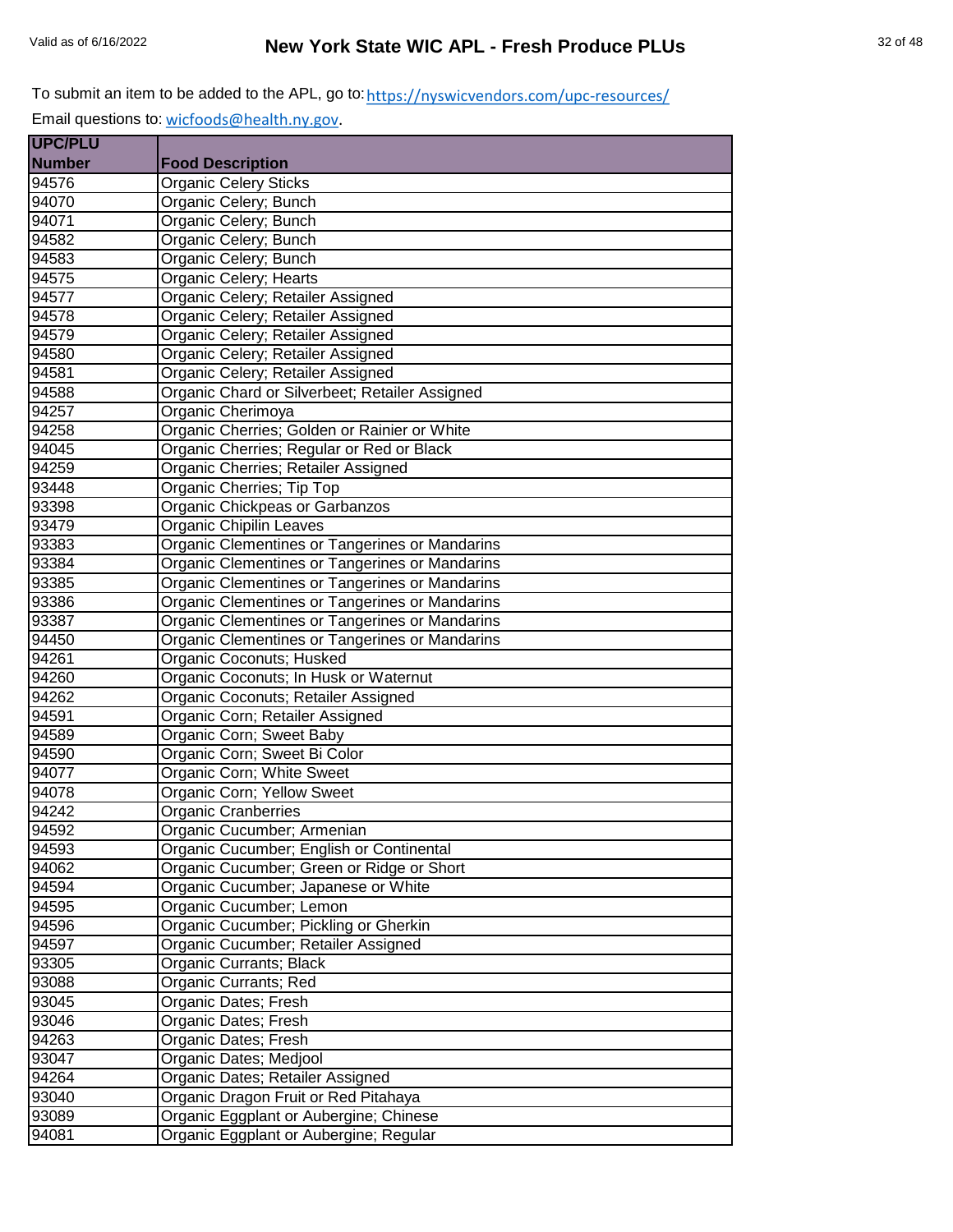To submit an item to be added to the APL, go to: https://nyswicvendors.com/upc-resources/

Email questions to: wicfoods@health.ny.gov.

| UPC/PLU Number | Food Description |
|---|---|
| 94576 | Organic Celery Sticks |
| 94070 | Organic Celery; Bunch |
| 94071 | Organic Celery; Bunch |
| 94582 | Organic Celery; Bunch |
| 94583 | Organic Celery; Bunch |
| 94575 | Organic Celery; Hearts |
| 94577 | Organic Celery; Retailer Assigned |
| 94578 | Organic Celery; Retailer Assigned |
| 94579 | Organic Celery; Retailer Assigned |
| 94580 | Organic Celery; Retailer Assigned |
| 94581 | Organic Celery; Retailer Assigned |
| 94588 | Organic Chard or Silverbeet; Retailer Assigned |
| 94257 | Organic Cherimoya |
| 94258 | Organic Cherries; Golden or Rainier or White |
| 94045 | Organic Cherries; Regular or Red or Black |
| 94259 | Organic Cherries; Retailer Assigned |
| 93448 | Organic Cherries; Tip Top |
| 93398 | Organic Chickpeas or Garbanzos |
| 93479 | Organic Chipilin Leaves |
| 93383 | Organic Clementines or Tangerines or Mandarins |
| 93384 | Organic Clementines or Tangerines or Mandarins |
| 93385 | Organic Clementines or Tangerines or Mandarins |
| 93386 | Organic Clementines or Tangerines or Mandarins |
| 93387 | Organic Clementines or Tangerines or Mandarins |
| 94450 | Organic Clementines or Tangerines or Mandarins |
| 94261 | Organic Coconuts; Husked |
| 94260 | Organic Coconuts; In Husk or Waternut |
| 94262 | Organic Coconuts; Retailer Assigned |
| 94591 | Organic Corn; Retailer Assigned |
| 94589 | Organic Corn; Sweet Baby |
| 94590 | Organic Corn; Sweet Bi Color |
| 94077 | Organic Corn; White Sweet |
| 94078 | Organic Corn; Yellow Sweet |
| 94242 | Organic Cranberries |
| 94592 | Organic Cucumber; Armenian |
| 94593 | Organic Cucumber; English or Continental |
| 94062 | Organic Cucumber; Green or Ridge or Short |
| 94594 | Organic Cucumber; Japanese or White |
| 94595 | Organic Cucumber; Lemon |
| 94596 | Organic Cucumber; Pickling or Gherkin |
| 94597 | Organic Cucumber; Retailer Assigned |
| 93305 | Organic Currants; Black |
| 93088 | Organic Currants; Red |
| 93045 | Organic Dates; Fresh |
| 93046 | Organic Dates; Fresh |
| 94263 | Organic Dates; Fresh |
| 93047 | Organic Dates; Medjool |
| 94264 | Organic Dates; Retailer Assigned |
| 93040 | Organic Dragon Fruit or Red Pitahaya |
| 93089 | Organic Eggplant or Aubergine; Chinese |
| 94081 | Organic Eggplant or Aubergine; Regular |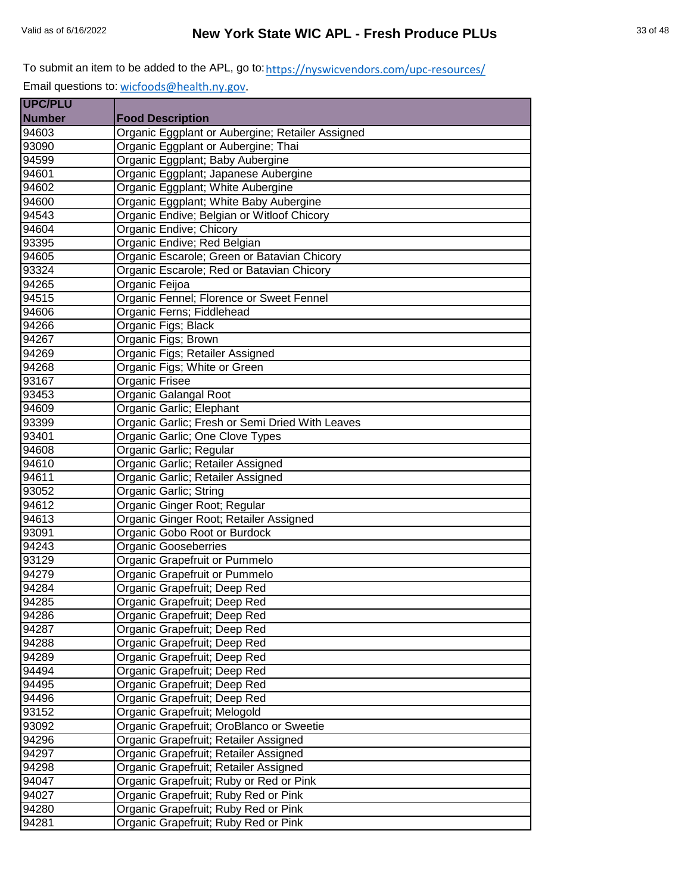To submit an item to be added to the APL, go to: https://nyswicvendors.com/upc-resources/

Email questions to: wicfoods@health.ny.gov.

| UPC/PLU Number | Food Description |
|---|---|
| 94603 | Organic Eggplant or Aubergine; Retailer Assigned |
| 93090 | Organic Eggplant or Aubergine; Thai |
| 94599 | Organic Eggplant; Baby Aubergine |
| 94601 | Organic Eggplant; Japanese Aubergine |
| 94602 | Organic Eggplant; White Aubergine |
| 94600 | Organic Eggplant; White Baby Aubergine |
| 94543 | Organic Endive; Belgian or Witloof Chicory |
| 94604 | Organic Endive; Chicory |
| 93395 | Organic Endive; Red Belgian |
| 94605 | Organic Escarole; Green or Batavian Chicory |
| 93324 | Organic Escarole; Red or Batavian Chicory |
| 94265 | Organic Feijoa |
| 94515 | Organic Fennel; Florence or Sweet Fennel |
| 94606 | Organic Ferns; Fiddlehead |
| 94266 | Organic Figs; Black |
| 94267 | Organic Figs; Brown |
| 94269 | Organic Figs; Retailer Assigned |
| 94268 | Organic Figs; White or Green |
| 93167 | Organic Frisee |
| 93453 | Organic Galangal Root |
| 94609 | Organic Garlic; Elephant |
| 93399 | Organic Garlic; Fresh or Semi Dried With Leaves |
| 93401 | Organic Garlic; One Clove Types |
| 94608 | Organic Garlic; Regular |
| 94610 | Organic Garlic; Retailer Assigned |
| 94611 | Organic Garlic; Retailer Assigned |
| 93052 | Organic Garlic; String |
| 94612 | Organic Ginger Root; Regular |
| 94613 | Organic Ginger Root; Retailer Assigned |
| 93091 | Organic Gobo Root or Burdock |
| 94243 | Organic Gooseberries |
| 93129 | Organic Grapefruit or Pummelo |
| 94279 | Organic Grapefruit or Pummelo |
| 94284 | Organic Grapefruit; Deep Red |
| 94285 | Organic Grapefruit; Deep Red |
| 94286 | Organic Grapefruit; Deep Red |
| 94287 | Organic Grapefruit; Deep Red |
| 94288 | Organic Grapefruit; Deep Red |
| 94289 | Organic Grapefruit; Deep Red |
| 94494 | Organic Grapefruit; Deep Red |
| 94495 | Organic Grapefruit; Deep Red |
| 94496 | Organic Grapefruit; Deep Red |
| 93152 | Organic Grapefruit; Melogold |
| 93092 | Organic Grapefruit; OroBlanco or Sweetie |
| 94296 | Organic Grapefruit; Retailer Assigned |
| 94297 | Organic Grapefruit; Retailer Assigned |
| 94298 | Organic Grapefruit; Retailer Assigned |
| 94047 | Organic Grapefruit; Ruby or Red or Pink |
| 94027 | Organic Grapefruit; Ruby Red or Pink |
| 94280 | Organic Grapefruit; Ruby Red or Pink |
| 94281 | Organic Grapefruit; Ruby Red or Pink |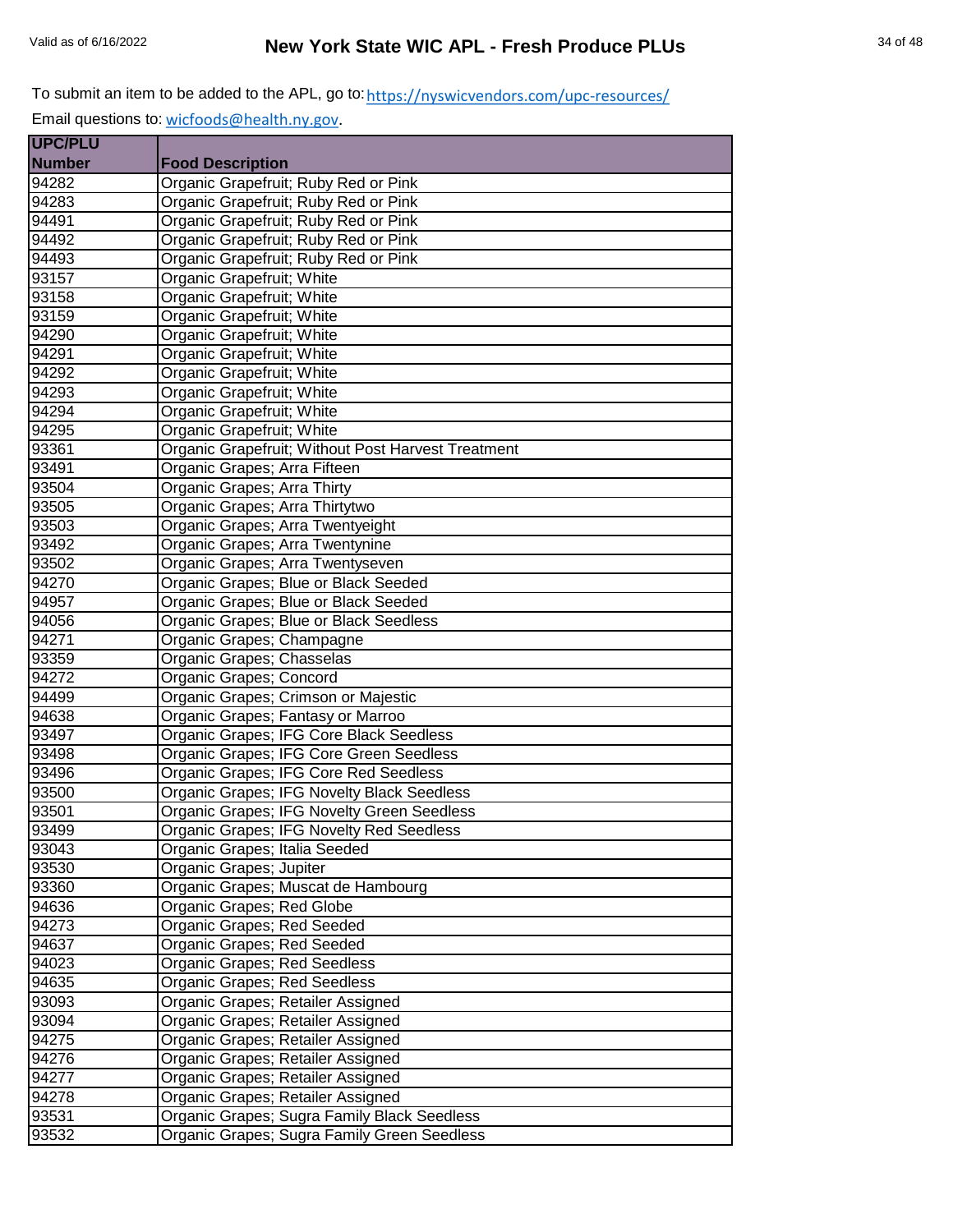To submit an item to be added to the APL, go to: https://nyswicvendors.com/upc-resources/

Email questions to: wicfoods@health.ny.gov.

| UPC/PLU Number | Food Description |
|---|---|
| 94282 | Organic Grapefruit; Ruby Red or Pink |
| 94283 | Organic Grapefruit; Ruby Red or Pink |
| 94491 | Organic Grapefruit; Ruby Red or Pink |
| 94492 | Organic Grapefruit; Ruby Red or Pink |
| 94493 | Organic Grapefruit; Ruby Red or Pink |
| 93157 | Organic Grapefruit; White |
| 93158 | Organic Grapefruit; White |
| 93159 | Organic Grapefruit; White |
| 94290 | Organic Grapefruit; White |
| 94291 | Organic Grapefruit; White |
| 94292 | Organic Grapefruit; White |
| 94293 | Organic Grapefruit; White |
| 94294 | Organic Grapefruit; White |
| 94295 | Organic Grapefruit; White |
| 93361 | Organic Grapefruit; Without Post Harvest Treatment |
| 93491 | Organic Grapes; Arra Fifteen |
| 93504 | Organic Grapes; Arra Thirty |
| 93505 | Organic Grapes; Arra Thirtytwo |
| 93503 | Organic Grapes; Arra Twentyeight |
| 93492 | Organic Grapes; Arra Twentynine |
| 93502 | Organic Grapes; Arra Twentyseven |
| 94270 | Organic Grapes; Blue or Black Seeded |
| 94957 | Organic Grapes; Blue or Black Seeded |
| 94056 | Organic Grapes; Blue or Black Seedless |
| 94271 | Organic Grapes; Champagne |
| 93359 | Organic Grapes; Chasselas |
| 94272 | Organic Grapes; Concord |
| 94499 | Organic Grapes; Crimson or Majestic |
| 94638 | Organic Grapes; Fantasy or Marroo |
| 93497 | Organic Grapes; IFG Core Black Seedless |
| 93498 | Organic Grapes; IFG Core Green Seedless |
| 93496 | Organic Grapes; IFG Core Red Seedless |
| 93500 | Organic Grapes; IFG Novelty Black Seedless |
| 93501 | Organic Grapes; IFG Novelty Green Seedless |
| 93499 | Organic Grapes; IFG Novelty Red Seedless |
| 93043 | Organic Grapes; Italia Seeded |
| 93530 | Organic Grapes; Jupiter |
| 93360 | Organic Grapes; Muscat de Hambourg |
| 94636 | Organic Grapes; Red Globe |
| 94273 | Organic Grapes; Red Seeded |
| 94637 | Organic Grapes; Red Seeded |
| 94023 | Organic Grapes; Red Seedless |
| 94635 | Organic Grapes; Red Seedless |
| 93093 | Organic Grapes; Retailer Assigned |
| 93094 | Organic Grapes; Retailer Assigned |
| 94275 | Organic Grapes; Retailer Assigned |
| 94276 | Organic Grapes; Retailer Assigned |
| 94277 | Organic Grapes; Retailer Assigned |
| 94278 | Organic Grapes; Retailer Assigned |
| 93531 | Organic Grapes; Sugra Family Black Seedless |
| 93532 | Organic Grapes; Sugra Family Green Seedless |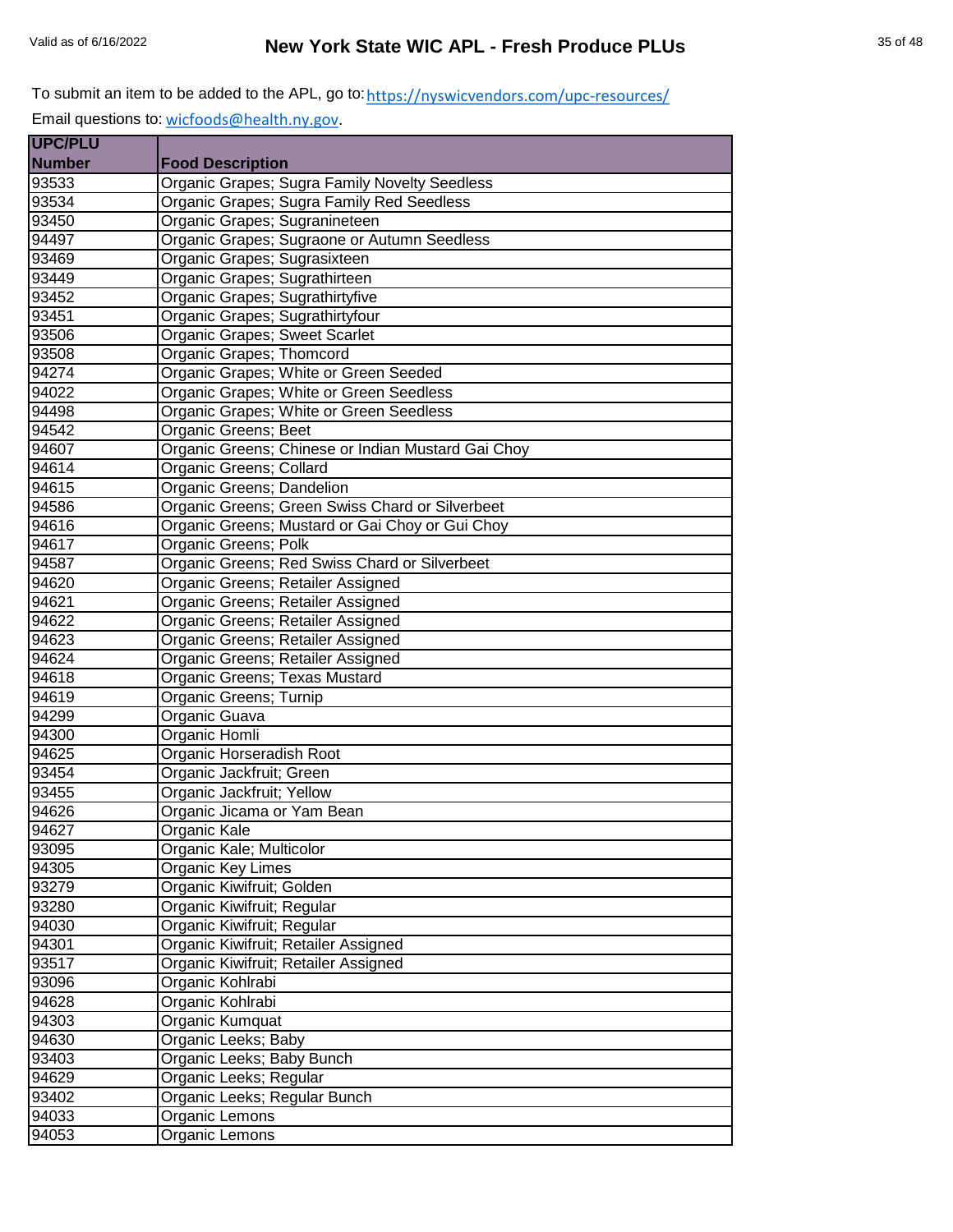To submit an item to be added to the APL, go to: https://nyswicvendors.com/upc-resources/

Email questions to: wicfoods@health.ny.gov.

| UPC/PLU Number | Food Description |
|---|---|
| 93533 | Organic Grapes; Sugra Family Novelty Seedless |
| 93534 | Organic Grapes; Sugra Family Red Seedless |
| 93450 | Organic Grapes; Sugranineteen |
| 94497 | Organic Grapes; Sugraone or Autumn Seedless |
| 93469 | Organic Grapes; Sugrasixteen |
| 93449 | Organic Grapes; Sugrathirteen |
| 93452 | Organic Grapes; Sugrathirtyfive |
| 93451 | Organic Grapes; Sugrathirtyfour |
| 93506 | Organic Grapes; Sweet Scarlet |
| 93508 | Organic Grapes; Thomcord |
| 94274 | Organic Grapes; White or Green Seeded |
| 94022 | Organic Grapes; White or Green Seedless |
| 94498 | Organic Grapes; White or Green Seedless |
| 94542 | Organic Greens; Beet |
| 94607 | Organic Greens; Chinese or Indian Mustard Gai Choy |
| 94614 | Organic Greens; Collard |
| 94615 | Organic Greens; Dandelion |
| 94586 | Organic Greens; Green Swiss Chard or Silverbeet |
| 94616 | Organic Greens; Mustard or Gai Choy or Gui Choy |
| 94617 | Organic Greens; Polk |
| 94587 | Organic Greens; Red Swiss Chard or Silverbeet |
| 94620 | Organic Greens; Retailer Assigned |
| 94621 | Organic Greens; Retailer Assigned |
| 94622 | Organic Greens; Retailer Assigned |
| 94623 | Organic Greens; Retailer Assigned |
| 94624 | Organic Greens; Retailer Assigned |
| 94618 | Organic Greens; Texas Mustard |
| 94619 | Organic Greens; Turnip |
| 94299 | Organic Guava |
| 94300 | Organic Homli |
| 94625 | Organic Horseradish Root |
| 93454 | Organic Jackfruit; Green |
| 93455 | Organic Jackfruit; Yellow |
| 94626 | Organic Jicama or Yam Bean |
| 94627 | Organic Kale |
| 93095 | Organic Kale; Multicolor |
| 94305 | Organic Key Limes |
| 93279 | Organic Kiwifruit; Golden |
| 93280 | Organic Kiwifruit; Regular |
| 94030 | Organic Kiwifruit; Regular |
| 94301 | Organic Kiwifruit; Retailer Assigned |
| 93517 | Organic Kiwifruit; Retailer Assigned |
| 93096 | Organic Kohlrabi |
| 94628 | Organic Kohlrabi |
| 94303 | Organic Kumquat |
| 94630 | Organic Leeks; Baby |
| 93403 | Organic Leeks; Baby Bunch |
| 94629 | Organic Leeks; Regular |
| 93402 | Organic Leeks; Regular Bunch |
| 94033 | Organic Lemons |
| 94053 | Organic Lemons |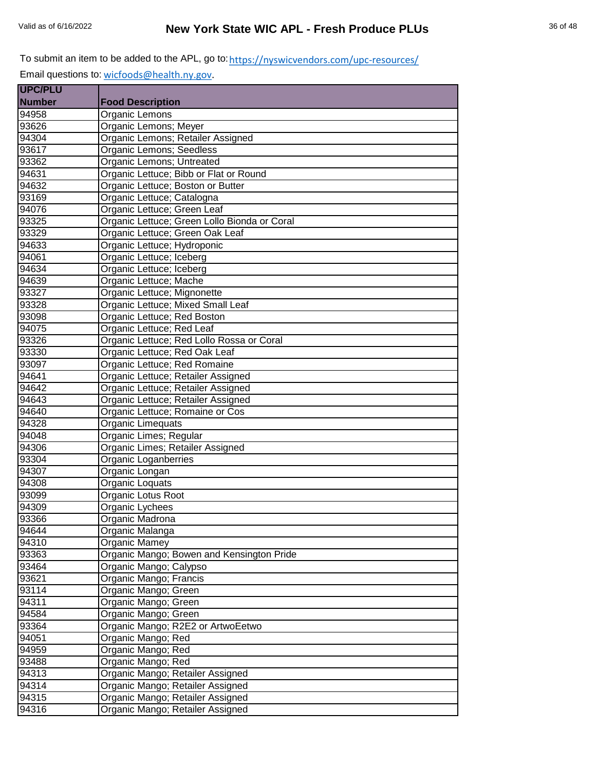To submit an item to be added to the APL, go to: https://nyswicvendors.com/upc-resources/

Email questions to: wicfoods@health.ny.gov.

| UPC/PLU Number | Food Description |
| --- | --- |
| 94958 | Organic Lemons |
| 93626 | Organic Lemons; Meyer |
| 94304 | Organic Lemons; Retailer Assigned |
| 93617 | Organic Lemons; Seedless |
| 93362 | Organic Lemons; Untreated |
| 94631 | Organic Lettuce; Bibb or Flat or Round |
| 94632 | Organic Lettuce; Boston or Butter |
| 93169 | Organic Lettuce; Catalogna |
| 94076 | Organic Lettuce; Green Leaf |
| 93325 | Organic Lettuce; Green Lollo Bionda or Coral |
| 93329 | Organic Lettuce; Green Oak Leaf |
| 94633 | Organic Lettuce; Hydroponic |
| 94061 | Organic Lettuce; Iceberg |
| 94634 | Organic Lettuce; Iceberg |
| 94639 | Organic Lettuce; Mache |
| 93327 | Organic Lettuce; Mignonette |
| 93328 | Organic Lettuce; Mixed Small Leaf |
| 93098 | Organic Lettuce; Red Boston |
| 94075 | Organic Lettuce; Red Leaf |
| 93326 | Organic Lettuce; Red Lollo Rossa or Coral |
| 93330 | Organic Lettuce; Red Oak Leaf |
| 93097 | Organic Lettuce; Red Romaine |
| 94641 | Organic Lettuce; Retailer Assigned |
| 94642 | Organic Lettuce; Retailer Assigned |
| 94643 | Organic Lettuce; Retailer Assigned |
| 94640 | Organic Lettuce; Romaine or Cos |
| 94328 | Organic Limequats |
| 94048 | Organic Limes; Regular |
| 94306 | Organic Limes; Retailer Assigned |
| 93304 | Organic Loganberries |
| 94307 | Organic Longan |
| 94308 | Organic Loquats |
| 93099 | Organic Lotus Root |
| 94309 | Organic Lychees |
| 93366 | Organic Madrona |
| 94644 | Organic Malanga |
| 94310 | Organic Mamey |
| 93363 | Organic Mango; Bowen and Kensington Pride |
| 93464 | Organic Mango; Calypso |
| 93621 | Organic Mango; Francis |
| 93114 | Organic Mango; Green |
| 94311 | Organic Mango; Green |
| 94584 | Organic Mango; Green |
| 93364 | Organic Mango; R2E2 or ArtwoEetwo |
| 94051 | Organic Mango; Red |
| 94959 | Organic Mango; Red |
| 93488 | Organic Mango; Red |
| 94313 | Organic Mango; Retailer Assigned |
| 94314 | Organic Mango; Retailer Assigned |
| 94315 | Organic Mango; Retailer Assigned |
| 94316 | Organic Mango; Retailer Assigned |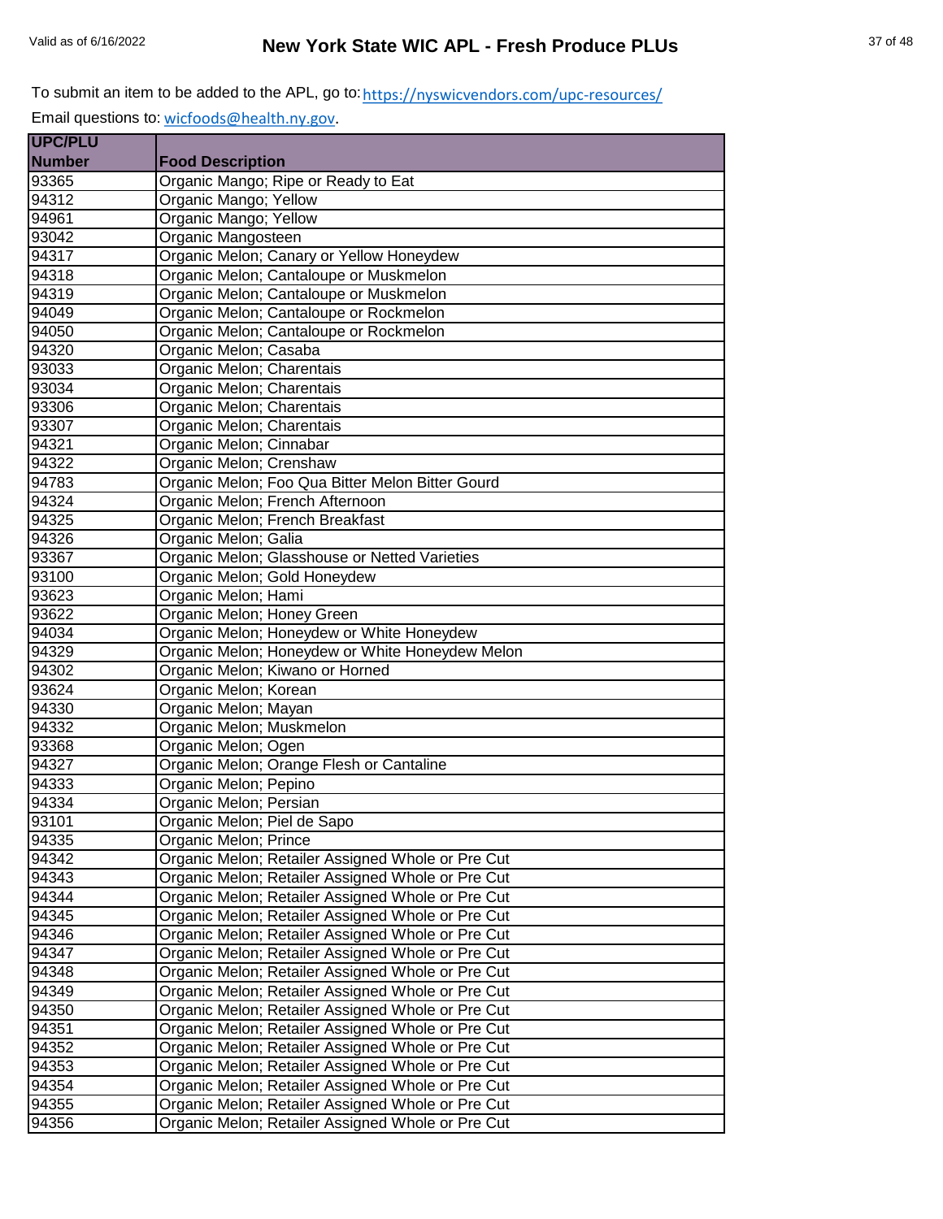To submit an item to be added to the APL, go to: https://nyswicvendors.com/upc-resources/

Email questions to: wicfoods@health.ny.gov.

| UPC/PLU Number | Food Description |
|---|---|
| 93365 | Organic Mango; Ripe or Ready to Eat |
| 94312 | Organic Mango; Yellow |
| 94961 | Organic Mango; Yellow |
| 93042 | Organic Mangosteen |
| 94317 | Organic Melon; Canary or Yellow Honeydew |
| 94318 | Organic Melon; Cantaloupe or Muskmelon |
| 94319 | Organic Melon; Cantaloupe or Muskmelon |
| 94049 | Organic Melon; Cantaloupe or Rockmelon |
| 94050 | Organic Melon; Cantaloupe or Rockmelon |
| 94320 | Organic Melon; Casaba |
| 93033 | Organic Melon; Charentais |
| 93034 | Organic Melon; Charentais |
| 93306 | Organic Melon; Charentais |
| 93307 | Organic Melon; Charentais |
| 94321 | Organic Melon; Cinnabar |
| 94322 | Organic Melon; Crenshaw |
| 94783 | Organic Melon; Foo Qua Bitter Melon Bitter Gourd |
| 94324 | Organic Melon; French Afternoon |
| 94325 | Organic Melon; French Breakfast |
| 94326 | Organic Melon; Galia |
| 93367 | Organic Melon; Glasshouse or Netted Varieties |
| 93100 | Organic Melon; Gold Honeydew |
| 93623 | Organic Melon; Hami |
| 93622 | Organic Melon; Honey Green |
| 94034 | Organic Melon; Honeydew or White Honeydew |
| 94329 | Organic Melon; Honeydew or White Honeydew Melon |
| 94302 | Organic Melon; Kiwano or Horned |
| 93624 | Organic Melon; Korean |
| 94330 | Organic Melon; Mayan |
| 94332 | Organic Melon; Muskmelon |
| 93368 | Organic Melon; Ogen |
| 94327 | Organic Melon; Orange Flesh or Cantaline |
| 94333 | Organic Melon; Pepino |
| 94334 | Organic Melon; Persian |
| 93101 | Organic Melon; Piel de Sapo |
| 94335 | Organic Melon; Prince |
| 94342 | Organic Melon; Retailer Assigned Whole or Pre Cut |
| 94343 | Organic Melon; Retailer Assigned Whole or Pre Cut |
| 94344 | Organic Melon; Retailer Assigned Whole or Pre Cut |
| 94345 | Organic Melon; Retailer Assigned Whole or Pre Cut |
| 94346 | Organic Melon; Retailer Assigned Whole or Pre Cut |
| 94347 | Organic Melon; Retailer Assigned Whole or Pre Cut |
| 94348 | Organic Melon; Retailer Assigned Whole or Pre Cut |
| 94349 | Organic Melon; Retailer Assigned Whole or Pre Cut |
| 94350 | Organic Melon; Retailer Assigned Whole or Pre Cut |
| 94351 | Organic Melon; Retailer Assigned Whole or Pre Cut |
| 94352 | Organic Melon; Retailer Assigned Whole or Pre Cut |
| 94353 | Organic Melon; Retailer Assigned Whole or Pre Cut |
| 94354 | Organic Melon; Retailer Assigned Whole or Pre Cut |
| 94355 | Organic Melon; Retailer Assigned Whole or Pre Cut |
| 94356 | Organic Melon; Retailer Assigned Whole or Pre Cut |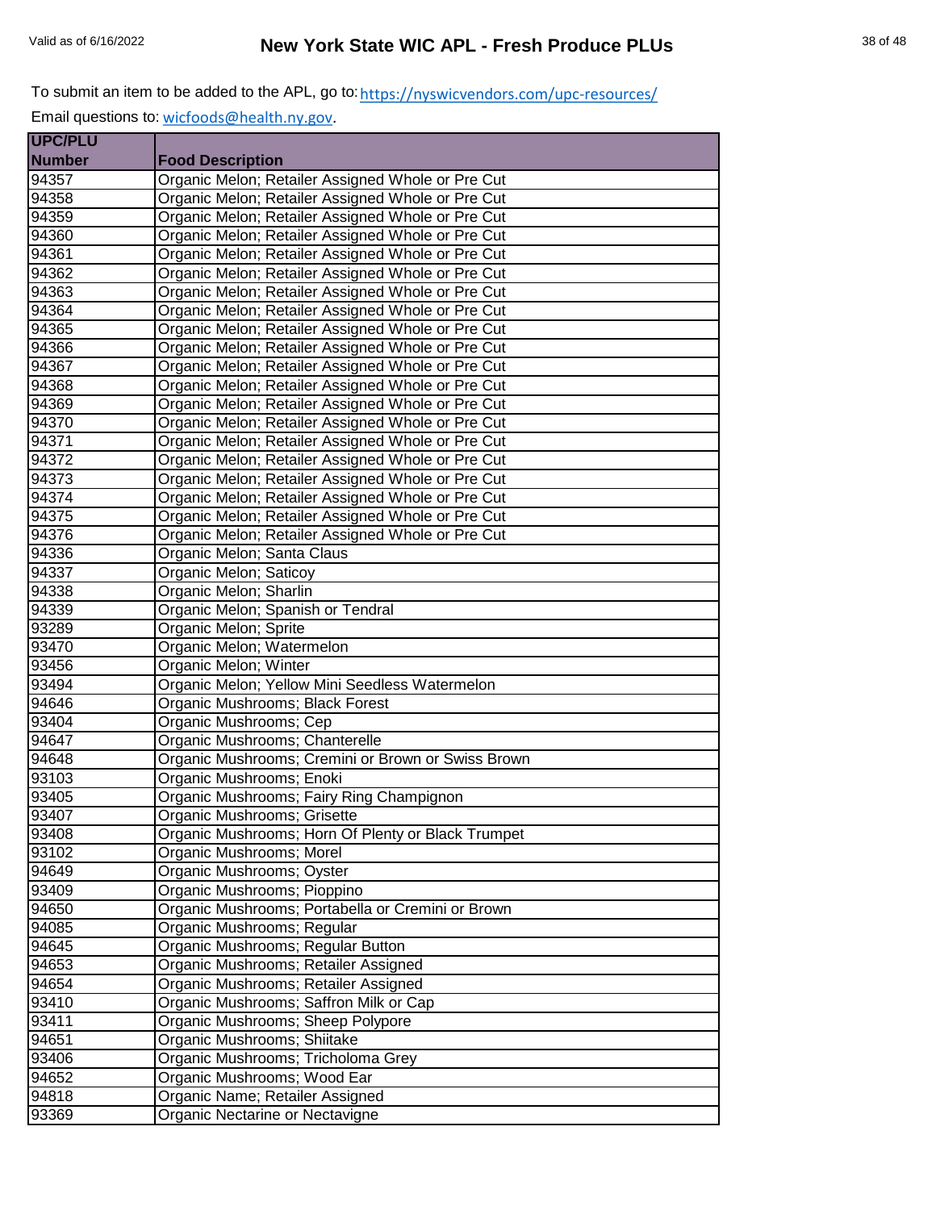To submit an item to be added to the APL, go to: https://nyswicvendors.com/upc-resources/

Email questions to: wicfoods@health.ny.gov.

| UPC/PLU Number | Food Description |
|---|---|
| 94357 | Organic Melon; Retailer Assigned Whole or Pre Cut |
| 94358 | Organic Melon; Retailer Assigned Whole or Pre Cut |
| 94359 | Organic Melon; Retailer Assigned Whole or Pre Cut |
| 94360 | Organic Melon; Retailer Assigned Whole or Pre Cut |
| 94361 | Organic Melon; Retailer Assigned Whole or Pre Cut |
| 94362 | Organic Melon; Retailer Assigned Whole or Pre Cut |
| 94363 | Organic Melon; Retailer Assigned Whole or Pre Cut |
| 94364 | Organic Melon; Retailer Assigned Whole or Pre Cut |
| 94365 | Organic Melon; Retailer Assigned Whole or Pre Cut |
| 94366 | Organic Melon; Retailer Assigned Whole or Pre Cut |
| 94367 | Organic Melon; Retailer Assigned Whole or Pre Cut |
| 94368 | Organic Melon; Retailer Assigned Whole or Pre Cut |
| 94369 | Organic Melon; Retailer Assigned Whole or Pre Cut |
| 94370 | Organic Melon; Retailer Assigned Whole or Pre Cut |
| 94371 | Organic Melon; Retailer Assigned Whole or Pre Cut |
| 94372 | Organic Melon; Retailer Assigned Whole or Pre Cut |
| 94373 | Organic Melon; Retailer Assigned Whole or Pre Cut |
| 94374 | Organic Melon; Retailer Assigned Whole or Pre Cut |
| 94375 | Organic Melon; Retailer Assigned Whole or Pre Cut |
| 94376 | Organic Melon; Retailer Assigned Whole or Pre Cut |
| 94336 | Organic Melon; Santa Claus |
| 94337 | Organic Melon; Saticoy |
| 94338 | Organic Melon; Sharlin |
| 94339 | Organic Melon; Spanish or Tendral |
| 93289 | Organic Melon; Sprite |
| 93470 | Organic Melon; Watermelon |
| 93456 | Organic Melon; Winter |
| 93494 | Organic Melon; Yellow Mini Seedless Watermelon |
| 94646 | Organic Mushrooms; Black Forest |
| 93404 | Organic Mushrooms; Cep |
| 94647 | Organic Mushrooms; Chanterelle |
| 94648 | Organic Mushrooms; Cremini or Brown or Swiss Brown |
| 93103 | Organic Mushrooms; Enoki |
| 93405 | Organic Mushrooms; Fairy Ring Champignon |
| 93407 | Organic Mushrooms; Grisette |
| 93408 | Organic Mushrooms; Horn Of Plenty or Black Trumpet |
| 93102 | Organic Mushrooms; Morel |
| 94649 | Organic Mushrooms; Oyster |
| 93409 | Organic Mushrooms; Pioppino |
| 94650 | Organic Mushrooms; Portabella or Cremini or Brown |
| 94085 | Organic Mushrooms; Regular |
| 94645 | Organic Mushrooms; Regular Button |
| 94653 | Organic Mushrooms; Retailer Assigned |
| 94654 | Organic Mushrooms; Retailer Assigned |
| 93410 | Organic Mushrooms; Saffron Milk or Cap |
| 93411 | Organic Mushrooms; Sheep Polypore |
| 94651 | Organic Mushrooms; Shiitake |
| 93406 | Organic Mushrooms; Tricholoma Grey |
| 94652 | Organic Mushrooms; Wood Ear |
| 94818 | Organic Name; Retailer Assigned |
| 93369 | Organic Nectarine or Nectavigne |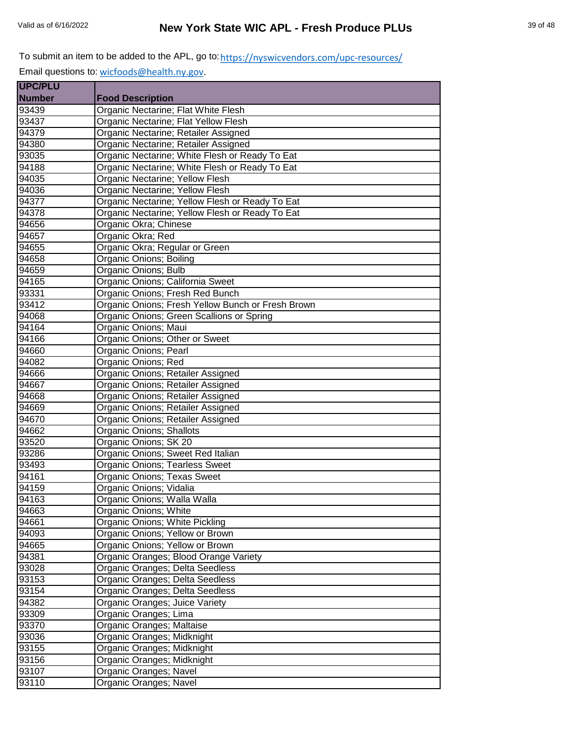To submit an item to be added to the APL, go to: https://nyswicvendors.com/upc-resources/

Email questions to: wicfoods@health.ny.gov.

| UPC/PLU Number | Food Description |
|---|---|
| 93439 | Organic Nectarine; Flat White Flesh |
| 93437 | Organic Nectarine; Flat Yellow Flesh |
| 94379 | Organic Nectarine; Retailer Assigned |
| 94380 | Organic Nectarine; Retailer Assigned |
| 93035 | Organic Nectarine; White Flesh or Ready To Eat |
| 94188 | Organic Nectarine; White Flesh or Ready To Eat |
| 94035 | Organic Nectarine; Yellow Flesh |
| 94036 | Organic Nectarine; Yellow Flesh |
| 94377 | Organic Nectarine; Yellow Flesh or Ready To Eat |
| 94378 | Organic Nectarine; Yellow Flesh or Ready To Eat |
| 94656 | Organic Okra; Chinese |
| 94657 | Organic Okra; Red |
| 94655 | Organic Okra; Regular or Green |
| 94658 | Organic Onions; Boiling |
| 94659 | Organic Onions; Bulb |
| 94165 | Organic Onions; California Sweet |
| 93331 | Organic Onions; Fresh Red Bunch |
| 93412 | Organic Onions; Fresh Yellow Bunch or Fresh Brown |
| 94068 | Organic Onions; Green Scallions or Spring |
| 94164 | Organic Onions; Maui |
| 94166 | Organic Onions; Other or Sweet |
| 94660 | Organic Onions; Pearl |
| 94082 | Organic Onions; Red |
| 94666 | Organic Onions; Retailer Assigned |
| 94667 | Organic Onions; Retailer Assigned |
| 94668 | Organic Onions; Retailer Assigned |
| 94669 | Organic Onions; Retailer Assigned |
| 94670 | Organic Onions; Retailer Assigned |
| 94662 | Organic Onions; Shallots |
| 93520 | Organic Onions; SK 20 |
| 93286 | Organic Onions; Sweet Red Italian |
| 93493 | Organic Onions; Tearless Sweet |
| 94161 | Organic Onions; Texas Sweet |
| 94159 | Organic Onions; Vidalia |
| 94163 | Organic Onions; Walla Walla |
| 94663 | Organic Onions; White |
| 94661 | Organic Onions; White Pickling |
| 94093 | Organic Onions; Yellow or Brown |
| 94665 | Organic Onions; Yellow or Brown |
| 94381 | Organic Oranges; Blood Orange Variety |
| 93028 | Organic Oranges; Delta Seedless |
| 93153 | Organic Oranges; Delta Seedless |
| 93154 | Organic Oranges; Delta Seedless |
| 94382 | Organic Oranges; Juice Variety |
| 93309 | Organic Oranges; Lima |
| 93370 | Organic Oranges; Maltaise |
| 93036 | Organic Oranges; Midknight |
| 93155 | Organic Oranges; Midknight |
| 93156 | Organic Oranges; Midknight |
| 93107 | Organic Oranges; Navel |
| 93110 | Organic Oranges; Navel |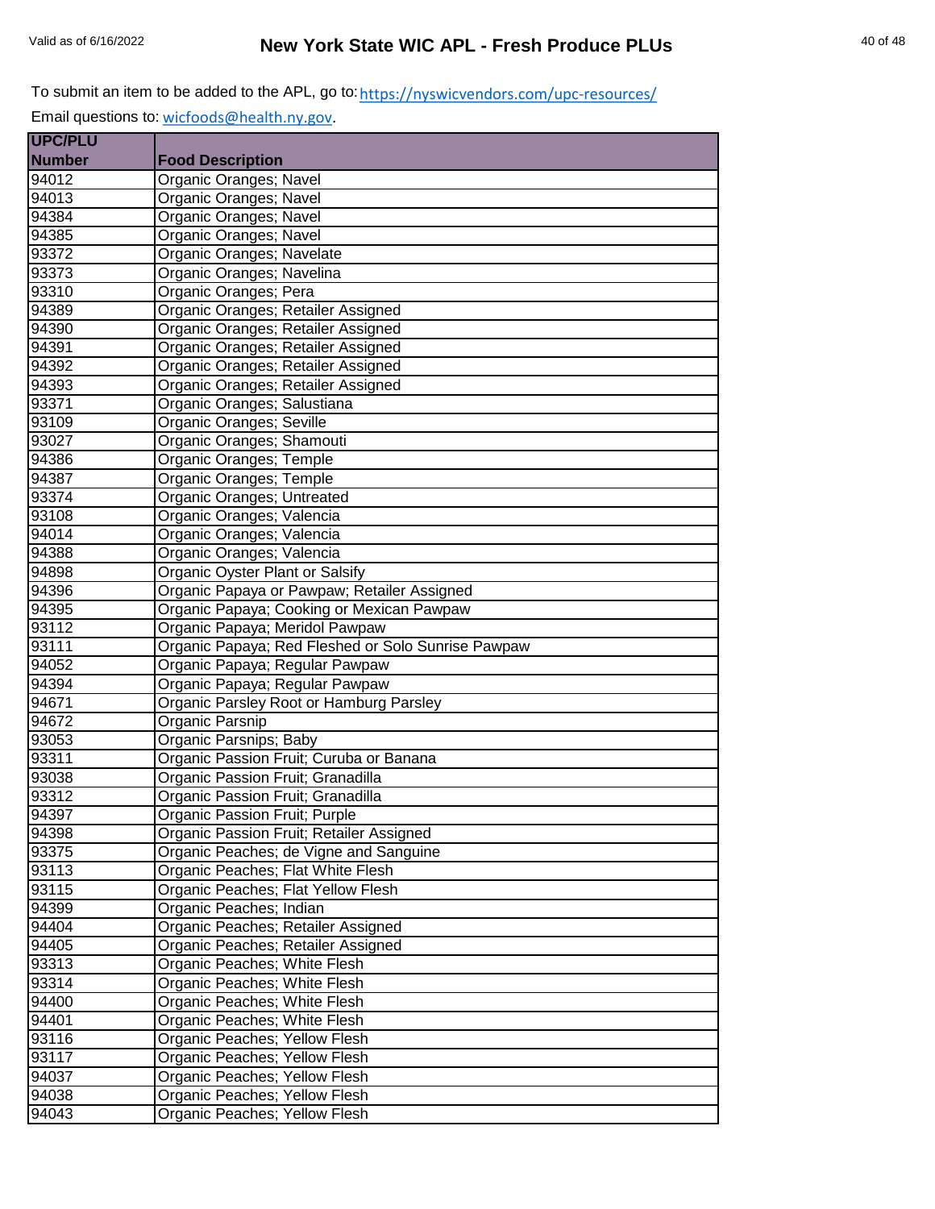To submit an item to be added to the APL, go to: https://nyswicvendors.com/upc-resources/

Email questions to: wicfoods@health.ny.gov.

| UPC/PLU Number | Food Description |
|---|---|
| 94012 | Organic Oranges; Navel |
| 94013 | Organic Oranges; Navel |
| 94384 | Organic Oranges; Navel |
| 94385 | Organic Oranges; Navel |
| 93372 | Organic Oranges; Navelate |
| 93373 | Organic Oranges; Navelina |
| 93310 | Organic Oranges; Pera |
| 94389 | Organic Oranges; Retailer Assigned |
| 94390 | Organic Oranges; Retailer Assigned |
| 94391 | Organic Oranges; Retailer Assigned |
| 94392 | Organic Oranges; Retailer Assigned |
| 94393 | Organic Oranges; Retailer Assigned |
| 93371 | Organic Oranges; Salustiana |
| 93109 | Organic Oranges; Seville |
| 93027 | Organic Oranges; Shamouti |
| 94386 | Organic Oranges; Temple |
| 94387 | Organic Oranges; Temple |
| 93374 | Organic Oranges; Untreated |
| 93108 | Organic Oranges; Valencia |
| 94014 | Organic Oranges; Valencia |
| 94388 | Organic Oranges; Valencia |
| 94898 | Organic Oyster Plant or Salsify |
| 94396 | Organic Papaya or Pawpaw; Retailer Assigned |
| 94395 | Organic Papaya; Cooking or Mexican Pawpaw |
| 93112 | Organic Papaya; Meridol Pawpaw |
| 93111 | Organic Papaya; Red Fleshed or Solo Sunrise Pawpaw |
| 94052 | Organic Papaya; Regular Pawpaw |
| 94394 | Organic Papaya; Regular Pawpaw |
| 94671 | Organic Parsley Root or Hamburg Parsley |
| 94672 | Organic Parsnip |
| 93053 | Organic Parsnips; Baby |
| 93311 | Organic Passion Fruit; Curuba or Banana |
| 93038 | Organic Passion Fruit; Granadilla |
| 93312 | Organic Passion Fruit; Granadilla |
| 94397 | Organic Passion Fruit; Purple |
| 94398 | Organic Passion Fruit; Retailer Assigned |
| 93375 | Organic Peaches; de Vigne and Sanguine |
| 93113 | Organic Peaches; Flat White Flesh |
| 93115 | Organic Peaches; Flat Yellow Flesh |
| 94399 | Organic Peaches; Indian |
| 94404 | Organic Peaches; Retailer Assigned |
| 94405 | Organic Peaches; Retailer Assigned |
| 93313 | Organic Peaches; White Flesh |
| 93314 | Organic Peaches; White Flesh |
| 94400 | Organic Peaches; White Flesh |
| 94401 | Organic Peaches; White Flesh |
| 93116 | Organic Peaches; Yellow Flesh |
| 93117 | Organic Peaches; Yellow Flesh |
| 94037 | Organic Peaches; Yellow Flesh |
| 94038 | Organic Peaches; Yellow Flesh |
| 94043 | Organic Peaches; Yellow Flesh |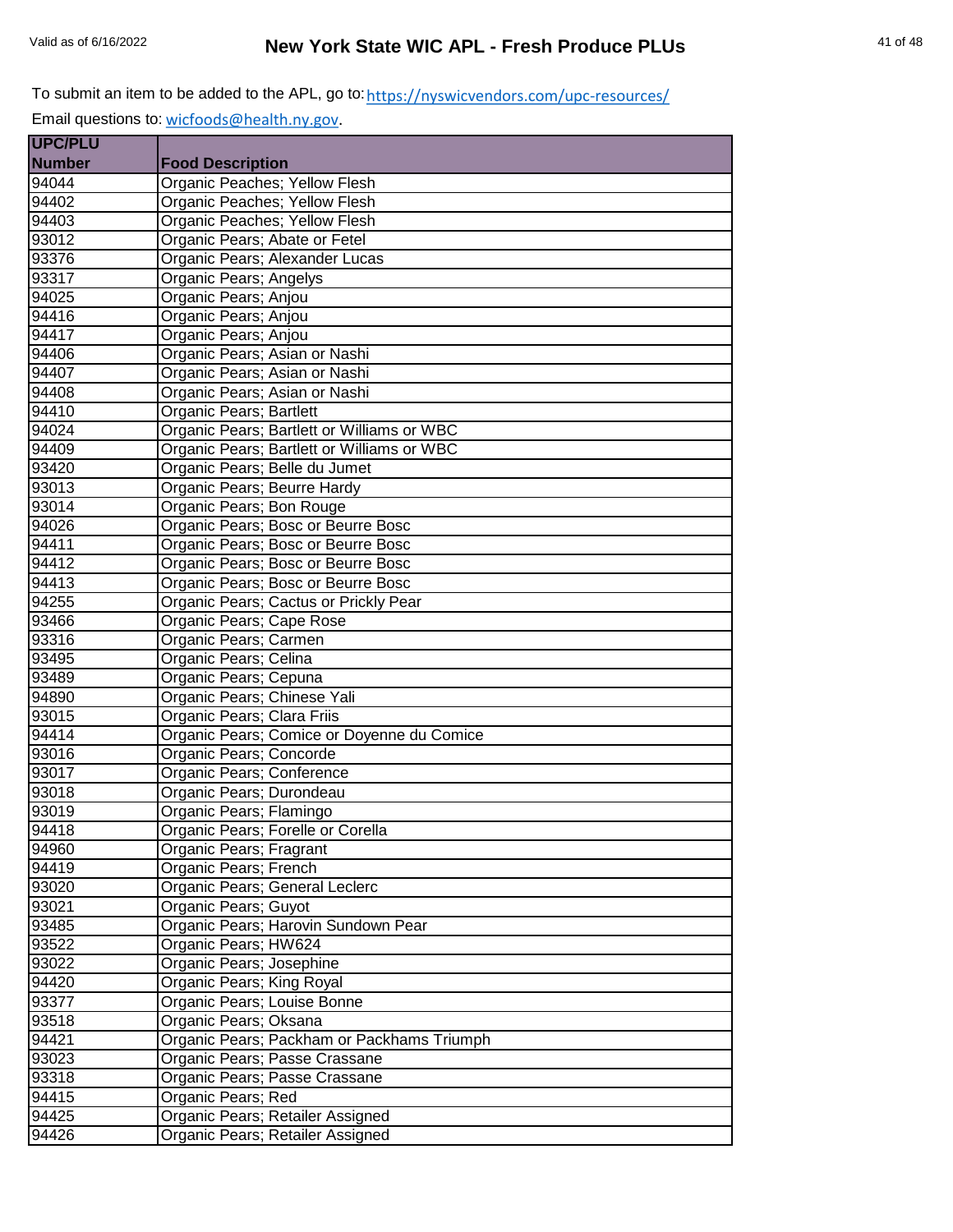To submit an item to be added to the APL, go to: https://nyswicvendors.com/upc-resources/

Email questions to: wicfoods@health.ny.gov.

| UPC/PLU Number | Food Description |
|---|---|
| 94044 | Organic Peaches; Yellow Flesh |
| 94402 | Organic Peaches; Yellow Flesh |
| 94403 | Organic Peaches; Yellow Flesh |
| 93012 | Organic Pears; Abate or Fetel |
| 93376 | Organic Pears; Alexander Lucas |
| 93317 | Organic Pears; Angelys |
| 94025 | Organic Pears; Anjou |
| 94416 | Organic Pears; Anjou |
| 94417 | Organic Pears; Anjou |
| 94406 | Organic Pears; Asian or Nashi |
| 94407 | Organic Pears; Asian or Nashi |
| 94408 | Organic Pears; Asian or Nashi |
| 94410 | Organic Pears; Bartlett |
| 94024 | Organic Pears; Bartlett or Williams or WBC |
| 94409 | Organic Pears; Bartlett or Williams or WBC |
| 93420 | Organic Pears; Belle du Jumet |
| 93013 | Organic Pears; Beurre Hardy |
| 93014 | Organic Pears; Bon Rouge |
| 94026 | Organic Pears; Bosc or Beurre Bosc |
| 94411 | Organic Pears; Bosc or Beurre Bosc |
| 94412 | Organic Pears; Bosc or Beurre Bosc |
| 94413 | Organic Pears; Bosc or Beurre Bosc |
| 94255 | Organic Pears; Cactus or Prickly Pear |
| 93466 | Organic Pears; Cape Rose |
| 93316 | Organic Pears; Carmen |
| 93495 | Organic Pears; Celina |
| 93489 | Organic Pears; Cepuna |
| 94890 | Organic Pears; Chinese Yali |
| 93015 | Organic Pears; Clara Friis |
| 94414 | Organic Pears; Comice or Doyenne du Comice |
| 93016 | Organic Pears; Concorde |
| 93017 | Organic Pears; Conference |
| 93018 | Organic Pears; Durondeau |
| 93019 | Organic Pears; Flamingo |
| 94418 | Organic Pears; Forelle or Corella |
| 94960 | Organic Pears; Fragrant |
| 94419 | Organic Pears; French |
| 93020 | Organic Pears; General Leclerc |
| 93021 | Organic Pears; Guyot |
| 93485 | Organic Pears; Harovin Sundown Pear |
| 93522 | Organic Pears; HW624 |
| 93022 | Organic Pears; Josephine |
| 94420 | Organic Pears; King Royal |
| 93377 | Organic Pears; Louise Bonne |
| 93518 | Organic Pears; Oksana |
| 94421 | Organic Pears; Packham or Packhams Triumph |
| 93023 | Organic Pears; Passe Crassane |
| 93318 | Organic Pears; Passe Crassane |
| 94415 | Organic Pears; Red |
| 94425 | Organic Pears; Retailer Assigned |
| 94426 | Organic Pears; Retailer Assigned |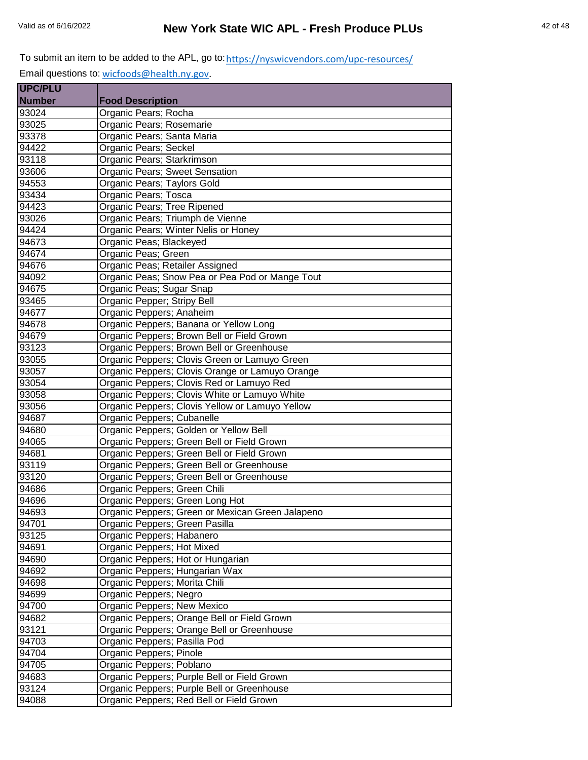To submit an item to be added to the APL, go to: https://nyswicvendors.com/upc-resources/

Email questions to: wicfoods@health.ny.gov.

| UPC/PLU Number | Food Description |
|---|---|
| 93024 | Organic Pears; Rocha |
| 93025 | Organic Pears; Rosemarie |
| 93378 | Organic Pears; Santa Maria |
| 94422 | Organic Pears; Seckel |
| 93118 | Organic Pears; Starkrimson |
| 93606 | Organic Pears; Sweet Sensation |
| 94553 | Organic Pears; Taylors Gold |
| 93434 | Organic Pears; Tosca |
| 94423 | Organic Pears; Tree Ripened |
| 93026 | Organic Pears; Triumph de Vienne |
| 94424 | Organic Pears; Winter Nelis or Honey |
| 94673 | Organic Peas; Blackeyed |
| 94674 | Organic Peas; Green |
| 94676 | Organic Peas; Retailer Assigned |
| 94092 | Organic Peas; Snow Pea or Pea Pod or Mange Tout |
| 94675 | Organic Peas; Sugar Snap |
| 93465 | Organic Pepper; Stripy Bell |
| 94677 | Organic Peppers; Anaheim |
| 94678 | Organic Peppers; Banana or Yellow Long |
| 94679 | Organic Peppers; Brown Bell or Field Grown |
| 93123 | Organic Peppers; Brown Bell or Greenhouse |
| 93055 | Organic Peppers; Clovis Green or Lamuyo Green |
| 93057 | Organic Peppers; Clovis Orange or Lamuyo Orange |
| 93054 | Organic Peppers; Clovis Red or Lamuyo Red |
| 93058 | Organic Peppers; Clovis White or Lamuyo White |
| 93056 | Organic Peppers; Clovis Yellow or Lamuyo Yellow |
| 94687 | Organic Peppers; Cubanelle |
| 94680 | Organic Peppers; Golden or Yellow Bell |
| 94065 | Organic Peppers; Green Bell or Field Grown |
| 94681 | Organic Peppers; Green Bell or Field Grown |
| 93119 | Organic Peppers; Green Bell or Greenhouse |
| 93120 | Organic Peppers; Green Bell or Greenhouse |
| 94686 | Organic Peppers; Green Chili |
| 94696 | Organic Peppers; Green Long Hot |
| 94693 | Organic Peppers; Green or Mexican Green Jalapeno |
| 94701 | Organic Peppers; Green Pasilla |
| 93125 | Organic Peppers; Habanero |
| 94691 | Organic Peppers; Hot Mixed |
| 94690 | Organic Peppers; Hot or Hungarian |
| 94692 | Organic Peppers; Hungarian Wax |
| 94698 | Organic Peppers; Morita Chili |
| 94699 | Organic Peppers; Negro |
| 94700 | Organic Peppers; New Mexico |
| 94682 | Organic Peppers; Orange Bell or Field Grown |
| 93121 | Organic Peppers; Orange Bell or Greenhouse |
| 94703 | Organic Peppers; Pasilla Pod |
| 94704 | Organic Peppers; Pinole |
| 94705 | Organic Peppers; Poblano |
| 94683 | Organic Peppers; Purple Bell or Field Grown |
| 93124 | Organic Peppers; Purple Bell or Greenhouse |
| 94088 | Organic Peppers; Red Bell or Field Grown |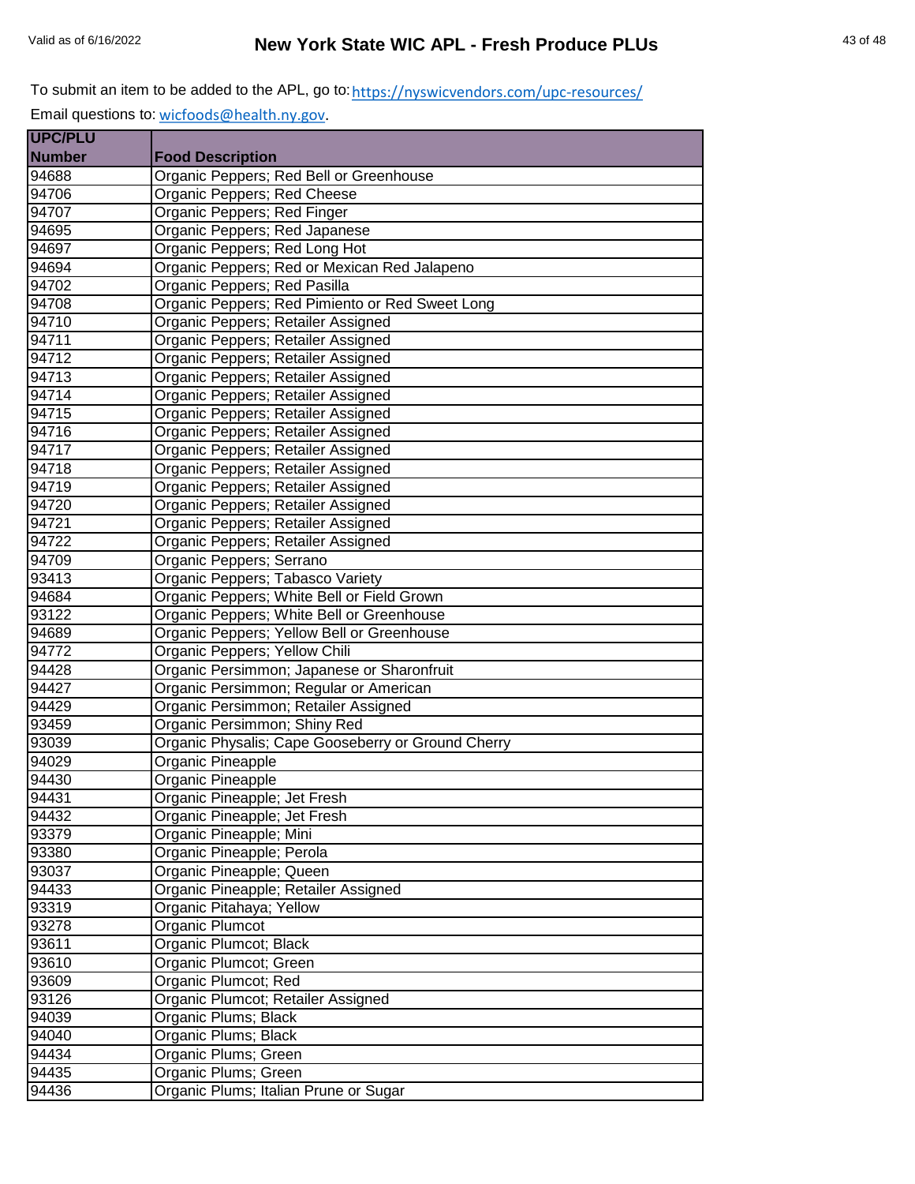To submit an item to be added to the APL, go to: https://nyswicvendors.com/upc-resources/

Email questions to: wicfoods@health.ny.gov.

| UPC/PLU Number | Food Description |
|---|---|
| 94688 | Organic Peppers; Red Bell or Greenhouse |
| 94706 | Organic Peppers; Red Cheese |
| 94707 | Organic Peppers; Red Finger |
| 94695 | Organic Peppers; Red Japanese |
| 94697 | Organic Peppers; Red Long Hot |
| 94694 | Organic Peppers; Red or Mexican Red Jalapeno |
| 94702 | Organic Peppers; Red Pasilla |
| 94708 | Organic Peppers; Red Pimiento or Red Sweet Long |
| 94710 | Organic Peppers; Retailer Assigned |
| 94711 | Organic Peppers; Retailer Assigned |
| 94712 | Organic Peppers; Retailer Assigned |
| 94713 | Organic Peppers; Retailer Assigned |
| 94714 | Organic Peppers; Retailer Assigned |
| 94715 | Organic Peppers; Retailer Assigned |
| 94716 | Organic Peppers; Retailer Assigned |
| 94717 | Organic Peppers; Retailer Assigned |
| 94718 | Organic Peppers; Retailer Assigned |
| 94719 | Organic Peppers; Retailer Assigned |
| 94720 | Organic Peppers; Retailer Assigned |
| 94721 | Organic Peppers; Retailer Assigned |
| 94722 | Organic Peppers; Retailer Assigned |
| 94709 | Organic Peppers; Serrano |
| 93413 | Organic Peppers; Tabasco Variety |
| 94684 | Organic Peppers; White Bell or Field Grown |
| 93122 | Organic Peppers; White Bell or Greenhouse |
| 94689 | Organic Peppers; Yellow Bell or Greenhouse |
| 94772 | Organic Peppers; Yellow Chili |
| 94428 | Organic Persimmon; Japanese or Sharonfruit |
| 94427 | Organic Persimmon; Regular or American |
| 94429 | Organic Persimmon; Retailer Assigned |
| 93459 | Organic Persimmon; Shiny Red |
| 93039 | Organic Physalis; Cape Gooseberry or Ground Cherry |
| 94029 | Organic Pineapple |
| 94430 | Organic Pineapple |
| 94431 | Organic Pineapple; Jet Fresh |
| 94432 | Organic Pineapple; Jet Fresh |
| 93379 | Organic Pineapple; Mini |
| 93380 | Organic Pineapple; Perola |
| 93037 | Organic Pineapple; Queen |
| 94433 | Organic Pineapple; Retailer Assigned |
| 93319 | Organic Pitahaya; Yellow |
| 93278 | Organic Plumcot |
| 93611 | Organic Plumcot; Black |
| 93610 | Organic Plumcot; Green |
| 93609 | Organic Plumcot; Red |
| 93126 | Organic Plumcot; Retailer Assigned |
| 94039 | Organic Plums; Black |
| 94040 | Organic Plums; Black |
| 94434 | Organic Plums; Green |
| 94435 | Organic Plums; Green |
| 94436 | Organic Plums; Italian Prune or Sugar |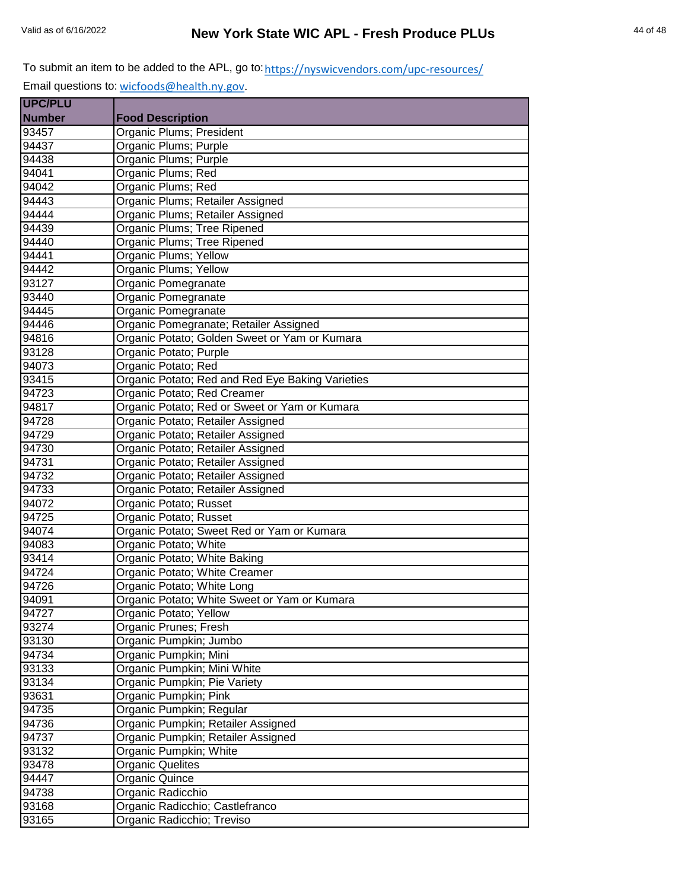To submit an item to be added to the APL, go to: https://nyswicvendors.com/upc-resources/

Email questions to: wicfoods@health.ny.gov.

| UPC/PLU Number | Food Description |
|---|---|
| 93457 | Organic Plums; President |
| 94437 | Organic Plums; Purple |
| 94438 | Organic Plums; Purple |
| 94041 | Organic Plums; Red |
| 94042 | Organic Plums; Red |
| 94443 | Organic Plums; Retailer Assigned |
| 94444 | Organic Plums; Retailer Assigned |
| 94439 | Organic Plums; Tree Ripened |
| 94440 | Organic Plums; Tree Ripened |
| 94441 | Organic Plums; Yellow |
| 94442 | Organic Plums; Yellow |
| 93127 | Organic Pomegranate |
| 93440 | Organic Pomegranate |
| 94445 | Organic Pomegranate |
| 94446 | Organic Pomegranate; Retailer Assigned |
| 94816 | Organic Potato; Golden Sweet or Yam or Kumara |
| 93128 | Organic Potato; Purple |
| 94073 | Organic Potato; Red |
| 93415 | Organic Potato; Red and Red Eye Baking Varieties |
| 94723 | Organic Potato; Red Creamer |
| 94817 | Organic Potato; Red or Sweet or Yam or Kumara |
| 94728 | Organic Potato; Retailer Assigned |
| 94729 | Organic Potato; Retailer Assigned |
| 94730 | Organic Potato; Retailer Assigned |
| 94731 | Organic Potato; Retailer Assigned |
| 94732 | Organic Potato; Retailer Assigned |
| 94733 | Organic Potato; Retailer Assigned |
| 94072 | Organic Potato; Russet |
| 94725 | Organic Potato; Russet |
| 94074 | Organic Potato; Sweet Red or Yam or Kumara |
| 94083 | Organic Potato; White |
| 93414 | Organic Potato; White Baking |
| 94724 | Organic Potato; White Creamer |
| 94726 | Organic Potato; White Long |
| 94091 | Organic Potato; White Sweet or Yam or Kumara |
| 94727 | Organic Potato; Yellow |
| 93274 | Organic Prunes; Fresh |
| 93130 | Organic Pumpkin; Jumbo |
| 94734 | Organic Pumpkin; Mini |
| 93133 | Organic Pumpkin; Mini White |
| 93134 | Organic Pumpkin; Pie Variety |
| 93631 | Organic Pumpkin; Pink |
| 94735 | Organic Pumpkin; Regular |
| 94736 | Organic Pumpkin; Retailer Assigned |
| 94737 | Organic Pumpkin; Retailer Assigned |
| 93132 | Organic Pumpkin; White |
| 93478 | Organic Quelites |
| 94447 | Organic Quince |
| 94738 | Organic Radicchio |
| 93168 | Organic Radicchio; Castlefranco |
| 93165 | Organic Radicchio; Treviso |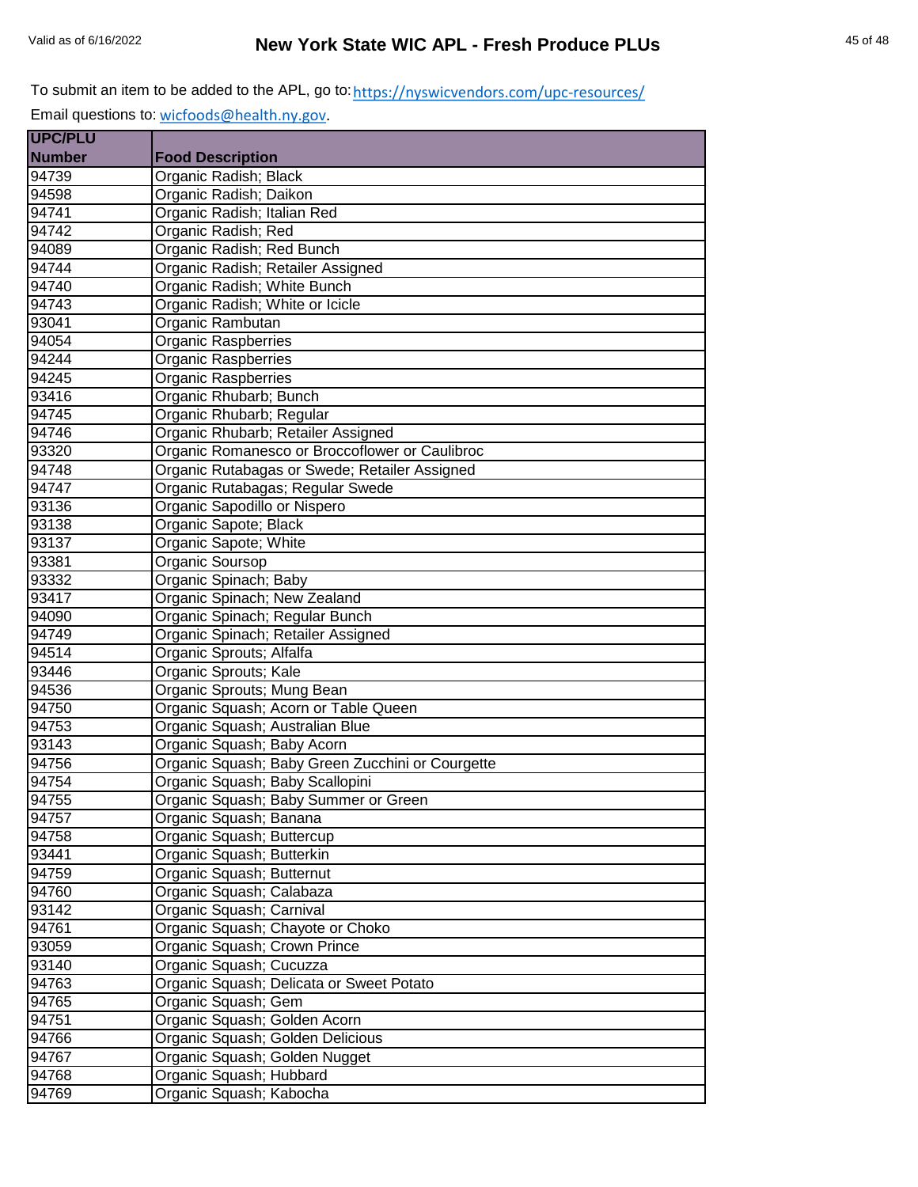To submit an item to be added to the APL, go to: https://nyswicvendors.com/upc-resources/

Email questions to: wicfoods@health.ny.gov.

| UPC/PLU Number | Food Description |
|---|---|
| 94739 | Organic Radish; Black |
| 94598 | Organic Radish; Daikon |
| 94741 | Organic Radish; Italian Red |
| 94742 | Organic Radish; Red |
| 94089 | Organic Radish; Red Bunch |
| 94744 | Organic Radish; Retailer Assigned |
| 94740 | Organic Radish; White Bunch |
| 94743 | Organic Radish; White or Icicle |
| 93041 | Organic Rambutan |
| 94054 | Organic Raspberries |
| 94244 | Organic Raspberries |
| 94245 | Organic Raspberries |
| 93416 | Organic Rhubarb; Bunch |
| 94745 | Organic Rhubarb; Regular |
| 94746 | Organic Rhubarb; Retailer Assigned |
| 93320 | Organic Romanesco or Broccoflower or Caulibroc |
| 94748 | Organic Rutabagas or Swede; Retailer Assigned |
| 94747 | Organic Rutabagas; Regular Swede |
| 93136 | Organic Sapodillo or Nispero |
| 93138 | Organic Sapote; Black |
| 93137 | Organic Sapote; White |
| 93381 | Organic Soursop |
| 93332 | Organic Spinach; Baby |
| 93417 | Organic Spinach; New Zealand |
| 94090 | Organic Spinach; Regular Bunch |
| 94749 | Organic Spinach; Retailer Assigned |
| 94514 | Organic Sprouts; Alfalfa |
| 93446 | Organic Sprouts; Kale |
| 94536 | Organic Sprouts; Mung Bean |
| 94750 | Organic Squash; Acorn or Table Queen |
| 94753 | Organic Squash; Australian Blue |
| 93143 | Organic Squash; Baby Acorn |
| 94756 | Organic Squash; Baby Green Zucchini or Courgette |
| 94754 | Organic Squash; Baby Scallopini |
| 94755 | Organic Squash; Baby Summer or Green |
| 94757 | Organic Squash; Banana |
| 94758 | Organic Squash; Buttercup |
| 93441 | Organic Squash; Butterkin |
| 94759 | Organic Squash; Butternut |
| 94760 | Organic Squash; Calabaza |
| 93142 | Organic Squash; Carnival |
| 94761 | Organic Squash; Chayote or Choko |
| 93059 | Organic Squash; Crown Prince |
| 93140 | Organic Squash; Cucuzza |
| 94763 | Organic Squash; Delicata or Sweet Potato |
| 94765 | Organic Squash; Gem |
| 94751 | Organic Squash; Golden Acorn |
| 94766 | Organic Squash; Golden Delicious |
| 94767 | Organic Squash; Golden Nugget |
| 94768 | Organic Squash; Hubbard |
| 94769 | Organic Squash; Kabocha |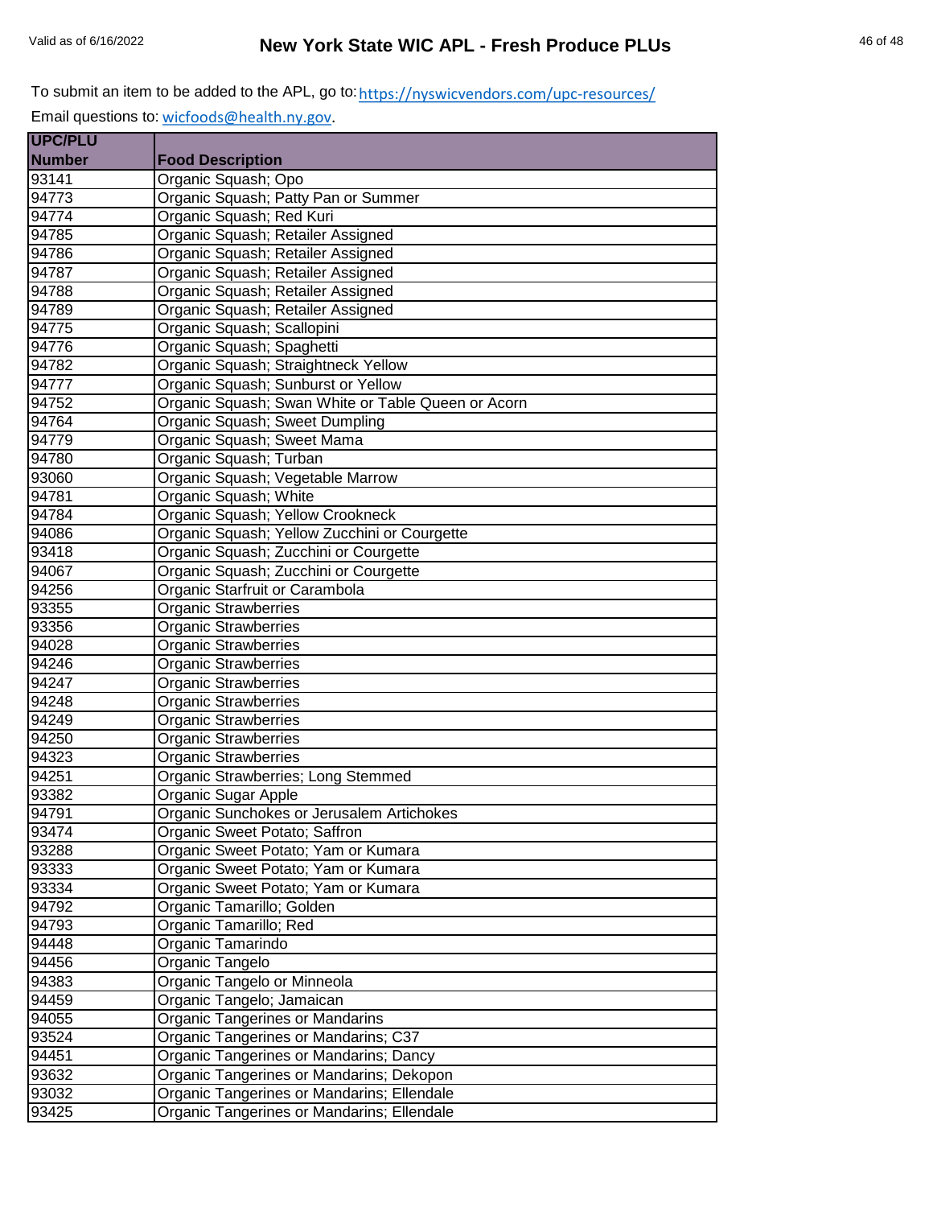To submit an item to be added to the APL, go to: https://nyswicvendors.com/upc-resources/

Email questions to: wicfoods@health.ny.gov.

| UPC/PLU Number | Food Description |
|---|---|
| 93141 | Organic Squash; Opo |
| 94773 | Organic Squash; Patty Pan or Summer |
| 94774 | Organic Squash; Red Kuri |
| 94785 | Organic Squash; Retailer Assigned |
| 94786 | Organic Squash; Retailer Assigned |
| 94787 | Organic Squash; Retailer Assigned |
| 94788 | Organic Squash; Retailer Assigned |
| 94789 | Organic Squash; Retailer Assigned |
| 94775 | Organic Squash; Scallopini |
| 94776 | Organic Squash; Spaghetti |
| 94782 | Organic Squash; Straightneck Yellow |
| 94777 | Organic Squash; Sunburst or Yellow |
| 94752 | Organic Squash; Swan White or Table Queen or Acorn |
| 94764 | Organic Squash; Sweet Dumpling |
| 94779 | Organic Squash; Sweet Mama |
| 94780 | Organic Squash; Turban |
| 93060 | Organic Squash; Vegetable Marrow |
| 94781 | Organic Squash; White |
| 94784 | Organic Squash; Yellow Crookneck |
| 94086 | Organic Squash; Yellow Zucchini or Courgette |
| 93418 | Organic Squash; Zucchini or Courgette |
| 94067 | Organic Squash; Zucchini or Courgette |
| 94256 | Organic Starfruit or Carambola |
| 93355 | Organic Strawberries |
| 93356 | Organic Strawberries |
| 94028 | Organic Strawberries |
| 94246 | Organic Strawberries |
| 94247 | Organic Strawberries |
| 94248 | Organic Strawberries |
| 94249 | Organic Strawberries |
| 94250 | Organic Strawberries |
| 94323 | Organic Strawberries |
| 94251 | Organic Strawberries; Long Stemmed |
| 93382 | Organic Sugar Apple |
| 94791 | Organic Sunchokes or Jerusalem Artichokes |
| 93474 | Organic Sweet Potato; Saffron |
| 93288 | Organic Sweet Potato; Yam or Kumara |
| 93333 | Organic Sweet Potato; Yam or Kumara |
| 93334 | Organic Sweet Potato; Yam or Kumara |
| 94792 | Organic Tamarillo; Golden |
| 94793 | Organic Tamarillo; Red |
| 94448 | Organic Tamarindo |
| 94456 | Organic Tangelo |
| 94383 | Organic Tangelo or Minneola |
| 94459 | Organic Tangelo; Jamaican |
| 94055 | Organic Tangerines or Mandarins |
| 93524 | Organic Tangerines or Mandarins; C37 |
| 94451 | Organic Tangerines or Mandarins; Dancy |
| 93632 | Organic Tangerines or Mandarins; Dekopon |
| 93032 | Organic Tangerines or Mandarins; Ellendale |
| 93425 | Organic Tangerines or Mandarins; Ellendale |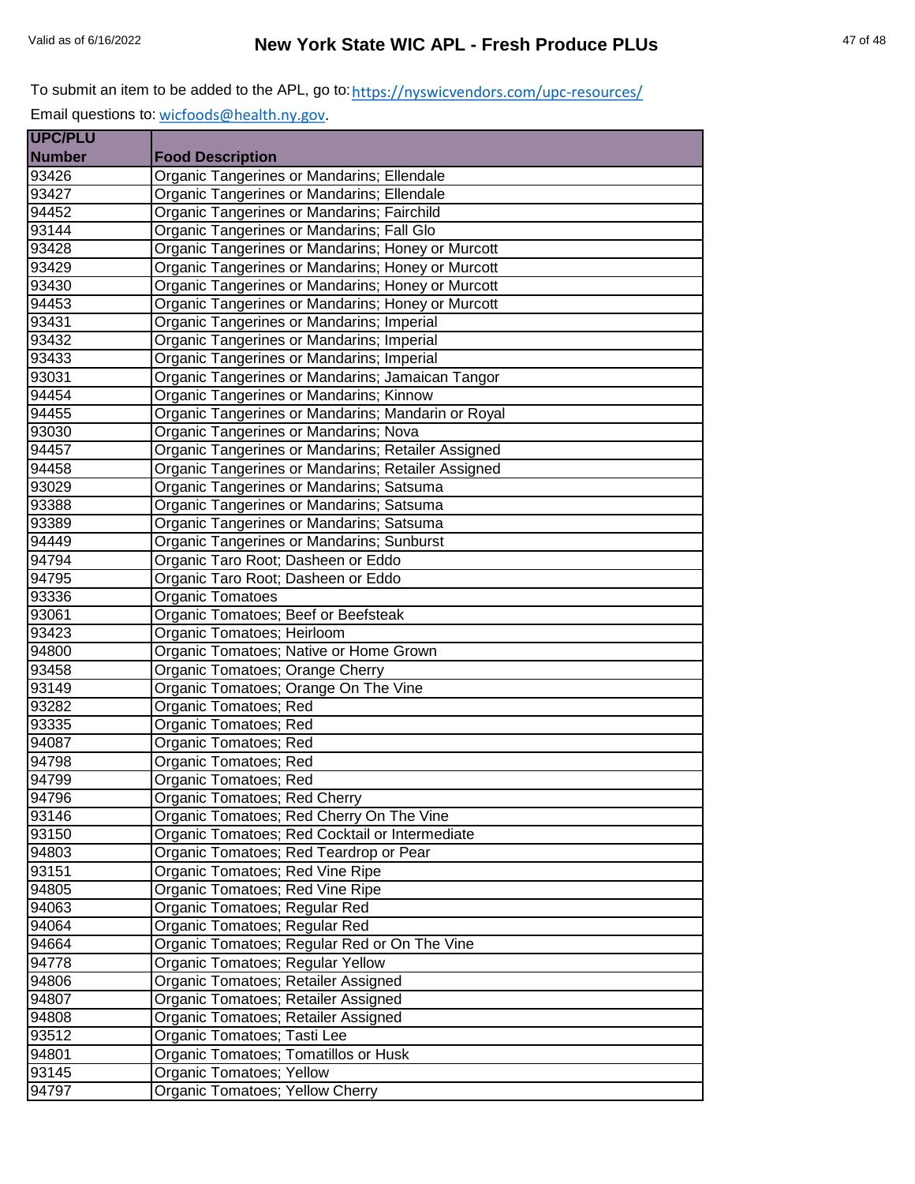To submit an item to be added to the APL, go to: https://nyswicvendors.com/upc-resources/

Email questions to: wicfoods@health.ny.gov.

| UPC/PLU Number | Food Description |
|---|---|
| 93426 | Organic Tangerines or Mandarins; Ellendale |
| 93427 | Organic Tangerines or Mandarins; Ellendale |
| 94452 | Organic Tangerines or Mandarins; Fairchild |
| 93144 | Organic Tangerines or Mandarins; Fall Glo |
| 93428 | Organic Tangerines or Mandarins; Honey or Murcott |
| 93429 | Organic Tangerines or Mandarins; Honey or Murcott |
| 93430 | Organic Tangerines or Mandarins; Honey or Murcott |
| 94453 | Organic Tangerines or Mandarins; Honey or Murcott |
| 93431 | Organic Tangerines or Mandarins; Imperial |
| 93432 | Organic Tangerines or Mandarins; Imperial |
| 93433 | Organic Tangerines or Mandarins; Imperial |
| 93031 | Organic Tangerines or Mandarins; Jamaican Tangor |
| 94454 | Organic Tangerines or Mandarins; Kinnow |
| 94455 | Organic Tangerines or Mandarins; Mandarin or Royal |
| 93030 | Organic Tangerines or Mandarins; Nova |
| 94457 | Organic Tangerines or Mandarins; Retailer Assigned |
| 94458 | Organic Tangerines or Mandarins; Retailer Assigned |
| 93029 | Organic Tangerines or Mandarins; Satsuma |
| 93388 | Organic Tangerines or Mandarins; Satsuma |
| 93389 | Organic Tangerines or Mandarins; Satsuma |
| 94449 | Organic Tangerines or Mandarins; Sunburst |
| 94794 | Organic Taro Root; Dasheen or Eddo |
| 94795 | Organic Taro Root; Dasheen or Eddo |
| 93336 | Organic Tomatoes |
| 93061 | Organic Tomatoes; Beef or Beefsteak |
| 93423 | Organic Tomatoes; Heirloom |
| 94800 | Organic Tomatoes; Native or Home Grown |
| 93458 | Organic Tomatoes; Orange Cherry |
| 93149 | Organic Tomatoes; Orange On The Vine |
| 93282 | Organic Tomatoes; Red |
| 93335 | Organic Tomatoes; Red |
| 94087 | Organic Tomatoes; Red |
| 94798 | Organic Tomatoes; Red |
| 94799 | Organic Tomatoes; Red |
| 94796 | Organic Tomatoes; Red Cherry |
| 93146 | Organic Tomatoes; Red Cherry On The Vine |
| 93150 | Organic Tomatoes; Red Cocktail or Intermediate |
| 94803 | Organic Tomatoes; Red Teardrop or Pear |
| 93151 | Organic Tomatoes; Red Vine Ripe |
| 94805 | Organic Tomatoes; Red Vine Ripe |
| 94063 | Organic Tomatoes; Regular Red |
| 94064 | Organic Tomatoes; Regular Red |
| 94664 | Organic Tomatoes; Regular Red or On The Vine |
| 94778 | Organic Tomatoes; Regular Yellow |
| 94806 | Organic Tomatoes; Retailer Assigned |
| 94807 | Organic Tomatoes; Retailer Assigned |
| 94808 | Organic Tomatoes; Retailer Assigned |
| 93512 | Organic Tomatoes; Tasti Lee |
| 94801 | Organic Tomatoes; Tomatillos or Husk |
| 93145 | Organic Tomatoes; Yellow |
| 94797 | Organic Tomatoes; Yellow Cherry |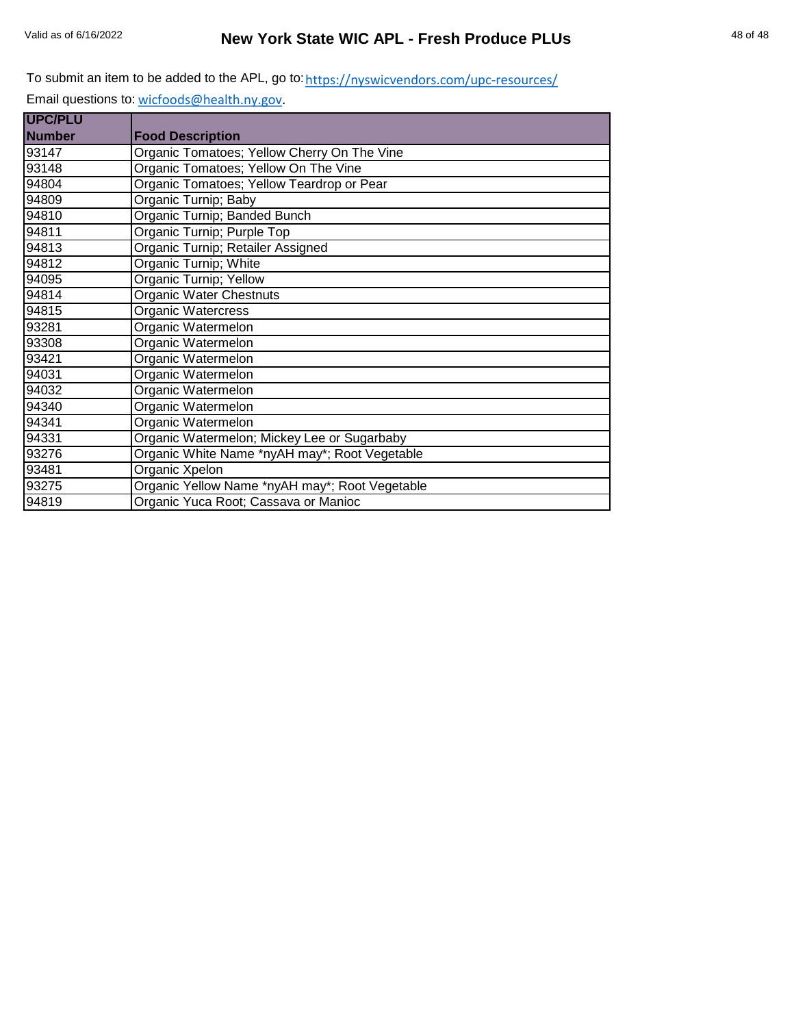To submit an item to be added to the APL, go to: https://nyswicvendors.com/upc-resources/

Email questions to: wicfoods@health.ny.gov.

| UPC/PLU Number | Food Description |
|---|---|
| 93147 | Organic Tomatoes; Yellow Cherry On The Vine |
| 93148 | Organic Tomatoes; Yellow On The Vine |
| 94804 | Organic Tomatoes; Yellow Teardrop or Pear |
| 94809 | Organic Turnip; Baby |
| 94810 | Organic Turnip; Banded Bunch |
| 94811 | Organic Turnip; Purple Top |
| 94813 | Organic Turnip; Retailer Assigned |
| 94812 | Organic Turnip; White |
| 94095 | Organic Turnip; Yellow |
| 94814 | Organic Water Chestnuts |
| 94815 | Organic Watercress |
| 93281 | Organic Watermelon |
| 93308 | Organic Watermelon |
| 93421 | Organic Watermelon |
| 94031 | Organic Watermelon |
| 94032 | Organic Watermelon |
| 94340 | Organic Watermelon |
| 94341 | Organic Watermelon |
| 94331 | Organic Watermelon; Mickey Lee or Sugarbaby |
| 93276 | Organic White Name *nyAH may*; Root Vegetable |
| 93481 | Organic Xpelon |
| 93275 | Organic Yellow Name *nyAH may*; Root Vegetable |
| 94819 | Organic Yuca Root; Cassava or Manioc |